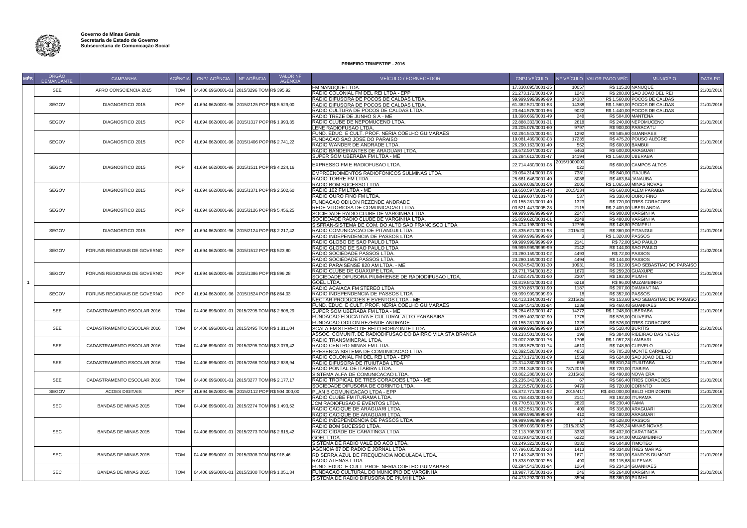Governo de Minas Gerais
Secretaria de Estado de Governo
Subsecretaria de Comunicação Social

**PRIMEIRO TRIMESTRE - 2016**

| MÊS | ÓRGÃO DEMANDANTE | CAMPANHA | AGÊNCIA | CNPJ AGÊNCIA | NF AGÊNCIA | VALOR NF AGÊNCIA | VEÍCULO / FORNECEDOR | CNPJ VEÍCULO | NF VEÍCULO | VALOR PAGO VEÍC. | MUNICÍPIO | DATA PG. |
|---|---|---|---|---|---|---|---|---|---|---|---|---|
| 1 | SEE | AFRO CONSCIENCIA 2015 | TOM | 04.406.696/0001-01 | 2015/3296 TOM | R$ 395,92 | FM NANUQUE LTDA. | 17.330.895/0001-25 | 10057 | R$ 115,20 | NANUQUE | 21/01/2016 |
| | | | | | | | RADIO COLONIAL FM DEL REI LTDA - EPP | 21.273.172/0001-09 | 1240 | R$ 208,00 | SAO JOAO DEL REI | |
| | SEGOV | DIAGNOSTICO 2015 | POP | 41.694.662/0001-96 | 2015/2125 POP | R$ 5.529,00 | RADIO DIFUSORA DE POCOS DE CALDAS LTDA. | 99.999.999/9999-99 | 14387 | R$ 1.560,00 | POCOS DE CALDAS | 21/01/2016 |
| | | | | | | | RADIO DIFUSORA DE POCOS DE CALDAS LTDA. | 61.362.521/0001-83 | 14388 | R$ 1.560,00 | POCOS DE CALDAS | |
| | | | | | | | RADIO CULTURA DE POCOS DE CALDAS LTDA. | 23.644.578/0001-86 | 9022 | R$ 1.440,00 | POCOS DE CALDAS | |
| | SEGOV | DIAGNOSTICO 2015 | POP | 41.694.662/0001-96 | 2015/1317 POP | R$ 1.993,35 | RADIO TREZE DE JUNHO S A - ME | 18.398.669/0001-49 | 248 | R$ 504,00 | MANTENA | 21/01/2016 |
| | | | | | | | RADIO CLUBE DE NEPOMUCENO LTDA. | 22.888.333/0001-31 | 2618 | R$ 240,00 | NEPOMUCENO | |
| | | | | | | | LENE RADIOFUSAO LTDA. | 20.205.076/0001-60 | 9797 | R$ 900,00 | PARACATU | |
| | SEGOV | DIAGNOSTICO 2015 | POP | 41.694.662/0001-96 | 2015/1406 POP | R$ 2.741,22 | FUND. EDUC. E CULT. PROF. NERIA COELHO GUIMARAES | 02.294.543/0001-94 | 1292 | R$ 585,60 | GUANHAES | 21/01/2016 |
| | | | | | | | FUNDACAO SAO JOSE DO PARAISO | 19.081.439/0002-03 | 17235 | R$ 475,20 | POUSO ALEGRE | |
| | | | | | | | RADIO WANDER DE ANDRADE LTDA. | 26.290.163/0001-40 | 562 | R$ 600,00 | BAMBUI | |
| | | | | | | | RADIO BANDEIRANTES DE ARAGUARI LTDA. | 20.672.507/0001-07 | 6463 | R$ 600,00 | ARAGUARI | |
| | SEGOV | DIAGNOSTICO 2015 | POP | 41.694.662/0001-96 | 2015/1511 POP | R$ 4.224,16 | SUPER SOM UBERABA FM LTDA - ME | 26.284.612/0001-47 | 14194 | R$ 1.560,00 | UBERABA | 21/01/2016 |
| | | | | | | | EXPRESSO FM E RADIOFUSAO LTDA. | 22.714.430/0001-08 | 2015/1000000022 | R$ 600,00 | CAMPOS ALTOS | |
| | | | | | | | EMPREENDIMENTOS RADIOFONICOS SULMINAS LTDA. | 20.094.314/0001-08 | 7381 | R$ 840,00 | ITAJUBA | |
| | | | | | | | RADIO TORRE FM LTDA. | 25.661.646/0001-40 | 8086 | R$ 483,84 | JANAUBA | |
| | SEGOV | DIAGNOSTICO 2015 | POP | 41.694.662/0001-96 | 2015/1371 POP | R$ 2.502,60 | RADIO BOM SUCESSO LTDA. | 26.069.039/0001-59 | 2005 | R$ 1.065,60 | MINAS NOVAS | 21/01/2016 |
| | | | | | | | RADIO 102 FM LTDA - ME | 19.650.597/0001-48 | 2015/234 | R$ 660,00 | ALEM PARAIBA | |
| | | | | | | | RADIO OURO FINO FM LTDA. | 02.199.607/0001-78 | 537 | R$ 338,40 | OURO FINO | |
| | SEGOV | DIAGNOSTICO 2015 | POP | 41.694.662/0001-96 | 2015/2126 POP | R$ 5.456,25 | FUNDACAO ODILON REZENDE ANDRADE | 03.155.281/0001-40 | 1323 | R$ 720,00 | TRES CORACOES | 21/01/2016 |
| | | | | | | | REDE VITORIOSA DE COMUNICACAO LTDA. | 03.521.447/0005-28 | 2115 | R$ 2.400,00 | UBERLANDIA | |
| | | | | | | | SOCIEDADE RADIO CLUBE DE VARGINHA LTDA. | 99.999.999/9999-99 | 2247 | R$ 900,00 | VARGINHA | |
| | | | | | | | SOCIEDADE RADIO CLUBE DE VARGINHA LTDA. | 25.859.620/0001-01 | 2248 | R$ 480,00 | VARGINHA | |
| | SEGOV | DIAGNOSTICO 2015 | POP | 41.694.662/0001-96 | 2015/2124 POP | R$ 2.217,42 | SISFRAN-SISTEMA DE COM. DO ALTO SAO FRANCISCO LTDA. | 25.474.198/0001-76 | 12795 | R$ 148,80 | POMPEU | 21/01/2016 |
| | | | | | | | RADIO COMUNICACAO DE PITANGUI LTDA. | 01.835.621/0001-58 | 2015/20 | R$ 360,00 | PITANGUI | |
| | | | | | | | RADIO INDEPENDENCIA DE PASSOS LTDA | 99.999.999/9999-99 | 3 | R$ 1.320,00 | PASSOS | |
| | SEGOV | FORUNS REGIONAIS DE GOVERNO | POP | 41.694.662/0001-96 | 2015/1512 POP | R$ 523,80 | RADIO GLOBO DE SAO PAULO LTDA | 99.999.999/9999-99 | 2141 | R$ 72,00 | SAO PAULO | 21/02/2016 |
| | | | | | | | RADIO GLOBO DE SAO PAULO LTDA | 99.999.999/9999-99 | 2142 | R$ 144,00 | SAO PAULO | |
| | | | | | | | RADIO SOCIEDADE PASSOS LTDA. | 23.280.159/0001-02 | 4493 | R$ 72,00 | PASSOS | |
| | | | | | | | RADIO SOCIEDADE PASSOS LTDA. | 23.280.159/0001-02 | 4494 | R$ 144,00 | PASSOS | |
| | SEGOV | FORUNS REGIONAIS DE GOVERNO | POP | 41.694.662/0001-96 | 2015/1386 POP | R$ 896,28 | RADIO PARAISENSE 820 AM LTDA. - ME | 04.824.542/0001-30 | 10931 | R$ 192,00 | SAO SEBASTIAO DO PARAISO | 21/01/2016 |
| | | | | | | | RADIO CLUBE DE GUAXUPE LTDA. | 20.771.754/0001-52 | 1670 | R$ 259,20 | GUAXUPE | |
| | | | | | | | SOCIEDADE DIFUSORA PIUMHIENSE DE RADIODIFUSAO LTDA. | 17.602.475/0001-50 | 2307 | R$ 192,00 | PIUMHI | |
| | | | | | | | GOEL LTDA. | 02.819.842/0001-03 | 6219 | R$ 96,00 | MUZAMBINHO | |
| | SEGOV | FORUNS REGIONAIS DE GOVERNO | POP | 41.694.662/0001-96 | 2015/1524 POP | R$ 864,03 | RADIO ACAIACA FM STEREO LTDA | 20.570.867/0001-90 | 1187 | R$ 207,00 | DIAMANTINA | 21/01/2016 |
| | | | | | | | RADIO INDEPENDENCIA DE PASSOS LTDA | 99.999.999/9999-99 | 18 | R$ 352,00 | PASSOS | |
| | | | | | | | NECTAR PRODUCOES E EVENTOS LTDA - ME | 02.413.184/0001-47 | 2015/26 | R$ 153,60 | SAO SEBASTIAO DO PARAISO | |
| | SEE | CADASTRAMENTO ESCOLAR 2016 | TOM | 04.406.696/0001-01 | 2015/2295 TOM | R$ 2.808,29 | FUND. EDUC. E CULT. PROF. NERIA COELHO GUIMARAES | 02.294.543/0001-94 | 1239 | R$ 468,48 | GUANHAES | 21/01/2016 |
| | | | | | | | SUPER SOM UBERABA FM LTDA - ME | 26.284.612/0001-47 | 14272 | R$ 1.248,00 | UBERABA | |
| | | | | | | | FUNDACAO EDUCATIVA E CULTURAL ALTO PARANAIBA | 23.089.402/0002-90 | 1778 | R$ 576,00 | OLIVEIRA | |
| | SEE | CADASTRAMENTO ESCOLAR 2016 | TOM | 04.406.696/0001-01 | 2015/2495 TOM | R$ 1.811,04 | FUNDACAO ODILON REZENDE ANDRADE | 03.155.281/0001-40 | 1328 | R$ 576,00 | TRES CORACOES | 21/01/2016 |
| | | | | | | | SCALA FM STEREO DE BELO HORIZONTE LTDA. | 99.999.999/9999-99 | 1897 | R$ 518,40 | BURITIS | |
| | | | | | | | ASSOC. COMUNIT. DE RADIODIFUSAO DO BAIRRO VILA STA BRANCA | 03.233.501/0001-06 | 198 | R$ 384,00 | RIBEIRAO DAS NEVES | |
| | SEE | CADASTRAMENTO ESCOLAR 2016 | TOM | 04.406.696/0001-01 | 2015/3295 TOM | R$ 3.076,42 | RADIO TRANSMINERAL LTDA. | 20.007.308/0001-76 | 1706 | R$ 1.057,28 | LAMBARI | 21/01/2016 |
| | | | | | | | RADIO CENTRO MINAS FM LTDA. | 23.363.575/0001-74 | 4610 | R$ 748,80 | CURVELO | |
| | | | | | | | PRESENCA SISTEMA DE COMUNICACAO LTDA. | 02.392.528/0001-89 | 4853 | R$ 705,28 | MONTE CARMELO | |
| | SEE | CADASTRAMENTO ESCOLAR 2016 | TOM | 04.406.696/0001-01 | 2015/2266 TOM | R$ 2.638,94 | RADIO COLONIAL FM DEL REI LTDA - EPP | 21.273.172/0001-09 | 1558 | R$ 624,00 | SAO JOAO DEL REI | 21/01/2016 |
| | | | | | | | RADIO DIFUSORA DE ITUIUTABA LTDA | 21.314.380/0001-09 | 665 | R$ 810,24 | ITUIUTABA | |
| | | | | | | | RADIO PONTAL DE ITABIRA LTDA. | 22.291.348/0001-18 | 787/2015 | R$ 720,00 | ITABIRA | |
| | SEE | CADASTRAMENTO ESCOLAR 2016 | TOM | 04.406.696/0001-01 | 2015/3277 TOM | R$ 2.177,17 | SISTEMA ALFA DE COMUNICACAO LTDA. | 03.862.288/0001-00 | 2015/60 | R$ 490,88 | NOVA ERA | 21/01/2016 |
| | | | | | | | RADIO TROPICAL DE TRES CORACOES LTDA - ME | 25.235.342/0001-11 | 67 | R$ 566,40 | TRES CORACOES | |
| | | | | | | | SOCIEDADE DIFUSORA DE CORINTO LTDA. | 20.215.570/0001-06 | 9479 | R$ 720,00 | CORINTO | |
| | SEGOV | ACOES DIGITAIS | POP | 41.694.662/0001-96 | 2015/2112 POP | R$ 504.000,00 | PLAN B COMUNICACAO LTDA - EPP | 05.872.771/0001-92 | 2015/417 | R$ 480.000,00 | BELO HORIZONTE | 21/01/2016 |
| | SEC | BANDAS DE MINAS 2015 | TOM | 04.406.696/0001-01 | 2015/2274 TOM | R$ 1.493,52 | RADIO CLUBE FM ITURAMA LTDA. | 01.758.483/0001-50 | 2141 | R$ 192,00 | ITURAMA | 21/01/2016 |
| | | | | | | | JCM RADIOFUSAO E EVENTOS LTDA. | 08.770.531/0001-75 | 2820 | R$ 230,40 | FAMA | |
| | | | | | | | RADIO CACIQUE DE ARAGUARI LTDA. | 16.822.561/0001-06 | 409 | R$ 316,80 | ARAGUARI | |
| | | | | | | | RADIO CACIQUE DE ARAGUARI LTDA. | 99.999.999/9999-99 | 410 | R$ 480,00 | ARAGUARI | |
| | SEC | BANDAS DE MINAS 2015 | TOM | 04.406.696/0001-01 | 2015/2273 TOM | R$ 2.615,42 | RADIO INDEPENDENCIA DE PASSOS LTDA | 99.999.999/9999-99 | 17 | R$ 528,00 | PASSOS | 21/01/2016 |
| | | | | | | | RADIO BOM SUCESSO LTDA. | 26.069.039/0001-59 | 2015/2032 | R$ 426,24 | MINAS NOVAS | |
| | | | | | | | RADIO CIDADE DE CARATINGA LTDA | 22.113.708/0001-91 | 3339 | R$ 432,00 | CARATINGA | |
| | | | | | | | GOEL LTDA. | 02.819.842/0001-03 | 6222 | R$ 144,00 | MUZAMBINHO | |
| | | | | | | | SISTEMA DE RADIO VALE DO ACO LTDA. | 03.249.322/0001-67 | 8180 | R$ 604,80 | TIMOTEO | |
| | SEC | BANDAS DE MINAS 2015 | TOM | 04.406.696/0001-01 | 2015/3308 TOM | R$ 918,46 | AGENCIA 87 DE RADIO E JORNAL LTDA | 07.796.035/0001-28 | 1413 | R$ 334,08 | TRES MARIAS | 21/01/2016 |
| | | | | | | | RD SERRA AZUL DE FREQUENCIA MODULADA LTDA. | 17.143.348/0001-30 | 1671 | R$ 300,00 | SANTOS DUMONT | |
| | | | | | | | RADIO ATENAS LTDA | 19.838.903/0002-55 | 490 | R$ 115,68 | ALFENAS | |
| | SEC | BANDAS DE MINAS 2015 | TOM | 04.406.696/0001-01 | 2015/2300 TOM | R$ 1.051,34 | FUND. EDUC. E CULT. PROF. NERIA COELHO GUIMARAES | 02.294.543/0001-94 | 1264 | R$ 234,24 | GUANHAES | 21/01/2016 |
| | | | | | | | FUNDACAO CULTURAL DO MUNICIPIO DE VARGINHA | 18.987.735/0001-16 | 246 | R$ 264,00 | VARGINHA | |
| | | | | | | | SISTEMA DE RADIO DIFUSORA DE PIUMHI LTDA. | 04.473.292/0001-30 | 3594 | R$ 360,00 | PIUMHI | |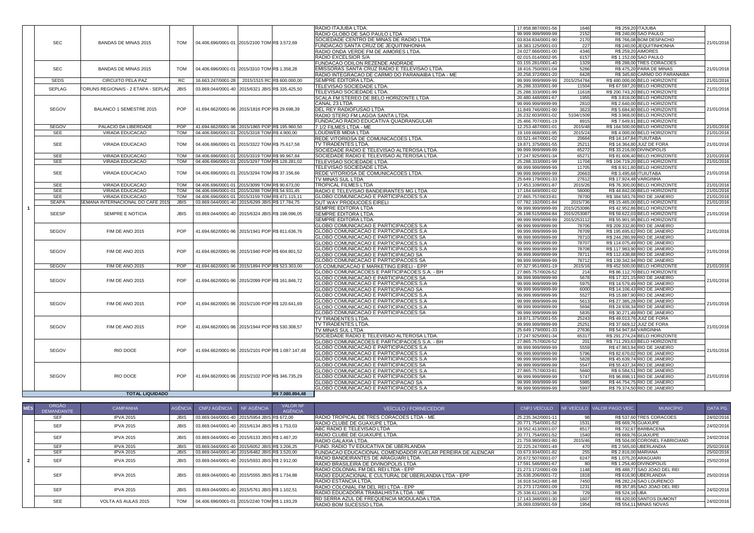| MÊS | ORGÃO DEMANDANTE | CAMPANHA | AGÊNCIA | CNPJ AGÊNCIA | NF AGÊNCIA | VALOR NF AGÊNCIA | VEÍCULO / FORNECEDOR | CNPJ VEÍCULO | NF VEÍCULO | VALOR PAGO VEÍC. | MUNICÍPIO | DATA PG. |
|---|---|---|---|---|---|---|---|---|---|---|---|---|
| 1 | SEC | BANDAS DE MINAS 2015 | TOM | 04.406.696/0001-01 | 2015/2100 TOM | R$ 3.572,69 | RADIO ITAJUBA LTDA. | 17.858.887/0001-56 | 1646 | R$ 259,20 | ITAJUBA | 21/01/2016 |
| | | | | | | | RADIO GLOBO DE SAO PAULO LTDA | 99.999.999/9999-99 | 2152 | R$ 240,00 | SAO PAULO | |
| | | | | | | | SOCIEDADE CENTRO DE MINAS DE RADIO LTDA | 03.834.834/0001-90 | 2170 | R$ 766,08 | BOM DESPACHO | |
| | | | | | | | FUNDACAO SANTA CRUZ DE JEQUITINHONHA | 18.383.125/0001-03 | 227 | R$ 240,00 | JEQUITINHONHA | |
| | | | | | | | RADIO ONDA VERDE FM DE AIMORES LTDA. | 24.027.666/0001-00 | 4346 | R$ 259,20 | AIMORES | |
| | | | | | | | RADIO EXCELSIOR S/A | 02.015.014/0002-95 | 6157 | R$ 1.152,00 | SAO PAULO | |
| | SEC | BANDAS DE MINAS 2015 | TOM | 04.406.696/0001-01 | 2015/3310 TOM | R$ 1.358,28 | FUNDACAO ODILON REZENDE ANDRADE | 03.155.281/0001-40 | 1329 | R$ 288,00 | TRES CORACOES | 21/01/2016 |
| | | | | | | | EMISSORAS SANTA CRUZ RADIO E TELEVISAO LTDA. | 18.416.750/0001-04 | 5266 | R$ 475,20 | PARA DE MINAS | |
| | | | | | | | RADIO INTEGRACAO DE CARMO DO PARANAIBA LTDA - ME | 20.258.372/0001-20 | 6428 | R$ 345,60 | CARMO DO PARANAIBA | |
| | SEDS | CIRCUITO PELA PAZ | RC | 16.663.247/0001-28 | 2015/1515 RC | R$ 600.000,00 | SEMPRE EDITORA LTDA. | 99.999.999/9999-99 | 2015/254784 | R$ 480.000,00 | BELO HORIZONTE | 21/01/2016 |
| | SEPLAG | FORUNS REGIONAIS - 2 ETAPA - SEPLAG | JBIS | 03.869.044/0001-40 | 2015/6321 JBIS | R$ 335.425,50 | TELEVISAO SOCIEDADE LTDA. | 25.288.333/0001-99 | 11504 | R$ 67.597,20 | BELO HORIZONTE | 21/01/2016 |
| | | | | | | | TELEVISAO SOCIEDADE LTDA. | 25.288.333/0001-99 | 11618 | R$ 200.743,20 | BELO HORIZONTE | |
| | SEGOV | BALANCO 1 SEMESTRE 2015 | POP | 41.694.662/0001-96 | 2015/1816 POP | R$ 29.698,39 | SCALA FM STEREO DE BELO HORIZONTE LTDA | 20.480.448/0001-67 | 1955 | R$ 3.816,00 | BELO HORIZONTE | 21/01/2016 |
| | | | | | | | CANAL 23 LTDA | 99.999.999/9999-99 | 2810 | R$ 2.640,00 | BELO HORIZONTE | |
| | | | | | | | DEL REY RADIOFUSAO LTDA | 11.849.746/0001-90 | 3623 | R$ 5.684,80 | BELO HORIZONTE | |
| | | | | | | | RADIO STERO FM LAGOA SANTA LTDA. | 26.232.603/0001-02 | 5104/1509 | R$ 3.968,00 | BELO HORIZONTE | |
| | | | | | | | FUNDACAO RADIO EDUCATIVA QUADRANGULAR | 25.466.707/0001-19 | 8915 | R$ 7.649,91 | BELO HORIZONTE | |
| | SEGOV | PALACIO DA LIBERDADE | POP | 41.694.662/0001-96 | 2015/1865 POP | R$ 195.960,50 | 7 1/2 FILMES LTDA - ME | 12.253.487/0001-01 | 2015/48 | R$ 164.500,00 | BELO HORIZONTE | 21/01/2016 |
| | SEE | VIRADA EDUCACAO | TOM | 04.406.696/0001-01 | 2015/3318 TOM | R$ 4.900,00 | LOUDWEB MIDIA LTDA | 19.169.668/0001-95 | 2015/24 | R$ 4.000,00 | BELO HORIZONTE | 21/01/2016 |
| | SEE | VIRADA EDUCACAO | TOM | 04.406.696/0001-01 | 2015/3322 TOM | R$ 75.617,58 | REDE VITORIOSA DE COMUNICACOES LTDA. | 03.521.447/0001-02 | 20664 | R$ 14.147,84 | ITUIUTABA | 21/01/2016 |
| | | | | | | | TV TIRADENTES LTDA. | 19.871.375/0001-55 | 25211 | R$ 14.364,80 | JUIZ DE FORA | |
| | | | | | | | SOCIEDADE RADIO E TELEVISAO ALTEROSA LTDA. | 99.999.999/9999-99 | 65272 | R$ 33.216,00 | DIVINOPOLIS | |
| | SEE | VIRADA EDUCACAO | TOM | 04.406.696/0001-01 | 2015/3319 TOM | R$ 99.967,84 | SOCIEDADE RADIO E TELEVISAO ALTEROSA LTDA. | 17.247.925/0001-34 | 65271 | R$ 81.606,40 | BELO HORIZONTE | 21/01/2016 |
| | SEE | VIRADA EDUCACAO | TOM | 04.406.696/0001-01 | 2015/3297 TOM | R$ 128.281,02 | TELEVISAO SOCIEDADE LTDA. | 25.288.333/0001-99 | 11704 | R$ 104.719,20 | BELO HORIZONTE | 21/01/2016 |
| | SEE | VIRADA EDUCACAO | TOM | 04.406.696/0001-01 | 2015/3294 TOM | R$ 37.156,66 | TELEVISAO SOCIEDADE LTDA. | 99.999.999/9999-99 | 11705 | R$ 8.911,80 | BELO HORIZONTE | 21/01/2016 |
| | | | | | | | REDE VITORIOSA DE COMUNICACOES LTDA. | 99.999.999/9999-99 | 20663 | R$ 3.495,68 | ITUIUTABA | |
| | | | | | | | TV MINAS SUL LTDA | 25.649.179/0001-33 | 27612 | R$ 17.924,48 | VARGINHA | |
| | SEE | VIRADA EDUCACAO | TOM | 04.406.696/0001-01 | 2015/3099 TOM | R$ 90.673,00 | TROPICAL FILMES LTDA | 17.453.109/0001-87 | 2015/26 | R$ 76.300,00 | BELO HORIZONTE | 21/01/2016 |
| | SEE | VIRADA EDUCACAO | TOM | 04.406.696/0001-01 | 2015/3288 TOM | R$ 54.931,45 | RADIO E TELEVISAO BANDEIRANTES MG LTDA | 17.184.649/0001-02 | 58000 | R$ 44.842,00 | BELO HORIZONTE | 21/01/2016 |
| | SEE | VIRADA EDUCACAO | TOM | 04.406.696/0001-01 | 2015/3159 TOM | R$ 471.115,11 | GLOBO COMUNICACAO E PARTICIPACOES S.A | 27.865.757/0033-81 | 78700 | R$ 384.583,76 | RIO DE JANEIRO | 21/01/2016 |
| | SEAPA | SEMANA INTERNACIONAL DO CAFE 2015 | JBIS | 03.869.044/0001-40 | 2015/6299 JBIS | R$ 17.784,75 | OUT WAY PRODUCOES EIRELI | 07.782.192/0001-84 | 2015/736 | R$ 15.465,00 | BELO HORIZONTE | 21/01/2016 |
| | SEESP | SEMPRE E NOTICIA | JBIS | 03.869.044/0001-40 | 2015/6324 JBIS | R$ 198.096,05 | SEMPRE EDITORA LTDA | 99.999.999/9999-99 | 2015/253086 | R$ 42.952,86 | BELO HORIZONTE | 21/01/2016 |
| | | | | | | | SEMPRE EDITORA LTDA. | 26.198.515/0004-84 | 2015/253087 | R$ 59.622,03 | BELO HORIZONTE | |
| | | | | | | | SEMPRE EDITORA LTDA. | 99.999.999/9999-99 | 2015/253112 | R$ 55.901,95 | BELO HORIZONTE | |
| | SEGOV | FIM DE ANO 2015 | POP | 41.694.662/0001-96 | 2015/1941 POP | R$ 811.636,76 | GLOBO COMUNICACAO E PARTICIPACOES S.A | 99.999.999/9999-99 | 78706 | R$ 209.332,80 | RIO DE JANEIRO | 21/01/2016 |
| | | | | | | | GLOBO COMUNICACAO E PARTICIPACOES S.A | 99.999.999/9999-99 | 78709 | R$ 195.695,62 | RIO DE JANEIRO | |
| | | | | | | | GLOBO COMUNICACAO E PARTICIPACOES SA | 99.999.999/9999-99 | 78710 | R$ 244.280,99 | RIO DE JANEIRO | |
| | SEGOV | FIM DE ANO 2015 | POP | 41.694.662/0001-96 | 2015/1940 POP | R$ 604.801,52 | GLOBO COMUNICACAO E PARTICIPACOES S.A | 99.999.999/9999-99 | 78707 | R$ 114.075,49 | RIO DE JANEIRO | 21/01/2016 |
| | | | | | | | GLOBO COMUNICACAO E PARTICIPACOES S.A | 99.999.999/9999-99 | 78708 | R$ 117.983,90 | RIO DE JANEIRO | |
| | | | | | | | GLOBO COMUNICACAO E PARTICIPACAO SA | 99.999.999/9999-99 | 78711 | R$ 112.438,88 | RIO DE JANEIRO | |
| | | | | | | | GLOBO COMUNICACAO E PARTICIPACOES SA | 99.999.999/9999-99 | 78712 | R$ 139.342,94 | RIO DE JANEIRO | |
| | SEGOV | FIM DE ANO 2015 | POP | 41.694.662/0001-96 | 2015/1894 POP | R$ 523.303,00 | G5 COMUNICACAO E MARKETING EIRELI - EPP | 07.327.951/0001-19 | 2015/16 | R$ 452.500,00 | BELO HORIZONTE | 21/01/2016 |
| | SEGOV | FIM DE ANO 2015 | POP | 41.694.662/0001-96 | 2015/2099 POP | R$ 161.846,72 | GLOBO COMUNICACOES E PARTICIPACOES S.A. - BH | 27.865.757/0026-52 | 214 | R$ 86.112,70 | BELO HORIZONTE | 21/01/2016 |
| | | | | | | | GLOBO COMUNICACAO E PARTICIPACOES SA | 99.999.999/9999-99 | 5678 | R$ 17.321,15 | RIO DE JANEIRO | |
| | | | | | | | GLOBO COMUNICACAO E PARTICIPACOES S.A | 99.999.999/9999-99 | 5975 | R$ 14.579,49 | RIO DE JANEIRO | |
| | | | | | | | GLOBO COMUNICACAO E PARTICIPACAO SA | 99.999.999/9999-99 | 6000 | R$ 14.106,43 | RIO DE JANEIRO | |
| | SEGOV | FIM DE ANO 2015 | POP | 41.694.662/0001-96 | 2015/2100 POP | R$ 120.641,69 | GLOBO COMUNICACAO E PARTICIPACOES S.A | 99.999.999/9999-99 | 5527 | R$ 15.887,90 | RIO DE JANEIRO | 21/01/2016 |
| | | | | | | | GLOBO COMUNICACAO E PARTICIPACOES S.A | 99.999.999/9999-99 | 5613 | R$ 27.385,28 | RIO DE JANEIRO | |
| | | | | | | | GLOBO COMUNICACAO E PARTICIPACOES S.A | 99.999.999/9999-99 | 5694 | R$ 24.938,34 | RIO DE JANEIRO | |
| | | | | | | | GLOBO COMUNICACAO E PARTICIPACOES SA | 99.999.999/9999-99 | 5835 | R$ 30.271,49 | RIO DE JANEIRO | |
| | SEGOV | FIM DE ANO 2015 | POP | 41.694.662/0001-96 | 2015/1944 POP | R$ 530.308,57 | TV TIRADENTES LTDA. | 19.871.375/0001-55 | 25243 | R$ 49.013,76 | JUIZ DE FORA | 21/01/2016 |
| | | | | | | | TV TIRADENTES LTDA. | 99.999.999/9999-99 | 25251 | R$ 37.669,12 | JUIZ DE FORA | |
| | | | | | | | TV MINAS SUL LTDA | 25.649.179/0001-33 | 27636 | R$ 54.947,84 | VARGINHA | |
| | | | | | | | SOCIEDADE RADIO E TELEVISAO ALTEROSA LTDA. | 17.247.925/0001-34 | 65317 | R$ 291.274,24 | BELO HORIZONTE | |
| | SEGOV | RIO DOCE | POP | 41.694.662/0001-96 | 2015/2101 POP | R$ 1.087.147,48 | GLOBO COMUNICACOES E PARTICIPACOES S.A. - BH | 27.865.757/0026-52 | 201 | R$ 711.293,63 | BELO HORIZONTE | 21/01/2016 |
| | | | | | | | GLOBO COMUNICACAO E PARTICIPACOES S.A | 99.999.999/9999-99 | 5559 | R$ 47.863,94 | RIO DE JANEIRO | |
| | | | | | | | GLOBO COMUNICACAO E PARTICIPACOES S.A | 99.999.999/9999-99 | 5796 | R$ 82.670,02 | RIO DE JANEIRO | |
| | | | | | | | GLOBO COMUNICACAO E PARTICIPACOES S.A | 99.999.999/9999-99 | 5828 | R$ 45.639,74 | RIO DE JANEIRO | |
| | SEGOV | RIO DOCE | POP | 41.694.662/0001-96 | 2015/2102 POP | R$ 346.735,29 | GLOBO COMUNICACAO E PARTICIPACOES SA | 99.999.999/9999-99 | 5547 | R$ 55.437,34 | RIO DE JANEIRO | 21/01/2016 |
| | | | | | | | GLOBO COMUNICACAO E PARTICIPACOES S.A | 27.865.757/0033-81 | 5660 | R$ 6.584,51 | RIO DE JANEIRO | |
| | | | | | | | GLOBO COMUNICACAO E PARTICIPACOES SA | 99.999.999/9999-99 | 5747 | R$ 96.898,11 | RIO DE JANEIRO | |
| | | | | | | | GLOBO COMUNICACAO E PARTICIPACAO SA | 99.999.999/9999-99 | 5985 | R$ 44.754,75 | RIO DE JANEIRO | |
| | | | | | | | GLOBO COMUNICACAO E PARTICIPACOES S.A | 99.999.999/9999-99 | 5997 | R$ 79.374,50 | RIO DE JANEIRO | |
| | **TOTAL LIQUIDADO** | | | | | **R$ 7.080.894,48** | | | | | | |

| MÊS | ORGÃO DEMANDANTE | CAMPANHA | AGÊNCIA | CNPJ AGÊNCIA | NF AGÊNCIA | VALOR NF AGÊNCIA | VEÍCULO / FORNECEDOR | CNPJ VEÍCULO | NF VEÍCULO | VALOR PAGO VEÍC. | MUNICÍPIO | DATA PG. |
|---|---|---|---|---|---|---|---|---|---|---|---|---|
| 2 | SEF | IPVA 2015 | JBIS | 03.869.044/0001-40 | 2015/5954 JBIS | R$ 672,00 | RADIO TROPICAL DE TRES CORACOES LTDA - ME | 25.235.342/0001-11 | 98 | R$ 537,60 | TRES CORACOES | 24/02/2016 |
| | SEF | IPVA 2015 | JBIS | 03.869.044/0001-40 | 2015/6134 JBIS | R$ 1.753,03 | RADIO CLUBE DE GUAXUPE LTDA. | 20.771.754/0001-52 | 1531 | R$ 669,76 | GUAXUPE | 24/02/2016 |
| | | | | | | | ABC RADIO E TELEVISAO LTDA | 19.552.413/0001-07 | 8517 | R$ 732,67 | BARBACENA | |
| | SEF | IPVA 2015 | JBIS | 03.869.044/0001-40 | 2015/6133 JBIS | R$ 1.467,20 | RADIO CLUBE DE GUAXUPE LTDA. | 20.771.754/0001-52 | 1540 | R$ 669,76 | GUAXUPE | 24/02/2016 |
| | | | | | | | RADIO GALAXIA LTDA. | 21.759.980/0001-80 | 2015/46 | R$ 504,00 | CORONEL FABRICIANO | |
| | SEF | IPVA 2015 | JBIS | 03.869.044/0001-40 | 2015/6052 JBIS | R$ 3.206,25 | FUND. RADIO TV EDUCATIVA DE UBERLANDIA | 22.225.247/0001-49 | 470 | R$ 2.565,00 | UBERLANDIA | 25/02/2016 |
| | SEF | IPVA 2015 | JBIS | 03.869.044/0001-40 | 2015/6482 JBIS | R$ 3.520,00 | FUNDACAO EDUCACIONAL COMENDADOR AVELAR PEREIRA DE ALENCAR | 03.673.934/0001-82 | 255 | R$ 2.816,00 | MARIANA | 25/02/2016 |
| | SEF | IPVA 2015 | JBIS | 03.869.044/0001-40 | 2015/5933 JBIS | R$ 2.912,00 | RADIO BANDEIRANTES DE ARAGUARI LTDA. | 20.672.507/0001-07 | 6247 | R$ 1.075,20 | ARAGUARI | 25/02/2016 |
| | | | | | | | RADIO BRASILEIRA DE DIVINOPOLIS LTDA | 17.591.546/0001-67 | 80 | R$ 1.254,40 | DIVINOPOLIS | |
| | SEF | IPVA 2015 | JBIS | 03.869.044/0001-40 | 2015/5555 JBIS | R$ 1.734,88 | RADIO COLONIAL FM DEL REI LTDA - EPP | 21.273.172/0001-09 | 1148 | R$ 488,77 | SAO JOAO DEL REI | 25/02/2016 |
| | | | | | | | RADIO EDUCACIONAL E CULTURAL DE UBERLANDIA LTDA - EPP | 25.638.206/0001-72 | 1818 | R$ 616,90 | UBERLANDIA | |
| | | | | | | | RADIO ESTANCIA LTDA. | 16.918.542/0001-88 | 7450 | R$ 282,24 | SAO LOURENCO | |
| | SEF | IPVA 2015 | JBIS | 03.869.044/0001-40 | 2015/5761 JBIS | R$ 1.102,51 | RADIO COLONIAL FM DEL REI LTDA - EPP | 21.273.172/0001-09 | 1231 | R$ 357,85 | SAO JOAO DEL REI | 24/02/2016 |
| | | | | | | | RADIO EDUCADORA TRABALHISTA LTDA - ME | 25.336.611/0001-36 | 729 | R$ 524,16 | UBA | |
| | SEE | VOLTA AS AULAS 2015 | TOM | 04.406.696/0001-01 | 2015/2240 TOM | R$ 1.193,29 | RD SERRA AZUL DE FREQUENCIA MODULADA LTDA. | 17.143.348/0001-30 | 1607 | R$ 420,00 | SANTOS DUMONT | 24/02/2016 |
| | | | | | | | RADIO BOM SUCESSO LTDA. | 26.069.039/0001-59 | 1954 | R$ 554,11 | MINAS NOVAS | |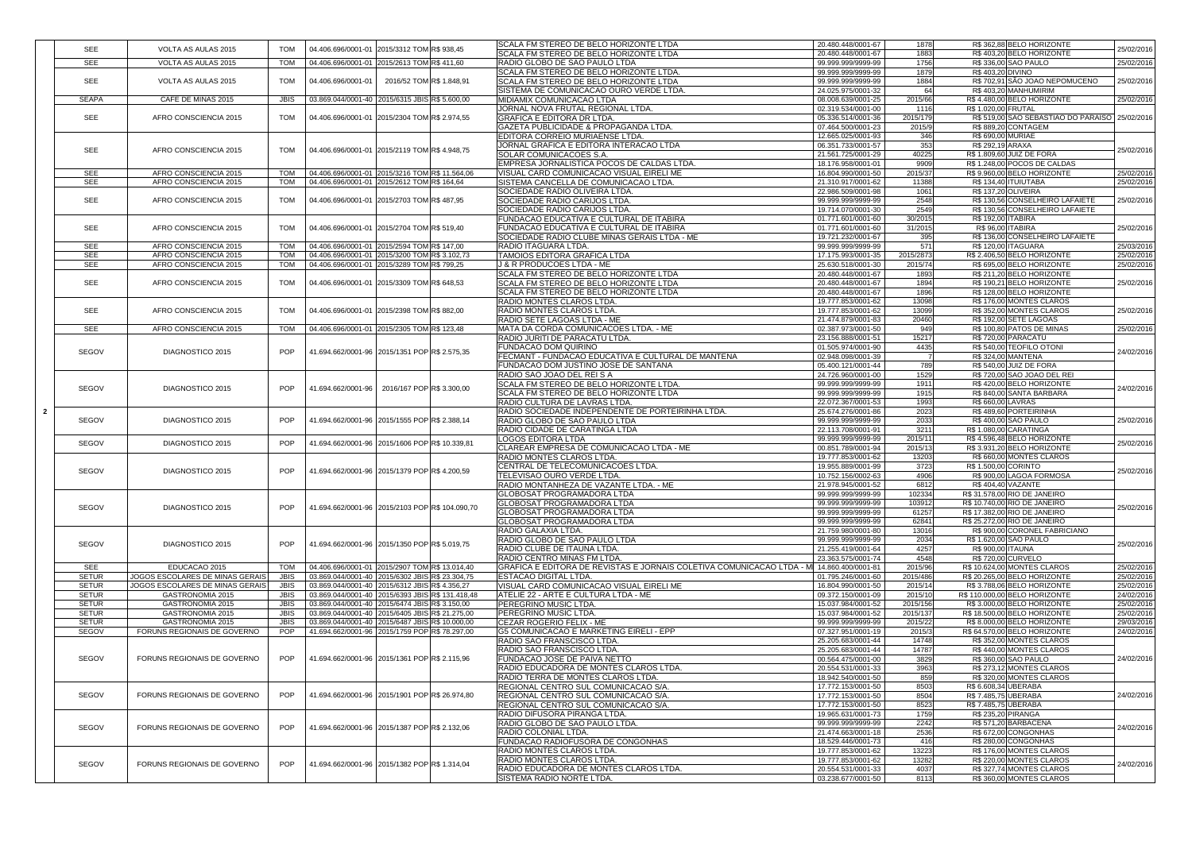| | | | | | | | | | | |
|---|---|---|---|---|---|---|---|---|---|---|
| 2 | SEE | VOLTA AS AULAS 2015 | TOM | 04.406.696/0001-01 | 2015/3312 TOM | R$ 938,45 | SCALA FM STEREO DE BELO HORIZONTE LTDA | 20.480.448/0001-67 | 1878 | R$ 362,88 BELO HORIZONTE | 25/02/2016 |
| | | | | | | | SCALA FM STEREO DE BELO HORIZONTE LTDA | 20.480.448/0001-67 | 1883 | R$ 403,20 BELO HORIZONTE | |
| | SEE | VOLTA AS AULAS 2015 | TOM | 04.406.696/0001-01 | 2015/2613 TOM | R$ 411,60 | RADIO GLOBO DE SAO PAULO LTDA | 99.999.999/9999-99 | 1756 | R$ 336,00 SAO PAULO | 25/02/2016 |
| | SEE | VOLTA AS AULAS 2015 | TOM | 04.406.696/0001-01 | 2016/52 TOM | R$ 1.848,91 | SCALA FM STEREO DE BELO HORIZONTE LTDA. | 99.999.999/9999-99 | 1879 | R$ 403,20 DIVINO | 25/02/2016 |
| | | | | | | | SCALA FM STEREO DE BELO HORIZONTE LTDA | 99.999.999/9999-99 | 1884 | R$ 702,91 SÃO JOAO NEPOMUCENO | |
| | | | | | | | SISTEMA DE COMUNICACAO OURO VERDE LTDA. | 24.025.975/0001-32 | 64 | R$ 403,20 MANHUMIRIM | |
| | SEAPA | CAFE DE MINAS 2015 | JBIS | 03.869.044/0001-40 | 2015/6315 JBIS | R$ 5.600,00 | MIDIAMIX COMUNICACAO LTDA | 08.008.639/0001-25 | 2015/66 | R$ 4.480,00 BELO HORIZONTE | 25/02/2016 |
| | SEE | AFRO CONSCIENCIA 2015 | TOM | 04.406.696/0001-01 | 2015/2304 TOM | R$ 2.974,55 | JORNAL NOVA FRUTAL REGIONAL LTDA. | 02.319.534/0001-00 | 1116 | R$ 1.020,00 FRUTAL | 25/02/2016 |
| | | | | | | | GRAFICA E EDITORA DR LTDA. | 05.336.514/0001-36 | 2015/179 | R$ 519,00 SAO SEBASTIAO DO PARAISO | |
| | | | | | | | GAZETA PUBLICIDADE & PROPAGANDA LTDA. | 07.464.500/0001-23 | 2015/9 | R$ 889,20 CONTAGEM | |
| | SEE | AFRO CONSCIENCIA 2015 | TOM | 04.406.696/0001-01 | 2015/2119 TOM | R$ 4.948,75 | EDITORA CORREIO MURIAENSE LTDA. | 12.665.025/0001-93 | 346 | R$ 690,00 MURIAE | 25/02/2016 |
| | | | | | | | JORNAL GRAFICA E EDITORA INTERACAO LTDA | 06.351.733/0001-57 | 353 | R$ 292,19 ARAXA | |
| | | | | | | | SOLAR COMUNICACOES S.A. | 21.561.725/0001-29 | 40225 | R$ 1.809,60 JUIZ DE FORA | |
| | | | | | | | EMPRESA JORNALISTICA POCOS DE CALDAS LTDA. | 18.176.958/0001-01 | 9909 | R$ 1.248,00 POCOS DE CALDAS | |
| | SEE | AFRO CONSCIENCIA 2015 | TOM | 04.406.696/0001-01 | 2015/3216 TOM | R$ 11.564,06 | VISUAL CARD COMUNICACAO VISUAL EIRELI ME | 16.804.990/0001-50 | 2015/37 | R$ 9.960,00 BELO HORIZONTE | 25/02/2016 |
| | SEE | AFRO CONSCIENCIA 2015 | TOM | 04.406.696/0001-01 | 2015/2612 TOM | R$ 164,64 | SISTEMA CANCELLA DE COMUNICACAO LTDA. | 21.310.917/0001-62 | 11388 | R$ 134,40 ITUIUTABA | 25/02/2016 |
| | SEE | AFRO CONSCIENCIA 2015 | TOM | 04.406.696/0001-01 | 2015/2703 TOM | R$ 487,95 | SOCIEDADE RADIO OLIVEIRA LTDA. | 22.986.509/0001-98 | 1061 | R$ 137,20 OLIVEIRA | 25/02/2016 |
| | | | | | | | SOCIEDADE RADIO CARIJOS LTDA. | 99.999.999/9999-99 | 2548 | R$ 130,56 CONSELHEIRO LAFAIETE | |
| | | | | | | | SOCIEDADE RADIO CARIJOS LTDA. | 19.714.070/0001-30 | 2549 | R$ 130,56 CONSELHEIRO LAFAIETE | |
| | SEE | AFRO CONSCIENCIA 2015 | TOM | 04.406.696/0001-01 | 2015/2704 TOM | R$ 519,40 | FUNDACAO EDUCATIVA E CULTURAL DE ITABIRA | 01.771.601/0001-60 | 30/2015 | R$ 192,00 ITABIRA | 25/02/2016 |
| | | | | | | | FUNDACAO EDUCATIVA E CULTURAL DE ITABIRA | 01.771.601/0001-60 | 31/2015 | R$ 96,00 ITABIRA | |
| | | | | | | | SOCIEDADE RADIO CLUBE MINAS GERAIS LTDA - ME | 19.721.232/0001-67 | 395 | R$ 136,00 CONSELHEIRO LAFAIETE | |
| | SEE | AFRO CONSCIENCIA 2015 | TOM | 04.406.696/0001-01 | 2015/2594 TOM | R$ 147,00 | RADIO ITAGUARA LTDA. | 99.999.999/9999-99 | 571 | R$ 120,00 ITAGUARA | 25/03/2016 |
| | SEE | AFRO CONSCIENCIA 2015 | TOM | 04.406.696/0001-01 | 2015/3200 TOM | R$ 3.102,73 | TAMOIOS EDITORA GRAFICA LTDA | 17.175.993/0001-35 | 2015/2873 | R$ 2.406,50 BELO HORIZONTE | 25/02/2016 |
| | SEE | AFRO CONSCIENCIA 2015 | TOM | 04.406.696/0001-01 | 2015/3289 TOM | R$ 799,25 | J & R PRODUCOES LTDA - ME | 25.630.518/0001-30 | 2015/74 | R$ 695,00 BELO HORIZONTE | 25/02/2016 |
| | SEE | AFRO CONSCIENCIA 2015 | TOM | 04.406.696/0001-01 | 2015/3309 TOM | R$ 648,53 | SCALA FM STEREO DE BELO HORIZONTE LTDA | 20.480.448/0001-67 | 1893 | R$ 211,20 BELO HORIZONTE | 25/02/2016 |
| | | | | | | | SCALA FM STEREO DE BELO HORIZONTE LTDA | 20.480.448/0001-67 | 1894 | R$ 190,21 BELO HORIZONTE | |
| | | | | | | | SCALA FM STEREO DE BELO HORIZONTE LTDA | 20.480.448/0001-67 | 1896 | R$ 128,00 BELO HORIZONTE | |
| | SEE | AFRO CONSCIENCIA 2015 | TOM | 04.406.696/0001-01 | 2015/2398 TOM | R$ 882,00 | RADIO MONTES CLAROS LTDA. | 19.777.853/0001-62 | 13098 | R$ 176,00 MONTES CLAROS | 25/02/2016 |
| | | | | | | | RADIO MONTES CLAROS LTDA. | 19.777.853/0001-62 | 13099 | R$ 352,00 MONTES CLAROS | |
| | | | | | | | RADIO SETE LAGOAS LTDA - ME | 21.474.879/0001-83 | 20460 | R$ 192,00 SETE LAGOAS | |
| | SEE | AFRO CONSCIENCIA 2015 | TOM | 04.406.696/0001-01 | 2015/2305 TOM | R$ 123,48 | MATA DA CORDA COMUNICACOES LTDA. - ME | 02.387.973/0001-50 | 949 | R$ 100,80 PATOS DE MINAS | 25/02/2016 |
| | SEGOV | DIAGNOSTICO 2015 | POP | 41.694.662/0001-96 | 2015/1351 POP | R$ 2.575,35 | RADIO JURITI DE PARACATU LTDA. | 23.156.888/0001-51 | 15217 | R$ 720,00 PARACATU | 24/02/2016 |
| | | | | | | | FUNDACAO DOM QUIRINO | 01.505.974/0001-90 | 4435 | R$ 540,00 TEOFILO OTONI | |
| | | | | | | | FECMANT - FUNDACAO EDUCATIVA E CULTURAL DE MANTENA | 02.948.098/0001-39 | 7 | R$ 324,00 MANTENA | |
| | | | | | | | FUNDACAO DOM JUSTINO JOSE DE SANTANA | 05.400.121/0001-44 | 789 | R$ 540,00 JUIZ DE FORA | |
| | SEGOV | DIAGNOSTICO 2015 | POP | 41.694.662/0001-96 | 2016/167 POP | R$ 3.300,00 | RADIO SAO JOAO DEL REI S A | 24.726.960/0001-00 | 1529 | R$ 720,00 SAO JOAO DEL REI | 24/02/2016 |
| | | | | | | | SCALA FM STEREO DE BELO HORIZONTE LTDA. | 99.999.999/9999-99 | 1911 | R$ 420,00 BELO HORIZONTE | |
| | | | | | | | SCALA FM STEREO DE BELO HORIZONTE LTDA | 99.999.999/9999-99 | 1915 | R$ 840,00 SANTA BARBARA | |
| | | | | | | | RADIO CULTURA DE LAVRAS LTDA. | 22.072.367/0001-53 | 1993 | R$ 660,00 LAVRAS | |
| | SEGOV | DIAGNOSTICO 2015 | POP | 41.694.662/0001-96 | 2015/1555 POP | R$ 2.388,14 | RADIO SOCIEDADE INDEPENDENTE DE PORTEIRINHA LTDA. | 25.674.276/0001-86 | 2023 | R$ 489,60 PORTEIRINHA | 25/02/2016 |
| | | | | | | | RADIO GLOBO DE SAO PAULO LTDA | 99.999.999/9999-99 | 2033 | R$ 400,00 SAO PAULO | |
| | | | | | | | RADIO CIDADE DE CARATINGA LTDA | 22.113.708/0001-91 | 3211 | R$ 1.080,00 CARATINGA | |
| | SEGOV | DIAGNOSTICO 2015 | POP | 41.694.662/0001-96 | 2015/1606 POP | R$ 10.339,81 | LOGOS EDITORA LTDA | 99.999.999/9999-99 | 2015/11 | R$ 4.596,48 BELO HORIZONTE | 25/02/2016 |
| | | | | | | | CLAREAR EMPRESA DE COMUNICACAO LTDA - ME | 00.851.789/0001-94 | 2015/13 | R$ 3.931,20 BELO HORIZONTE | |
| | SEGOV | DIAGNOSTICO 2015 | POP | 41.694.662/0001-96 | 2015/1379 POP | R$ 4.200,59 | RADIO MONTES CLAROS LTDA. | 19.777.853/0001-62 | 13203 | R$ 660,00 MONTES CLAROS | 25/02/2016 |
| | | | | | | | CENTRAL DE TELECOMUNICACOES LTDA. | 19.955.889/0001-99 | 3723 | R$ 1.500,00 CORINTO | |
| | | | | | | | TELEVISAO OURO VERDE LTDA. | 10.752.156/0002-63 | 4906 | R$ 900,00 LAGOA FORMOSA | |
| | | | | | | | RADIO MONTANHEZA DE VAZANTE LTDA. - ME | 21.978.945/0001-52 | 6812 | R$ 404,40 VAZANTE | |
| | SEGOV | DIAGNOSTICO 2015 | POP | 41.694.662/0001-96 | 2015/2103 POP | R$ 104.090,70 | GLOBOSAT PROGRAMADORA LTDA | 99.999.999/9999-99 | 102334 | R$ 31.578,00 RIO DE JANEIRO | 25/02/2016 |
| | | | | | | | GLOBOSAT PROGRAMADORA LTDA | 99.999.999/9999-99 | 103912 | R$ 10.740,00 RIO DE JANEIRO | |
| | | | | | | | GLOBOSAT PROGRAMADORA LTDA | 99.999.999/9999-99 | 61257 | R$ 17.382,00 RIO DE JANEIRO | |
| | | | | | | | GLOBOSAT PROGRAMADORA LTDA | 99.999.999/9999-99 | 62841 | R$ 25.272,00 RIO DE JANEIRO | |
| | SEGOV | DIAGNOSTICO 2015 | POP | 41.694.662/0001-96 | 2015/1350 POP | R$ 5.019,75 | RADIO GALAXIA LTDA. | 21.759.980/0001-80 | 13016 | R$ 900,00 CORONEL FABRICIANO | 25/02/2016 |
| | | | | | | | RADIO GLOBO DE SAO PAULO LTDA | 99.999.999/9999-99 | 2034 | R$ 1.620,00 SAO PAULO | |
| | | | | | | | RADIO CLUBE DE ITAUNA LTDA. | 21.255.419/0001-64 | 4257 | R$ 900,00 ITAUNA | |
| | | | | | | | RADIO CENTRO MINAS FM LTDA. | 23.363.575/0001-74 | 4548 | R$ 720,00 CURVELO | |
| | SEE | EDUCACAO 2015 | TOM | 04.406.696/0001-01 | 2015/2907 TOM | R$ 13.014,40 | GRAFICA E EDITORA DE REVISTAS E JORNAIS COLETIVA COMUNICACAO LTDA - M | 14.860.400/0001-81 | 2015/96 | R$ 10.624,00 MONTES CLAROS | 25/02/2016 |
| | SETUR | JOGOS ESCOLARES DE MINAS GERAIS | JBIS | 03.869.044/0001-40 | 2015/6302 JBIS | R$ 23.304,75 | ESTACAO DIGITAL LTDA. | 01.795.246/0001-60 | 2015/486 | R$ 20.265,00 BELO HORIZONTE | 25/02/2016 |
| | SETUR | JOGOS ESCOLARES DE MINAS GERAIS | JBIS | 03.869.044/0001-40 | 2015/6312 JBIS | R$ 4.356,27 | VISUAL CARD COMUNICACAO VISUAL EIRELI ME | 16.804.990/0001-50 | 2015/14 | R$ 3.788,06 BELO HORIZONTE | 25/02/2016 |
| | SETUR | GASTRONOMIA 2015 | JBIS | 03.869.044/0001-40 | 2015/6393 JBIS | R$ 131.418,48 | ATELIE 22 - ARTE E CULTURA LTDA - ME | 09.372.150/0001-09 | 2015/10 | R$ 110.000,00 BELO HORIZONTE | 24/02/2016 |
| | SETUR | GASTRONOMIA 2015 | JBIS | 03.869.044/0001-40 | 2015/6474 JBIS | R$ 3.150,00 | PEREGRINO MUSIC LTDA. | 15.037.984/0001-52 | 2015/156 | R$ 3.000,00 BELO HORIZONTE | 25/02/2016 |
| | SETUR | GASTRONOMIA 2015 | JBIS | 03.869.044/0001-40 | 2015/6405 JBIS | R$ 21.275,00 | PEREGRINO MUSIC LTDA. | 15.037.984/0001-52 | 2015/137 | R$ 18.500,00 BELO HORIZONTE | 25/02/2016 |
| | SETUR | GASTRONOMIA 2015 | JBIS | 03.869.044/0001-40 | 2015/6487 JBIS | R$ 10.000,00 | CEZAR ROGERIO FELIX - ME | 99.999.999/9999-99 | 2015/22 | R$ 8.000,00 BELO HORIZONTE | 29/03/2016 |
| | SEGOV | FORUNS REGIONAIS DE GOVERNO | POP | 41.694.662/0001-96 | 2015/1759 POP | R$ 78.297,00 | G5 COMUNICACAO E MARKETING EIRELI - EPP | 07.327.951/0001-19 | 2015/3 | R$ 64.570,00 BELO HORIZONTE | 24/02/2016 |
| | SEGOV | FORUNS REGIONAIS DE GOVERNO | POP | 41.694.662/0001-96 | 2015/1361 POP | R$ 2.115,96 | RADIO SAO FRANSCISCO LTDA. | 25.205.683/0001-44 | 14748 | R$ 352,00 MONTES CLAROS | 24/02/2016 |
| | | | | | | | RADIO SAO FRANSCISCO LTDA. | 25.205.683/0001-44 | 14787 | R$ 440,00 MONTES CLAROS | |
| | | | | | | | FUNDACAO JOSE DE PAIVA NETTO | 00.564.475/0001-00 | 3829 | R$ 360,00 SAO PAULO | |
| | | | | | | | RADIO EDUCADORA DE MONTES CLAROS LTDA. | 20.554.531/0001-33 | 3963 | R$ 273,12 MONTES CLAROS | |
| | | | | | | | RADIO TERRA DE MONTES CLAROS LTDA. | 18.942.540/0001-50 | 859 | R$ 320,00 MONTES CLAROS | |
| | SEGOV | FORUNS REGIONAIS DE GOVERNO | POP | 41.694.662/0001-96 | 2015/1901 POP | R$ 26.974,80 | REGIONAL CENTRO SUL COMUNICACAO S/A. | 17.772.153/0001-50 | 8503 | R$ 6.608,34 UBERABA | 24/02/2016 |
| | | | | | | | REGIONAL CENTRO SUL COMUNICACAO S/A. | 17.772.153/0001-50 | 8504 | R$ 7.485,75 UBERABA | |
| | | | | | | | REGIONAL CENTRO SUL COMUNICACAO S/A. | 17.772.153/0001-50 | 8523 | R$ 7.485,75 UBERABA | |
| | SEGOV | FORUNS REGIONAIS DE GOVERNO | POP | 41.694.662/0001-96 | 2015/1387 POP | R$ 2.132,06 | RADIO DIFUSORA PIRANGA LTDA. | 19.965.631/0001-73 | 1759 | R$ 235,20 PIRANGA | 24/02/2016 |
| | | | | | | | RADIO GLOBO DE SAO PAULO LTDA. | 99.999.999/9999-99 | 2242 | R$ 571,20 BARBACENA | |
| | | | | | | | RADIO COLONIAL LTDA. | 21.474.663/0001-18 | 2536 | R$ 672,00 CONGONHAS | |
| | | | | | | | FUNDACAO RADIOFUSORA DE CONGONHAS | 18.529.446/0001-73 | 416 | R$ 280,00 CONGONHAS | |
| | SEGOV | FORUNS REGIONAIS DE GOVERNO | POP | 41.694.662/0001-96 | 2015/1382 POP | R$ 1.314,04 | RADIO MONTES CLAROS LTDA. | 19.777.853/0001-62 | 13223 | R$ 176,00 MONTES CLAROS | 24/02/2016 |
| | | | | | | | RADIO MONTES CLAROS LTDA. | 19.777.853/0001-62 | 13282 | R$ 220,00 MONTES CLAROS | |
| | | | | | | | RADIO EDUCADORA DE MONTES CLAROS LTDA. | 20.554.531/0001-33 | 4037 | R$ 327,74 MONTES CLAROS | |
| | | | | | | | SISTEMA RADIO NORTE LTDA. | 03.238.677/0001-50 | 8113 | R$ 360,00 MONTES CLAROS | |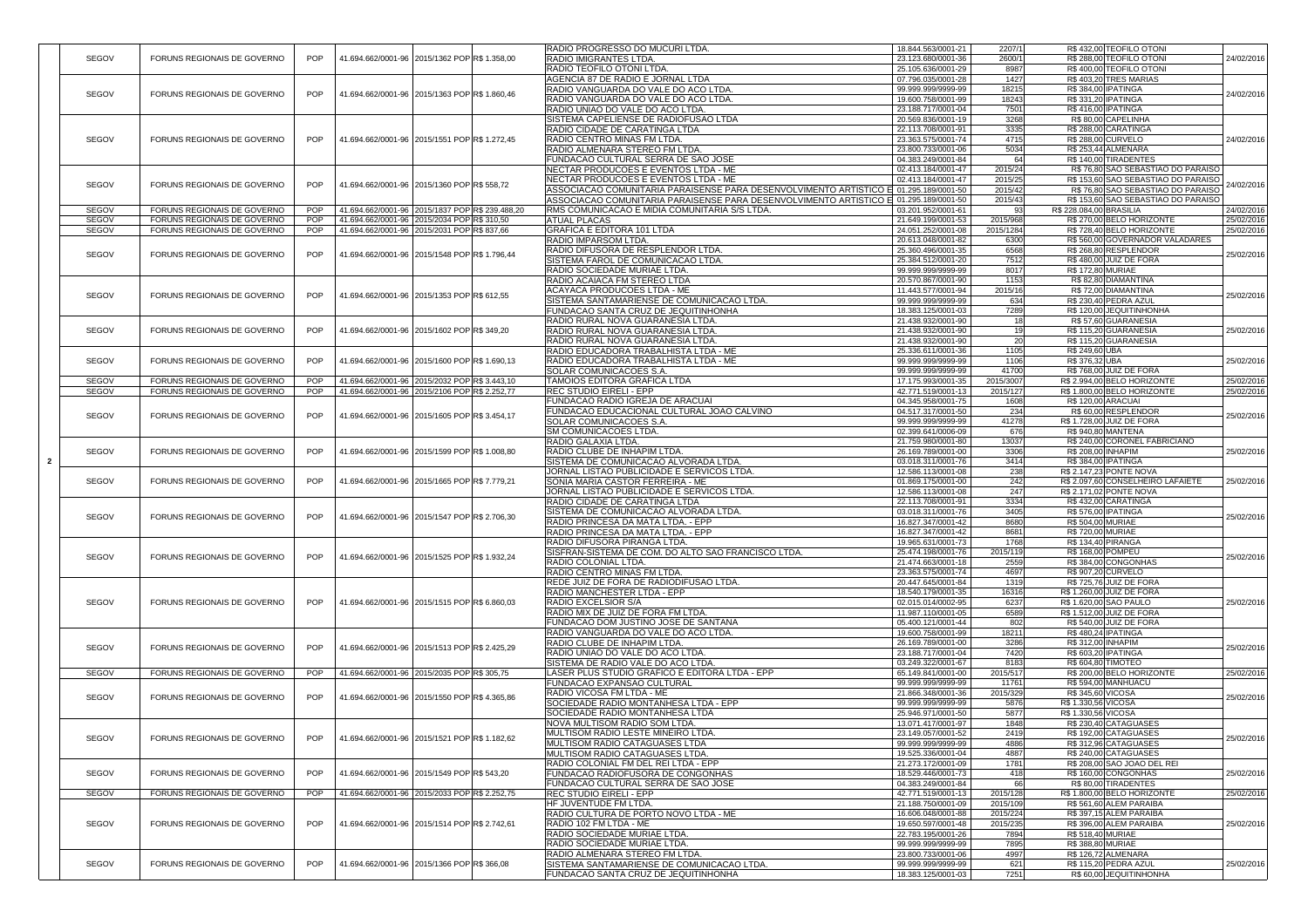| | | | | | | | | | | |
|---|---|---|---|---|---|---|---|---|---|---|
| | SEGOV | FORUNS REGIONAIS DE GOVERNO | POP | 41.694.662/0001-96 | 2015/1362 POP | R$ 1.358,00 | RADIO PROGRESSO DO MUCURI LTDA. | 18.844.563/0001-21 | 2207/1 | R$ 432,00 TEOFILO OTONI | 24/02/2016 |
| | | | | | | | RADIO IMIGRANTES LTDA. | 23.123.680/0001-36 | 2600/1 | R$ 288,00 TEOFILO OTONI | |
| | | | | | | | RADIO TEOFILO OTONI LTDA. | 25.105.636/0001-29 | 8987 | R$ 400,00 TEOFILO OTONI | |
| | | | | | | | AGENCIA 87 DE RADIO E JORNAL LTDA | 07.796.035/0001-28 | 1427 | R$ 403,20 TRES MARIAS | |
| | SEGOV | FORUNS REGIONAIS DE GOVERNO | POP | 41.694.662/0001-96 | 2015/1363 POP | R$ 1.860,46 | RADIO VANGUARDA DO VALE DO ACO LTDA. | 99.999.999/9999-99 | 18215 | R$ 384,00 IPATINGA | 24/02/2016 |
| | | | | | | | RADIO VANGUARDA DO VALE DO ACO LTDA. | 19.600.758/0001-99 | 18243 | R$ 331,20 IPATINGA | |
| | | | | | | | RADIO UNIAO DO VALE DO ACO LTDA. | 23.188.717/0001-04 | 7501 | R$ 416,00 IPATINGA | |
| | | | | | | | SISTEMA CAPELIENSE DE RADIOFUSAO LTDA | 20.569.836/0001-19 | 3268 | R$ 80,00 CAPELINHA | |
| | SEGOV | FORUNS REGIONAIS DE GOVERNO | POP | 41.694.662/0001-96 | 2015/1551 POP | R$ 1.272,45 | RADIO CIDADE DE CARATINGA LTDA | 22.113.708/0001-91 | 3335 | R$ 288,00 CARATINGA | 24/02/2016 |
| | | | | | | | RADIO CENTRO MINAS FM LTDA. | 23.363.575/0001-74 | 4715 | R$ 288,00 CURVELO | |
| | | | | | | | RADIO ALMENARA STEREO FM LTDA. | 23.800.733/0001-06 | 5034 | R$ 253,44 ALMENARA | |
| | | | | | | | FUNDACAO CULTURAL SERRA DE SAO JOSE | 04.383.249/0001-84 | 64 | R$ 140,00 TIRADENTES | |
| | | | | | | | NECTAR PRODUCOES E EVENTOS LTDA - ME | 02.413.184/0001-47 | 2015/24 | R$ 76,80 SAO SEBASTIAO DO PARAISO | |
| | SEGOV | FORUNS REGIONAIS DE GOVERNO | POP | 41.694.662/0001-96 | 2015/1360 POP | R$ 558,72 | NECTAR PRODUCOES E EVENTOS LTDA - ME | 02.413.184/0001-47 | 2015/25 | R$ 153,60 SAO SEBASTIAO DO PARAISO | 24/02/2016 |
| | | | | | | | ASSOCIACAO COMUNITARIA PARAISENSE PARA DESENVOLVIMENTO ARTISTICO E | 01.295.189/0001-50 | 2015/42 | R$ 76,80 SAO SEBASTIAO DO PARAISO | |
| | | | | | | | ASSOCIACAO COMUNITARIA PARAISENSE PARA DESENVOLVIMENTO ARTISTICO E | 01.295.189/0001-50 | 2015/43 | R$ 153,60 SAO SEBASTIAO DO PARAISO | |
| | SEGOV | FORUNS REGIONAIS DE GOVERNO | POP | 41.694.662/0001-96 | 2015/1837 POP | R$ 239.488,20 | RMS COMUNICACAO E MIDIA COMUNITARIA S/S LTDA. | 03.201.952/0001-61 | 93 | R$ 228.084,00 BRASILIA | 24/02/2016 |
| | SEGOV | FORUNS REGIONAIS DE GOVERNO | POP | 41.694.662/0001-96 | 2015/2034 POP | R$ 310,50 | ATUAL PLACAS | 21.649.199/0001-53 | 2015/968 | R$ 270,00 BELO HORIZONTE | 25/02/2016 |
| | SEGOV | FORUNS REGIONAIS DE GOVERNO | POP | 41.694.662/0001-96 | 2015/2031 POP | R$ 837,66 | GRAFICA E EDITORA 101 LTDA | 24.051.252/0001-08 | 2015/1284 | R$ 728,40 BELO HORIZONTE | 25/02/2016 |
| | | | | | | | RADIO IMPARSOM LTDA. | 20.613.048/0001-82 | 6300 | R$ 560,00 GOVERNADOR VALADARES | |
| | SEGOV | FORUNS REGIONAIS DE GOVERNO | POP | 41.694.662/0001-96 | 2015/1548 POP | R$ 1.796,44 | RADIO DIFUSORA DE RESPLENDOR LTDA. | 25.360.496/0001-35 | 6568 | R$ 268,80 RESPLENDOR | 25/02/2016 |
| | | | | | | | SISTEMA FAROL DE COMUNICACAO LTDA. | 25.384.512/0001-20 | 7512 | R$ 480,00 JUIZ DE FORA | |
| | | | | | | | RADIO SOCIEDADE MURIAE LTDA. | 99.999.999/9999-99 | 8017 | R$ 172,80 MURIAE | |
| | | | | | | | RADIO ACAIACA FM STEREO LTDA | 20.570.867/0001-90 | 1153 | R$ 82,80 DIAMANTINA | |
| | SEGOV | FORUNS REGIONAIS DE GOVERNO | POP | 41.694.662/0001-96 | 2015/1353 POP | R$ 612,55 | ACAYACA PRODUCOES LTDA - ME | 11.443.577/0001-94 | 2015/16 | R$ 72,00 DIAMANTINA | 25/02/2016 |
| | | | | | | | SISTEMA SANTAMARIENSE DE COMUNICACAO LTDA. | 99.999.999/9999-99 | 634 | R$ 230,40 PEDRA AZUL | |
| | | | | | | | FUNDACAO SANTA CRUZ DE JEQUITINHONHA | 18.383.125/0001-03 | 7289 | R$ 120,00 JEQUITINHONHA | |
| | | | | | | | RADIO RURAL NOVA GUARANESIA LTDA. | 21.438.932/0001-90 | 18 | R$ 57,60 GUARANESIA | |
| | SEGOV | FORUNS REGIONAIS DE GOVERNO | POP | 41.694.662/0001-96 | 2015/1602 POP | R$ 349,20 | RADIO RURAL NOVA GUARANESIA LTDA. | 21.438.932/0001-90 | 19 | R$ 115,20 GUARANESIA | 25/02/2016 |
| | | | | | | | RADIO RURAL NOVA GUARANESIA LTDA. | 21.438.932/0001-90 | 20 | R$ 115,20 GUARANESIA | |
| | | | | | | | RADIO EDUCADORA TRABALHISTA LTDA - ME | 25.376.611/0001-36 | 1105 | R$ 249,60 UBA | |
| | SEGOV | FORUNS REGIONAIS DE GOVERNO | POP | 41.694.662/0001-96 | 2015/1600 POP | R$ 1.690,13 | RADIO EDUCADORA TRABALHISTA LTDA - ME | 99.999.999/9999-99 | 1106 | R$ 376,32 UBA | 25/02/2016 |
| | | | | | | | SOLAR COMUNICACOES S.A. | 99.999.999/9999-99 | 41700 | R$ 768,00 JUIZ DE FORA | |
| | SEGOV | FORUNS REGIONAIS DE GOVERNO | POP | 41.694.662/0001-96 | 2015/2032 POP | R$ 3.443,10 | TAMOIOS EDITORA GRAFICA LTDA | 17.175.993/0001-35 | 2015/3007 | R$ 2.994,00 BELO HORIZONTE | 25/02/2016 |
| | SEGOV | FORUNS REGIONAIS DE GOVERNO | POP | 41.694.662/0001-96 | 2015/2106 POP | R$ 2.252,77 | REC STUDIO EIRELI - EPP | 42.771.519/0001-13 | 2015/127 | R$ 1.800,00 BELO HORIZONTE | 25/02/2016 |
| | | | | | | | FUNDACAO RADIO IGREJA DE ARACUAI | 04.345.958/0001-75 | 1608 | R$ 120,00 ARACUAI | |
| | SEGOV | FORUNS REGIONAIS DE GOVERNO | POP | 41.694.662/0001-96 | 2015/1605 POP | R$ 3.454,17 | FUNDACAO EDUCACIONAL CULTURAL JOAO CALVINO | 04.517.317/0001-50 | 234 | R$ 60,00 RESPLENDOR | 25/02/2016 |
| | | | | | | | SOLAR COMUNICACOES S.A. | 99.999.999/9999-99 | 41278 | R$ 1.728,00 JUIZ DE FORA | |
| | | | | | | | SM COMUNICACOES LTDA. | 02.399.641/0006-09 | 676 | R$ 940,80 MANTENA | |
| | | | | | | | RADIO GALAXIA LTDA. | 21.759.980/0001-80 | 13037 | R$ 240,00 CORONEL FABRICIANO | |
| 2 | SEGOV | FORUNS REGIONAIS DE GOVERNO | POP | 41.694.662/0001-96 | 2015/1599 POP | R$ 1.008,80 | RADIO CLUBE DE INHAPIM LTDA. | 26.169.789/0001-00 | 3306 | R$ 208,00 INHAPIM | 25/02/2016 |
| | | | | | | | SISTEMA DE COMUNICACAO ALVORADA LTDA. | 03.018.311/0001-76 | 3414 | R$ 384,00 IPATINGA | |
| | | | | | | | JORNAL LISTAO PUBLICIDADE E SERVICOS LTDA. | 12.586.113/0001-08 | 238 | R$ 2.147,23 PONTE NOVA | |
| | SEGOV | FORUNS REGIONAIS DE GOVERNO | POP | 41.694.662/0001-96 | 2015/1665 POP | R$ 7.779,21 | SONIA MARIA CASTOR FERREIRA - ME | 01.869.175/0001-00 | 242 | R$ 2.097,60 CONSELHEIRO LAFAIETE | 25/02/2016 |
| | | | | | | | JORNAL LISTAO PUBLICIDADE E SERVICOS LTDA. | 12.586.113/0001-08 | 247 | R$ 2.171,02 PONTE NOVA | |
| | | | | | | | RADIO CIDADE DE CARATINGA LTDA | 22.113.708/0001-91 | 3334 | R$ 432,00 CARATINGA | |
| | SEGOV | FORUNS REGIONAIS DE GOVERNO | POP | 41.694.662/0001-96 | 2015/1547 POP | R$ 2.706,30 | SISTEMA DE COMUNICACAO ALVORADA LTDA. | 03.018.311/0001-76 | 3405 | R$ 576,00 IPATINGA | 25/02/2016 |
| | | | | | | | RADIO PRINCESA DA MATA LTDA. - EPP | 16.827.347/0001-42 | 8680 | R$ 504,00 MURIAE | |
| | | | | | | | RADIO PRINCESA DA MATA LTDA. - EPP | 16.827.347/0001-42 | 8681 | R$ 720,00 MURIAE | |
| | | | | | | | RADIO DIFUSORA PIRANGA LTDA. | 19.965.631/0001-73 | 1768 | R$ 134,40 PIRANGA | |
| | SEGOV | FORUNS REGIONAIS DE GOVERNO | POP | 41.694.662/0001-96 | 2015/1525 POP | R$ 1.932,24 | SISFRAN-SISTEMA DE COM. DO ALTO SAO FRANCISCO LTDA. | 25.474.198/0001-76 | 2015/119 | R$ 168,00 POMPEU | 25/02/2016 |
| | | | | | | | RADIO COLONIAL LTDA. | 21.474.663/0001-18 | 2559 | R$ 384,00 CONGONHAS | |
| | | | | | | | RADIO CENTRO MINAS FM LTDA. | 23.363.575/0001-74 | 4697 | R$ 907,20 CURVELO | |
| | | | | | | | REDE JUIZ DE FORA DE RADIODIFUSAO LTDA. | 20.447.645/0001-84 | 1319 | R$ 725,76 JUIZ DE FORA | |
| | | | | | | | RADIO MANCHESTER LTDA - EPP | 18.540.179/0001-35 | 16316 | R$ 1.260,00 JUIZ DE FORA | |
| | SEGOV | FORUNS REGIONAIS DE GOVERNO | POP | 41.694.662/0001-96 | 2015/1515 POP | R$ 6.860,03 | RADIO EXCELSIOR S/A | 02.015.014/0002-95 | 6237 | R$ 1.620,00 SAO PAULO | 25/02/2016 |
| | | | | | | | RADIO MIX DE JUIZ DE FORA FM LTDA. | 11.987.110/0001-05 | 6589 | R$ 1.512,00 JUIZ DE FORA | |
| | | | | | | | FUNDACAO DOM JUSTINO JOSE DE SANTANA | 05.400.121/0001-44 | 802 | R$ 540,00 JUIZ DE FORA | |
| | | | | | | | RADIO VANGUARDA DO VALE DO ACO LTDA. | 19.600.758/0001-99 | 18211 | R$ 480,24 IPATINGA | |
| | SEGOV | FORUNS REGIONAIS DE GOVERNO | POP | 41.694.662/0001-96 | 2015/1513 POP | R$ 2.425,29 | RADIO CLUBE DE INHAPIM LTDA. | 26.169.789/0001-00 | 3286 | R$ 312,00 INHAPIM | 25/02/2016 |
| | | | | | | | RADIO UNIAO DO VALE DO ACO LTDA. | 23.188.717/0001-04 | 7420 | R$ 603,20 IPATINGA | |
| | | | | | | | SISTEMA DE RADIO VALE DO ACO LTDA. | 03.249.322/0001-67 | 8183 | R$ 604,80 TIMOTEO | |
| | SEGOV | FORUNS REGIONAIS DE GOVERNO | POP | 41.694.662/0001-96 | 2015/2035 POP | R$ 305,75 | LASER PLUS STUDIO GRAFICO E EDITORA LTDA - EPP | 65.149.841/0001-00 | 2015/517 | R$ 200,00 BELO HORIZONTE | 25/02/2016 |
| | | | | | | | FUNDACAO EXPANSAO CULTURAL | 99.999.999/9999-99 | 11761 | R$ 594,00 MANHUACU | |
| | SEGOV | FORUNS REGIONAIS DE GOVERNO | POP | 41.694.662/0001-96 | 2015/1550 POP | R$ 4.365,86 | RADIO VICOSA FM LTDA - ME | 21.866.348/0001-36 | 2015/329 | R$ 345,60 VICOSA | 25/02/2016 |
| | | | | | | | SOCIEDADE RADIO MONTANHESA LTDA - EPP | 99.999.999/9999-99 | 5876 | R$ 1.330,56 VICOSA | |
| | | | | | | | SOCIEDADE RADIO MONTANHESA LTDA | 25.946.971/0001-50 | 5877 | R$ 1.330,56 VICOSA | |
| | | | | | | | NOVA MULTISOM RADIO SOM LTDA. | 13.071.417/0001-97 | 1848 | R$ 230,40 CATAGUASES | |
| | SEGOV | FORUNS REGIONAIS DE GOVERNO | POP | 41.694.662/0001-96 | 2015/1521 POP | R$ 1.182,62 | MULTISOM RADIO LESTE MINEIRO LTDA. | 23.149.057/0001-52 | 2419 | R$ 192,00 CATAGUASES | 25/02/2016 |
| | | | | | | | MULTISOM RADIO CATAGUASES LTDA | 99.999.999/9999-99 | 4886 | R$ 312,96 CATAGUASES | |
| | | | | | | | MULTISOM RADIO CATAGUASES LTDA. | 19.525.336/0001-04 | 4887 | R$ 240,00 CATAGUASES | |
| | | | | | | | RADIO COLONIAL FM DEL REI LTDA - EPP | 21.273.172/0001-09 | 1781 | R$ 208,00 SAO JOAO DEL REI | |
| | SEGOV | FORUNS REGIONAIS DE GOVERNO | POP | 41.694.662/0001-96 | 2015/1549 POP | R$ 543,20 | FUNDACAO RADIOFUSORA DE CONGONHAS | 18.529.446/0001-73 | 418 | R$ 160,00 CONGONHAS | 25/02/2016 |
| | | | | | | | FUNDACAO CULTURAL SERRA DE SAO JOSE | 04.383.249/0001-84 | 66 | R$ 80,00 TIRADENTES | |
| | SEGOV | FORUNS REGIONAIS DE GOVERNO | POP | 41.694.662/0001-96 | 2015/2033 POP | R$ 2.252,75 | REC STUDIO EIRELI - EPP | 42.771.519/0001-13 | 2015/128 | R$ 1.800,00 BELO HORIZONTE | 25/02/2016 |
| | | | | | | | HF JUVENTUDE FM LTDA. | 21.188.750/0001-09 | 2015/109 | R$ 561,60 ALEM PARAIBA | |
| | | | | | | | RADIO CULTURA DE PORTO NOVO LTDA - ME | 16.606.048/0001-88 | 2015/224 | R$ 397,15 ALEM PARAIBA | |
| | SEGOV | FORUNS REGIONAIS DE GOVERNO | POP | 41.694.662/0001-96 | 2015/1514 POP | R$ 2.742,61 | RADIO 102 FM LTDA - ME | 19.650.597/0001-48 | 2015/235 | R$ 396,00 ALEM PARAIBA | 25/02/2016 |
| | | | | | | | RADIO SOCIEDADE MURIAE LTDA. | 22.783.195/0001-26 | 7894 | R$ 518,40 MURIAE | |
| | | | | | | | RADIO SOCIEDADE MURIAE LTDA. | 99.999.999/9999-99 | 7895 | R$ 388,80 MURIAE | |
| | | | | | | | RADIO ALMENARA STEREO FM LTDA. | 23.800.733/0001-06 | 4997 | R$ 126,72 ALMENARA | |
| | SEGOV | FORUNS REGIONAIS DE GOVERNO | POP | 41.694.662/0001-96 | 2015/1366 POP | R$ 366,08 | SISTEMA SANTAMARIENSE DE COMUNICACAO LTDA. | 99.999.999/9999-99 | 621 | R$ 115,20 PEDRA AZUL | 25/02/2016 |
| | | | | | | | FUNDACAO SANTA CRUZ DE JEQUITINHONHA | 18.383.125/0001-03 | 7251 | R$ 60,00 JEQUITINHONHA | |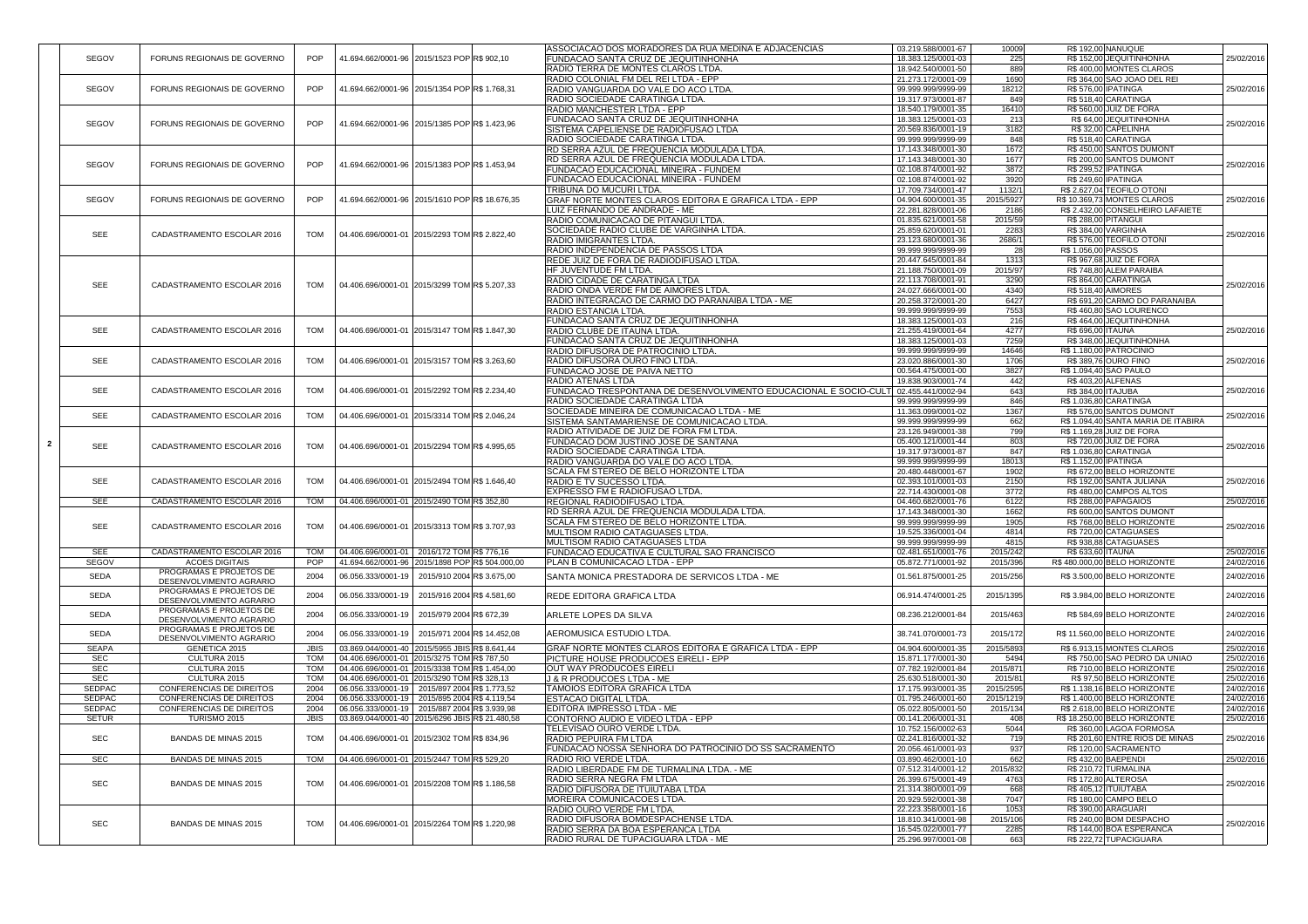| | | | | | | | | | | | |
|---|---|---|---|---|---|---|---|---|---|---|---|
| 2 | SEGOV | FORUNS REGIONAIS DE GOVERNO | POP | 41.694.662/0001-96 | 2015/1523 POP | R$ 902,10 | ASSOCIACAO DOS MORADORES DA RUA MEDINA E ADJACENCIAS | 03.219.588/0001-67 | 10009 | R$ 192,00 NANUQUE | 25/02/2016 |
| | | | | | | | FUNDACAO SANTA CRUZ DE JEQUITINHONHA | 18.383.125/0001-03 | 225 | R$ 152,00 JEQUITINHONHA | |
| | | | | | | | RADIO TERRA DE MONTES CLAROS LTDA. | 18.942.540/0001-50 | 889 | R$ 400,00 MONTES CLAROS | |
| | SEGOV | FORUNS REGIONAIS DE GOVERNO | POP | 41.694.662/0001-96 | 2015/1354 POP | R$ 1.768,31 | RADIO COLONIAL FM DEL REI LTDA - EPP | 21.273.172/0001-09 | 1690 | R$ 364,00 SAO JOAO DEL REI | 25/02/2016 |
| | | | | | | | RADIO VANGUARDA DO VALE DO ACO LTDA. | 99.999.999/9999-99 | 18212 | R$ 576,00 IPATINGA | |
| | | | | | | | RADIO SOCIEDADE CARATINGA LTDA. | 19.317.973/0001-87 | 849 | R$ 518,40 CARATINGA | |
| | SEGOV | FORUNS REGIONAIS DE GOVERNO | POP | 41.694.662/0001-96 | 2015/1385 POP | R$ 1.423,96 | RADIO MANCHESTER LTDA - EPP | 18.540.179/0001-35 | 16410 | R$ 560,00 JUIZ DE FORA | 25/02/2016 |
| | | | | | | | FUNDACAO SANTA CRUZ DE JEQUITINHONHA | 18.383.125/0001-03 | 213 | R$ 64,00 JEQUITINHONHA | |
| | | | | | | | SISTEMA CAPELIENSE DE RADIOFUSAO LTDA | 20.569.836/0001-19 | 3182 | R$ 32,00 CAPELINHA | |
| | | | | | | | RADIO SOCIEDADE CARATINGA LTDA. | 99.999.999/9999-99 | 848 | R$ 518,40 CARATINGA | |
| | SEGOV | FORUNS REGIONAIS DE GOVERNO | POP | 41.694.662/0001-96 | 2015/1383 POP | R$ 1.453,94 | RD SERRA AZUL DE FREQUENCIA MODULADA LTDA. | 17.143.348/0001-30 | 1672 | R$ 450,00 SANTOS DUMONT | 25/02/2016 |
| | | | | | | | RD SERRA AZUL DE FREQUENCIA MODULADA LTDA. | 17.143.348/0001-30 | 1677 | R$ 200,00 SANTOS DUMONT | |
| | | | | | | | FUNDACAO EDUCACIONAL MINEIRA - FUNDEM | 02.108.874/0001-92 | 3872 | R$ 299,52 IPATINGA | |
| | | | | | | | FUNDACAO EDUCACIONAL MINEIRA - FUNDEM | 02.108.874/0001-92 | 3920 | R$ 249,60 IPATINGA | |
| | SEGOV | FORUNS REGIONAIS DE GOVERNO | POP | 41.694.662/0001-96 | 2015/1610 POP | R$ 18.676,35 | TRIBUNA DO MUCURI LTDA. | 17.709.734/0001-47 | 1132/1 | R$ 2.627,04 TEOFILO OTONI | 25/02/2016 |
| | | | | | | | GRAF NORTE MONTES CLAROS EDITORA E GRAFICA LTDA - EPP | 04.904.600/0001-35 | 2015/5927 | R$ 10.369,73 MONTES CLAROS | |
| | | | | | | | LUIZ FERNANDO DE ANDRADE - ME | 22.281.828/0001-06 | 2186 | R$ 2.432,00 CONSELHEIRO LAFAIETE | |
| | SEE | CADASTRAMENTO ESCOLAR 2016 | TOM | 04.406.696/0001-01 | 2015/2293 TOM | R$ 2.822,40 | RADIO COMUNICACAO DE PITANGUI LTDA. | 01.835.621/0001-58 | 2015/59 | R$ 288,00 PITANGUI | 25/02/2016 |
| | | | | | | | SOCIEDADE RADIO CLUBE DE VARGINHA LTDA. | 25.859.620/0001-01 | 2283 | R$ 384,00 VARGINHA | |
| | | | | | | | RADIO IMIGRANTES LTDA. | 23.123.680/0001-36 | 2686/1 | R$ 576,00 TEOFILO OTONI | |
| | | | | | | | RADIO INDEPENDENCIA DE PASSOS LTDA | 99.999.999/9999-99 | 28 | R$ 1.056,00 PASSOS | |
| | SEE | CADASTRAMENTO ESCOLAR 2016 | TOM | 04.406.696/0001-01 | 2015/3299 TOM | R$ 5.207,33 | REDE JUIZ DE FORA DE RADIODIFUSAO LTDA. | 20.447.645/0001-84 | 1313 | R$ 967,68 JUIZ DE FORA | 25/02/2016 |
| | | | | | | | HF JUVENTUDE FM LTDA. | 21.188.750/0001-09 | 2015/97 | R$ 748,80 ALEM PARAIBA | |
| | | | | | | | RADIO CIDADE DE CARATINGA LTDA | 22.113.708/0001-91 | 3290 | R$ 864,00 CARATINGA | |
| | | | | | | | RADIO ONDA VERDE FM DE AIMORES LTDA. | 24.027.666/0001-00 | 4340 | R$ 518,40 AIMORES | |
| | | | | | | | RADIO INTEGRACAO DE CARMO DO PARANAIBA LTDA - ME | 20.258.372/0001-20 | 6427 | R$ 691,20 CARMO DO PARANAIBA | |
| | | | | | | | RADIO ESTANCIA LTDA. | 99.999.999/9999-99 | 7553 | R$ 460,80 SAO LOURENCO | |
| | SEE | CADASTRAMENTO ESCOLAR 2016 | TOM | 04.406.696/0001-01 | 2015/3147 TOM | R$ 1.847,30 | FUNDACAO SANTA CRUZ DE JEQUITINHONHA | 18.383.125/0001-03 | 216 | R$ 464,00 JEQUITINHONHA | 25/02/2016 |
| | | | | | | | RADIO CLUBE DE ITAUNA LTDA. | 21.255.419/0001-64 | 4277 | R$ 696,00 ITAUNA | |
| | | | | | | | FUNDACAO SANTA CRUZ DE JEQUITINHONHA | 18.383.125/0001-03 | 7259 | R$ 348,00 JEQUITINHONHA | |
| | SEE | CADASTRAMENTO ESCOLAR 2016 | TOM | 04.406.696/0001-01 | 2015/3157 TOM | R$ 3.263,60 | RADIO DIFUSORA DE PATROCINIO LTDA. | 99.999.999/9999-99 | 14646 | R$ 1.180,00 PATROCINIO | 25/02/2016 |
| | | | | | | | RADIO DIFUSORA OURO FINO LTDA. | 23.020.886/0001-30 | 1706 | R$ 389,76 OURO FINO | |
| | | | | | | | FUNDACAO JOSE DE PAIVA NETTO | 00.564.475/0001-00 | 3827 | R$ 1.094,40 SAO PAULO | |
| | SEE | CADASTRAMENTO ESCOLAR 2016 | TOM | 04.406.696/0001-01 | 2015/2292 TOM | R$ 2.234,40 | RADIO ATENAS LTDA | 19.838.903/0001-74 | 442 | R$ 403,20 ALFENAS | 25/02/2016 |
| | | | | | | | FUNDACAO TRESPONTANA DE DESENVOLVIMENTO EDUCACIONAL E SOCIO-CULT | 02.455.441/0002-94 | 643 | R$ 384,00 ITAJUBA | |
| | | | | | | | RADIO SOCIEDADE CARATINGA LTDA | 99.999.999/9999-99 | 846 | R$ 1.036,80 CARATINGA | |
| | SEE | CADASTRAMENTO ESCOLAR 2016 | TOM | 04.406.696/0001-01 | 2015/3314 TOM | R$ 2.046,24 | SOCIEDADE MINEIRA DE COMUNICACAO LTDA - ME | 11.363.099/0001-02 | 1367 | R$ 576,00 SANTOS DUMONT | 25/02/2016 |
| | | | | | | | SISTEMA SANTAMARIENSE DE COMUNICACAO LTDA. | 99.999.999/9999-99 | 662 | R$ 1.094,40 SANTA MARIA DE ITABIRA | |
| | SEE | CADASTRAMENTO ESCOLAR 2016 | TOM | 04.406.696/0001-01 | 2015/2294 TOM | R$ 4.995,65 | RADIO ATIVIDADE DE JUIZ DE FORA FM LTDA. | 23.126.949/0001-38 | 799 | R$ 1.169,28 JUIZ DE FORA | 25/02/2016 |
| | | | | | | | FUNDACAO DOM JUSTINO JOSE DE SANTANA | 05.400.121/0001-44 | 803 | R$ 720,00 JUIZ DE FORA | |
| | | | | | | | RADIO SOCIEDADE CARATINGA LTDA. | 19.317.973/0001-87 | 847 | R$ 1.036,80 CARATINGA | |
| | | | | | | | RADIO VANGUARDA DO VALE DO ACO LTDA. | 99.999.999/9999-99 | 18013 | R$ 1.152,00 IPATINGA | |
| | SEE | CADASTRAMENTO ESCOLAR 2016 | TOM | 04.406.696/0001-01 | 2015/2494 TOM | R$ 1.646,40 | SCALA FM STEREO DE BELO HORIZONTE LTDA | 20.480.448/0001-67 | 1902 | R$ 672,00 BELO HORIZONTE | 25/02/2016 |
| | | | | | | | RADIO E TV SUCESSO LTDA. | 02.393.101/0001-03 | 2150 | R$ 192,00 SANTA JULIANA | |
| | | | | | | | EXPRESSO FM E RADIOFUSAO LTDA. | 22.714.430/0001-08 | 3772 | R$ 480,00 CAMPOS ALTOS | |
| | SEE | CADASTRAMENTO ESCOLAR 2016 | TOM | 04.406.696/0001-01 | 2015/2490 TOM | R$ 352,80 | REGIONAL RADIODIFUSAO LTDA. | 04.460.682/0001-76 | 6122 | R$ 288,00 PAPAGAIOS | 25/02/2016 |
| | SEE | CADASTRAMENTO ESCOLAR 2016 | TOM | 04.406.696/0001-01 | 2015/3313 TOM | R$ 3.707,93 | RD SERRA AZUL DE FREQUENCIA MODULADA LTDA. | 17.143.348/0001-30 | 1662 | R$ 600,00 SANTOS DUMONT | 25/02/2016 |
| | | | | | | | SCALA FM STEREO DE BELO HORIZONTE LTDA. | 99.999.999/9999-99 | 1905 | R$ 768,00 BELO HORIZONTE | |
| | | | | | | | MULTISOM RADIO CATAGUASES LTDA. | 19.525.336/0001-04 | 4814 | R$ 720,00 CATAGUASES | |
| | | | | | | | MULTISOM RADIO CATAGUASES LTDA | 99.999.999/9999-99 | 4815 | R$ 938,88 CATAGUASES | |
| | SEE | CADASTRAMENTO ESCOLAR 2016 | TOM | 04.406.696/0001-01 | 2016/172 TOM | R$ 776,16 | FUNDACAO EDUCATIVA E CULTURAL SAO FRANCISCO | 02.481.651/0001-76 | 2015/242 | R$ 633,60 ITAUNA | 25/02/2016 |
| | SEGOV | ACOES DIGITAIS | POP | 41.694.662/0001-96 | 2015/1898 POP | R$ 504.000,00 | PLAN B COMUNICACAO LTDA - EPP | 05.872.771/0001-92 | 2015/396 | R$ 480.000,00 BELO HORIZONTE | 24/02/2016 |
| | SEDA | PROGRAMAS E PROJETOS DE DESENVOLVIMENTO AGRARIO | 2004 | 06.056.333/0001-19 | 2015/910 2004 | R$ 3.675,00 | SANTA MONICA PRESTADORA DE SERVICOS LTDA - ME | 01.561.875/0001-25 | 2015/256 | R$ 3.500,00 BELO HORIZONTE | 24/02/2016 |
| | SEDA | PROGRAMAS E PROJETOS DE DESENVOLVIMENTO AGRARIO | 2004 | 06.056.333/0001-19 | 2015/916 2004 | R$ 4.581,60 | REDE EDITORA GRAFICA LTDA | 06.914.474/0001-25 | 2015/1395 | R$ 3.984,00 BELO HORIZONTE | 24/02/2016 |
| | SEDA | PROGRAMAS E PROJETOS DE DESENVOLVIMENTO AGRARIO | 2004 | 06.056.333/0001-19 | 2015/979 2004 | R$ 672,39 | ARLETE LOPES DA SILVA | 08.236.212/0001-84 | 2015/463 | R$ 584,69 BELO HORIZONTE | 24/02/2016 |
| | SEDA | PROGRAMAS E PROJETOS DE DESENVOLVIMENTO AGRARIO | 2004 | 06.056.333/0001-19 | 2015/971 2004 | R$ 14.452,08 | AEROMUSICA ESTUDIO LTDA. | 38.741.070/0001-73 | 2015/172 | R$ 11.560,00 BELO HORIZONTE | 24/02/2016 |
| | SEAPA | GENETICA 2015 | JBIS | 03.869.044/0001-40 | 2015/5955 JBIS | R$ 8.641,44 | GRAF NORTE MONTES CLAROS EDITORA E GRAFICA LTDA - EPP | 04.904.600/0001-35 | 2015/5893 | R$ 6.913,15 MONTES CLAROS | 25/02/2016 |
| | SEC | CULTURA 2015 | TOM | 04.406.696/0001-01 | 2015/3275 TOM | R$ 787,50 | PICTURE HOUSE PRODUCOES EIRELI - EPP | 15.871.177/0001-30 | 5494 | R$ 750,00 SAO PEDRO DA UNIAO | 25/02/2016 |
| | SEC | CULTURA 2015 | TOM | 04.406.696/0001-01 | 2015/3338 TOM | R$ 1.454,00 | OUT WAY PRODUCOES EIRELI | 07.782.192/0001-84 | 2015/871 | R$ 710,00 BELO HORIZONTE | 25/02/2016 |
| | SEC | CULTURA 2015 | TOM | 04.406.696/0001-01 | 2015/3290 TOM | R$ 328,13 | J & R PRODUCOES LTDA - ME | 25.630.518/0001-30 | 2015/81 | R$ 97,50 BELO HORIZONTE | 25/02/2016 |
| | SEDPAC | CONFERENCIAS DE DIREITOS | 2004 | 06.056.333/0001-19 | 2015/907 2004 | R$ 1.773,52 | TAMOIOS EDITORA GRAFICA LTDA | 17.175.993/0001-35 | 2015/2595 | R$ 1.138,16 BELO HORIZONTE | 24/02/2016 |
| | SEDPAC | CONFERENCIAS DE DIREITOS | 2004 | 06.056.333/0001-19 | 2015/895 2004 | R$ 4.119,54 | ESTACAO DIGITAL LTDA. | 01.795.246/0001-60 | 2015/1219 | R$ 1.400,00 BELO HORIZONTE | 24/02/2016 |
| | SEDPAC | CONFERENCIAS DE DIREITOS | 2004 | 06.056.333/0001-19 | 2015/887 2004 | R$ 3.939,98 | EDITORA IMPRESSO LTDA - ME | 05.022.805/0001-50 | 2015/134 | R$ 2.618,00 BELO HORIZONTE | 24/02/2016 |
| | SETUR | TURISMO 2015 | JBIS | 03.869.044/0001-40 | 2015/6296 JBIS | R$ 21.480,58 | CONTORNO AUDIO E VIDEO LTDA - EPP | 00.141.206/0001-31 | 408 | R$ 18.250,00 BELO HORIZONTE | 25/02/2016 |
| | SEC | BANDAS DE MINAS 2015 | TOM | 04.406.696/0001-01 | 2015/2302 TOM | R$ 834,96 | TELEVISAO OURO VERDE LTDA. | 10.752.156/0002-63 | 5044 | R$ 360,00 LAGOA FORMOSA | 25/02/2016 |
| | | | | | | | RADIO PEPUIRA FM LTDA | 02.241.816/0001-32 | 719 | R$ 201,60 ENTRE RIOS DE MINAS | |
| | | | | | | | FUNDACAO NOSSA SENHORA DO PATROCINIO DO SS SACRAMENTO | 20.056.461/0001-93 | 937 | R$ 120,00 SACRAMENTO | |
| | SEC | BANDAS DE MINAS 2015 | TOM | 04.406.696/0001-01 | 2015/2447 TOM | R$ 529,20 | RADIO RIO VERDE LTDA. | 03.890.462/0001-10 | 662 | R$ 432,00 BAEPENDI | 25/02/2016 |
| | SEC | BANDAS DE MINAS 2015 | TOM | 04.406.696/0001-01 | 2015/2208 TOM | R$ 1.186,58 | RADIO LIBERDADE FM DE TURMALINA LTDA. - ME | 07.512.314/0001-12 | 2015/832 | R$ 210,72 TURMALINA | 25/02/2016 |
| | | | | | | | RADIO SERRA NEGRA FM LTDA | 26.399.675/0001-49 | 4763 | R$ 172,80 ALTEROSA | |
| | | | | | | | RADIO DIFUSORA DE ITUIUTABA LTDA | 21.314.380/0001-09 | 668 | R$ 405,12 ITUIUTABA | |
| | | | | | | | MOREIRA COMUNICACOES LTDA. | 20.929.592/0001-38 | 7047 | R$ 180,00 CAMPO BELO | |
| | SEC | BANDAS DE MINAS 2015 | TOM | 04.406.696/0001-01 | 2015/2264 TOM | R$ 1.220,98 | RADIO OURO VERDE FM LTDA. | 22.223.358/0001-16 | 1053 | R$ 390,00 ARAGUARI | 25/02/2016 |
| | | | | | | | RADIO DIFUSORA BOMDESPACHENSE LTDA. | 18.810.341/0001-98 | 2015/106 | R$ 240,00 BOM DESPACHO | |
| | | | | | | | RADIO SERRA DA BOA ESPERANCA LTDA | 16.545.022/0001-77 | 2285 | R$ 144,00 BOA ESPERANCA | |
| | | | | | | | RADIO RURAL DE TUPACIGUARA LTDA - ME | 25.296.997/0001-08 | 663 | R$ 222,72 TUPACIGUARA | |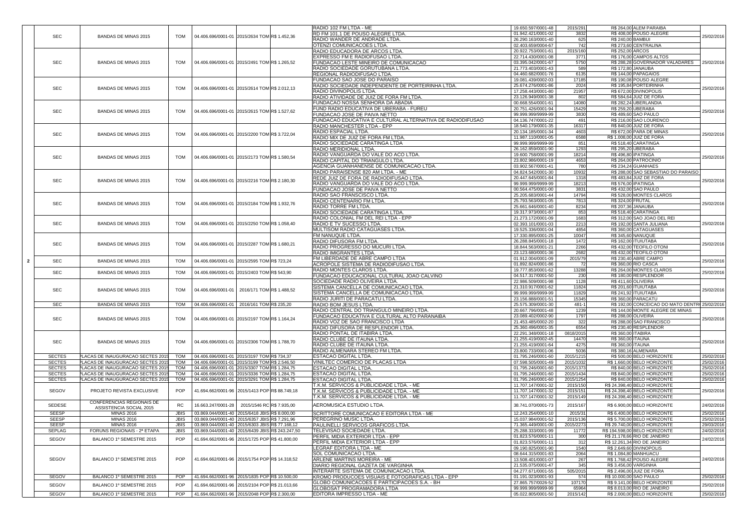| | | | | | | | | | | | | |
|---|---|---|---|---|---|---|---|---|---|---|---|---|
| | SEC | BANDAS DE MINAS 2015 | TOM | 04.406.696/0001-01 | 2015/2634 TOM | R$ 1.452,36 | RADIO 102 FM LTDA - ME | 19.650.597/0001-48 | 2015/291 | R$ 264,00 | ALEM PARAIBA | 25/02/2016 |
| | | | | | | | RD FM 101,1 DE POUSO ALEGRE LTDA. | 01.942.421/0001-02 | 3832 | R$ 408,00 | POUSO ALEGRE | |
| | | | | | | | RADIO WANDER DE ANDRADE LTDA. | 26.290.163/0001-40 | 625 | R$ 240,00 | BAMBUI | |
| | | | | | | | OTENZI COMUNICACOES LTDA. | 02.403.659/0004-67 | 742 | R$ 273,60 | CENTRALINA | |
| | SEC | BANDAS DE MINAS 2015 | TOM | 04.406.696/0001-01 | 2015/2491 TOM | R$ 1.265,52 | RADIO EDUCADORA DE ARCOS LTDA. | 20.922.753/0001-61 | 2015/160 | R$ 252,00 | ARCOS | 25/02/2016 |
| | | | | | | | EXPRESSO FM E RADIOFUSAO LTDA. | 22.714.430/0001-08 | 3771 | R$ 176,00 | CAMPOS ALTOS | |
| | | | | | | | FUNDACAO LESTE MINEIRO DE COMUNICACAO | 03.395.042/0001-67 | 5750 | R$ 288,28 | GOVERNADOR VALADARES | |
| | | | | | | | RADIO SOCIEDADE GORUTUBANA LTDA. | 21.773.403/0001-43 | 589 | R$ 172,80 | JANAUBA | |
| | | | | | | | REGIONAL RADIODIFUSAO LTDA. | 04.460.682/0001-76 | 6135 | R$ 144,00 | PAPAGAIOS | |
| | SEC | BANDAS DE MINAS 2015 | TOM | 04.406.696/0001-01 | 2015/2614 TOM | R$ 2.012,13 | FUNDACAO SAO JOSE DO PARAISO | 19.081.439/0002-03 | 17185 | R$ 190,08 | POUSO ALEGRE | 25/02/2016 |
| | | | | | | | RADIO SOCIEDADE INDEPENDENTE DE PORTEIRINHA LTDA. | 25.674.276/0001-86 | 2024 | R$ 195,84 | PORTEIRINHA | |
| | | | | | | | RADIO DIVINOPOLIS LTDA. | 17.258.443/0001-80 | 21957 | R$ 672,00 | DIVINOPOLIS | |
| | | | | | | | RADIO ATIVIDADE DE JUIZ DE FORA FM LTDA. | 23.126.949/0001-38 | 802 | R$ 584,64 | JUIZ DE FORA | |
| | SEC | BANDAS DE MINAS 2015 | TOM | 04.406.696/0001-01 | 2015/2615 TOM | R$ 1.527,62 | FUNDACAO NOSSA SENHORA DA ABADIA | 00.668.554/0001-61 | 14080 | R$ 282,24 | UBERLANDIA | 25/02/2016 |
| | | | | | | | FUND RADIO EDUCATIVA DE UBERABA - FUREU | 20.751.426/0001-94 | 15429 | R$ 259,20 | UBERABA | |
| | | | | | | | FUNDACAO JOSE DE PAIVA NETTO | 99.999.999/9999-99 | 3830 | R$ 489,60 | SAO PAULO | |
| | | | | | | | FUNDACAO EDUCATIVA E CULTURAL ALTERNATIVA DE RADIODIFUSAO | 04.136.747/0001-22 | 491 | R$ 216,00 | SAO LOURENCO | |
| | SEC | BANDAS DE MINAS 2015 | TOM | 04.406.696/0001-01 | 2015/2200 TOM | R$ 3.722,04 | RADIO MANCHESTER LTDA - EPP | 18.540.179/0001-35 | 16317 | R$ 840,00 | JUIZ DE FORA | 25/02/2016 |
| | | | | | | | RADIO ESPACIAL LTDA. | 20.134.185/0001-34 | 4603 | R$ 672,00 | PARA DE MINAS | |
| | | | | | | | RADIO MIX DE JUIZ DE FORA FM LTDA. | 11.987.110/0001-05 | 6588 | R$ 1.008,00 | JUIZ DE FORA | |
| | | | | | | | RADIO SOCIEDADE CARATINGA LTDA | 99.999.999/9999-99 | 851 | R$ 518,40 | CARATINGA | |
| | SEC | BANDAS DE MINAS 2015 | TOM | 04.406.696/0001-01 | 2015/2173 TOM | R$ 1.580,54 | RADIO MERIDIONAL LTDA. | 26.162.859/0001-90 | 1293 | R$ 295,20 | UBERABA | 25/02/2016 |
| | | | | | | | RADIO VANGUARDA DO VALE DO ACO LTDA. | 19.600.758/0001-99 | 18214 | R$ 496,80 | IPATINGA | |
| | | | | | | | RADIO CAPITAL DO TRIANGULO LTDA. | 23.802.986/0001-19 | 4653 | R$ 264,00 | PATROCINIO | |
| | | | | | | | AGENCIA GUANHANENSE DE COMUNICACAO LTDA. | 03.902.567/0001-41 | 780 | R$ 234,24 | GUANHAES | |
| | SEC | BANDAS DE MINAS 2015 | TOM | 04.406.696/0001-01 | 2015/2216 TOM | R$ 2.180,30 | RADIO PARAISENSE 820 AM LTDA. - ME | 04.824.542/0001-30 | 10932 | R$ 288,00 | SAO SEBASTIAO DO PARAISO | 25/02/2016 |
| | | | | | | | REDE JUIZ DE FORA DE RADIODIFUSAO LTDA. | 20.447.645/0001-84 | 1318 | R$ 483,84 | JUIZ DE FORA | |
| | | | | | | | RADIO VANGUARDA DO VALE DO ACO LTDA. | 99.999.999/9999-99 | 18213 | R$ 576,00 | IPATINGA | |
| | | | | | | | FUNDACAO JOSE DE PAIVA NETTO | 00.564.475/0001-00 | 3831 | R$ 432,00 | SAO PAULO | |
| | SEC | BANDAS DE MINAS 2015 | TOM | 04.406.696/0001-01 | 2015/2184 TOM | R$ 1.932,76 | RADIO SAO FRANSCISCO LTDA. | 25.205.683/0001-44 | 14794 | R$ 528,00 | MONTES CLAROS | 25/02/2016 |
| | | | | | | | RADIO CENTENARIO FM LTDA. | 25.793.563/0001-05 | 7813 | R$ 324,00 | FRUTAL | |
| | | | | | | | RADIO TORRE FM LTDA. | 25.661.646/0001-40 | 8234 | R$ 207,36 | JANAUBA | |
| | | | | | | | RADIO SOCIEDADE CARATINGA LTDA. | 19.317.973/0001-87 | 853 | R$ 518,40 | CARATINGA | |
| | SEC | BANDAS DE MINAS 2015 | TOM | 04.406.696/0001-01 | 2015/2250 TOM | R$ 1.058,40 | RADIO COLONIAL FM DEL REI LTDA - EPP | 21.273.172/0001-09 | 1683 | R$ 312,00 | SAO JOAO DEL REI | 25/02/2016 |
| | | | | | | | RADIO E TV SUCESSO LTDA. | 02.393.101/0001-03 | 2213 | R$ 192,00 | SANTA JULIANA | |
| | | | | | | | MULTISOM RADIO CATAGUASES LTDA. | 19.525.336/0001-04 | 4854 | R$ 360,00 | CATAGUASES | |
| | SEC | BANDAS DE MINAS 2015 | TOM | 04.406.696/0001-01 | 2015/2287 TOM | R$ 1.680,21 | FM NANUQUE LTDA. | 17.330.895/0001-25 | 10047 | R$ 345,60 | NANUQUE | 25/02/2016 |
| | | | | | | | RADIO DIFUSORA FM LTDA. | 26.288.845/0001-18 | 1472 | R$ 162,00 | ITUIUTABA | |
| | | | | | | | RADIO PROGRESSO DO MUCURI LTDA. | 18.844.563/0001-21 | 2266 | R$ 432,00 | TEOFILO OTONI | |
| | | | | | | | RADIO IMIGRANTES LTDA. | 23.123.680/0001-36 | 2682 | R$ 432,00 | TEOFILO OTONI | |
| 2 | SEC | BANDAS DE MINAS 2015 | TOM | 04.406.696/0001-01 | 2015/2595 TOM | R$ 723,24 | FM LIBERDADE DE ABRE CAMPO LTDA | 01.912.004/0001-09 | 2015/79 | R$ 230,40 | ABRE CAMPO | 25/02/2016 |
| | | | | | | | ACROPOLE SISTEMA DE RADIODIFUSAO LTDA. | 01.892.824/0001-86 | 72 | R$ 360,00 | RIO CASCA | |
| | SEC | BANDAS DE MINAS 2015 | TOM | 04.406.696/0001-01 | 2015/2403 TOM | R$ 543,90 | RADIO MONTES CLAROS LTDA. | 19.777.853/0001-62 | 13288 | R$ 264,00 | MONTES CLAROS | 25/02/2016 |
| | | | | | | | FUNDACAO EDUCACIONAL CULTURAL JOAO CALVINO | 04.517.317/0001-50 | 230 | R$ 180,00 | RESPLENDOR | |
| | SEC | BANDAS DE MINAS 2015 | TOM | 04.406.696/0001-01 | 2016/171 TOM | R$ 1.488,52 | SOCIEDADE RADIO OLIVEIRA LTDA. | 22.986.509/0001-98 | 1128 | R$ 411,60 | OLIVEIRA | 25/02/2016 |
| | | | | | | | SISTEMA CANCELLA DE COMUNICACAO LTDA. | 21.310.917/0001-62 | 11824 | R$ 201,60 | ITUIUTABA | |
| | | | | | | | SISTEMA CANCELLA DE COMUNICACAO LTDA. | 99.999.999/9999-99 | 11829 | R$ 241,92 | ITUIUTABA | |
| | | | | | | | RADIO JURITI DE PARACATU LTDA. | 23.156.888/0001-51 | 15345 | R$ 360,00 | PARACATU | |
| | SEC | BANDAS DE MINAS 2015 | TOM | 04.406.696/0001-01 | 2016/161 TOM | R$ 235,20 | RADIO BOM JESUS LTDA. | 25.575.309/0001-30 | 481-1 | R$ 192,00 | CONCEICAO DO MATO DENTRO | 25/02/2016 |
| | SEC | BANDAS DE MINAS 2015 | TOM | 04.406.696/0001-01 | 2015/2197 TOM | R$ 1.164,24 | RADIO CENTRAL DO TRIANGULO MINEIRO LTDA. | 20.667.796/0001-48 | 1239 | R$ 144,00 | MONTE ALEGRE DE MINAS | 25/02/2016 |
| | | | | | | | FUNDACAO EDUCATIVA E CULTURAL ALTO PARANAIBA | 23.089.402/0002-90 | 1797 | R$ 288,00 | OLIVEIRA | |
| | | | | | | | RADIO VOZ DE SAO FRANCISCO LTDA | 21.453.485/0002-20 | 322 | R$ 288,00 | SAO FRANCISCO | |
| | | | | | | | RADIO DIFUSORA DE RESPLENDOR LTDA. | 25.360.496/0001-35 | 6554 | R$ 230,40 | RESPLENDOR | |
| | SEC | BANDAS DE MINAS 2015 | TOM | 04.406.696/0001-01 | 2015/2306 TOM | R$ 1.788,70 | RADIO PONTAL DE ITABIRA LTDA. | 22.291.348/0001-18 | 0818/2015 | R$ 360,00 | ITABIRA | 25/02/2016 |
| | | | | | | | RADIO CLUBE DE ITAUNA LTDA. | 21.255.419/0002-45 | 14470 | R$ 360,00 | ITAUNA | |
| | | | | | | | RADIO CLUBE DE ITAUNA LTDA. | 21.255.419/0001-64 | 4275 | R$ 360,00 | ITAUNA | |
| | | | | | | | RADIO ALMENARA STEREO FM LTDA. | 23.800.733/0001-06 | 5036 | R$ 380,16 | ALMENARA | |
| | SECTES | PLACAS DE INAUGURACAO SECTES 2015 | TOM | 04.406.696/0001-01 | 2015/3197 TOM | R$ 734,37 | ESTACAO DIGITAL LTDA. | 01.795.246/0001-60 | 2015/1215 | R$ 500,00 | BELO HORIZONTE | 25/02/2016 |
| | SECTES | PLACAS DE INAUGURACAO SECTES 2015 | TOM | 04.406.696/0001-01 | 2015/3199 TOM | R$ 2.546,50 | VINILTEC COMERCIO DE PLACAS LTDA | 07.598.505/0001-49 | 2015/1032 | R$ 1.660,00 | BELO HORIZONTE | 25/02/2016 |
| | SECTES | PLACAS DE INAUGURACAO SECTES 2015 | TOM | 04.406.696/0001-01 | 2015/3307 TOM | R$ 1.284,75 | ESTACAO DIGITAL LTDA. | 01.795.246/0001-60 | 2015/1373 | R$ 840,00 | BELO HORIZONTE | 25/02/2016 |
| | SECTES | PLACAS DE INAUGURACAO SECTES 2015 | TOM | 04.406.696/0001-01 | 2015/3336 TOM | R$ 1.284,75 | ESTACAO DIGITAL LTDA. | 01.795.246/0001-60 | 2015/1434 | R$ 840,00 | BELO HORIZONTE | 25/02/2016 |
| | SECTES | PLACAS DE INAUGURACAO SECTES 2015 | TOM | 04.406.696/0001-01 | 2015/3291 TOM | R$ 1.284,75 | ESTACAO DIGITAL LTDA. | 01.795.246/0001-60 | 2015/1254 | R$ 840,00 | BELO HORIZONTE | 25/02/2016 |
| | SEGOV | PROJETO REVISTA EXCLUSIVE | POP | 41.694.662/0001-96 | 2015/1413 POP | R$ 88.749,18 | T.K.M. SERVICOS & PUBLICIDADE LTDA. - ME | 11.707.147/0001-32 | 2015/150 | R$ 24.398,40 | BELO HORIZONTE | 25/02/2016 |
| | | | | | | | T.K.M. SERVICOS & PUBLICIDADE LTDA. - ME | 11.707.147/0001-32 | 2015/151 | R$ 24.398,40 | BELO HORIZONTE | |
| | | | | | | | T.K.M. SERVICOS & PUBLICIDADE LTDA. - ME | 11.707.147/0001-32 | 2015/149 | R$ 24.398,40 | BELO HORIZONTE | |
| | SEDESE | CONFERENCIAS REGIONAIS DE ASSISTENCIA SOCIAL 2015 | RC | 16.663.247/0001-28 | 2015/1546 RC | R$ 7.935,00 | AEROMUSICA ESTUDIO LTDA. | 38.741.070/0001-73 | 2015/167 | R$ 6.900,00 | BELO HORIZONTE | 24/02/2016 |
| | SEESP | MINAS 2016 | JBIS | 03.869.044/0001-40 | 2015/6418 JBIS | R$ 8.000,00 | SCRITTORE COMUNICACAO E EDITORA LTDA - ME | 12.243.254/0001-10 | 2015/31 | R$ 6.400,00 | BELO HORIZONTE | 25/02/2016 |
| | SEESP | MINAS 2016 | JBIS | 03.869.044/0001-40 | 2015/6357 JBIS | R$ 7.291,96 | PEREGRINO MUSIC LTDA. | 15.037.984/0001-52 | 2015/136 | R$ 5.700,00 | BELO HORIZONTE | 25/02/2016 |
| | SEESP | MINAS 2016 | JBIS | 03.869.044/0001-40 | 2015/6303 JBIS | R$ 77.168,12 | PAULINELLI SERVICOS GRAFICOS LTDA. | 71.365.449/0001-00 | 2015/2273 | R$ 29.740,00 | BELO HORIZONTE | 29/03/2016 |
| | SEPLAG | FORUNS REGIONAIS - 2ª ETAPA | JBIS | 03.869.044/0001-40 | 2015/6439 JBIS | R$ 243.247,50 | TELEVISAO SOCIEDADE LTDA. | 25.288.333/0001-99 | 11772 | R$ 194.598,00 | BELO HORIZONTE | 24/02/2016 |
| | SEGOV | BALANCO 1º SEMESTRE 2015 | POP | 41.694.662/0001-96 | 2015/1725 POP | R$ 41.800,00 | PERFIL MIDIA EXTERIOR LTDA - EPP | 01.823.576/0001-11 | 300 | R$ 21.178,66 | RIO DE JANEIRO | 24/02/2016 |
| | | | | | | | PERFIL MIDIA EXTERIOR LTDA - EPP | 01.823.576/0001-11 | 312 | R$ 12.261,34 | RIO DE JANEIRO | |
| | SEGOV | BALANCO 1º SEMESTRE 2015 | POP | 41.694.662/0001-96 | 2015/1754 POP | R$ 14.318,52 | LEGRAF EDITORA LTDA - ME | 09.190.825/0001-90 | 1540 | R$ 2.649,60 | DIVINOPOLIS | 24/02/2016 |
| | | | | | | | SOL COMUNICACAO LTDA. | 08.644.315/0001-83 | 2064 | R$ 1.084,80 | MANHUACU | |
| | | | | | | | ARLENE MARTINS MOREIRA - ME | 13.508.401/0001-07 | 267 | R$ 1.768,42 | POUSO ALEGRE | |
| | | | | | | | DIARIO REGIONAL GAZETA DE VARGINHA | 21.535.075/0001-47 | 345 | R$ 3.456,00 | VARGINHA | |
| | | | | | | | INTERARTE SISTEMA DE COMUNICACAO LTDA. | 04.277.671/0001-55 | 505/2015 | R$ 2.496,00 | JUIZ DE FORA | |
| | SEGOV | BALANCO 1º SEMESTRE 2015 | POP | 41.694.662/0001-96 | 2015/1835 POP | R$ 10.500,00 | KROMO PRODUCOES VISUAIS E FOTOGRAFICAS LTDA - EPP | 01.191.023/0001-93 | 574 | R$ 10.000,00 | SAO PAULO | 25/02/2016 |
| | SEGOV | BALANCO 1º SEMESTRE 2015 | POP | 41.694.662/0001-96 | 2015/2104 POP | R$ 21.013,66 | GLOBO COMUNICACOES E PARTICIPACOES S.A. - BH | 27.865.757/0026-52 | 107170 | R$ 9.141,00 | BELO HORIZONTE | 25/02/2016 |
| | | | | | | | GLOBOSAT PROGRAMADORA LTDA | 99.999.999/9999-99 | 65964 | R$ 8.013,00 | RIO DE JANEIRO | |
| | SEGOV | BALANCO 1º SEMESTRE 2015 | POP | 41.694.662/0001-96 | 2015/2048 POP | R$ 2.300,00 | EDITORA IMPRESSO LTDA - ME | 05.022.805/0001-50 | 2015/142 | R$ 2.000,00 | BELO HORIZONTE | 25/02/2016 |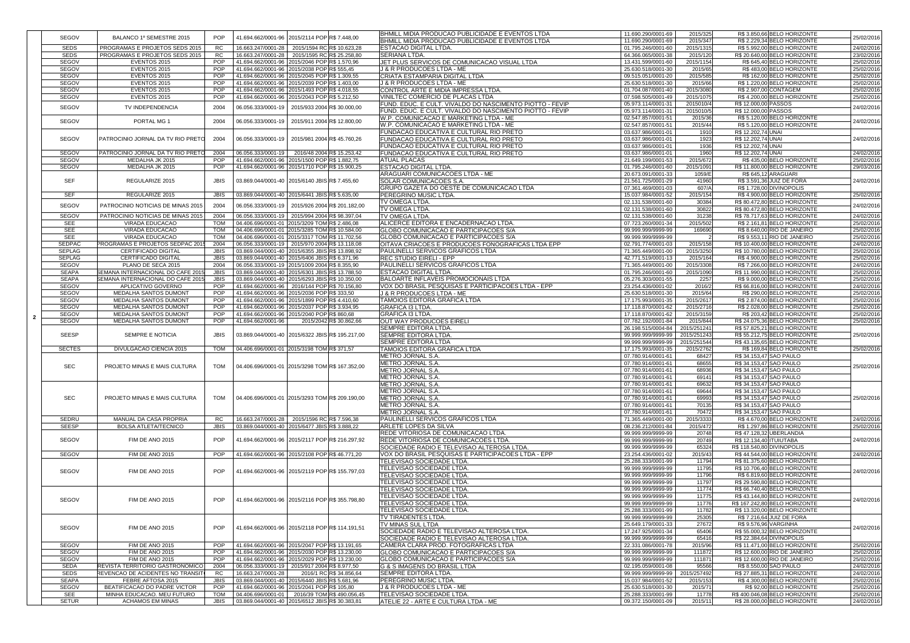| | | | | | | | | | | |
|---|---|---|---|---|---|---|---|---|---|---|
| SEGOV | BALANCO 1º SEMESTRE 2015 | POP | 41.694.662/0001-96 | 2015/2114 POP | R$ 7.448,00 | BHMILL MIDIA PRODUCAO PUBLICIDADE E EVENTOS LTDA | 11.690.290/0001-69 | 2015/325 | R$ 3.850,66 BELO HORIZONTE | 25/02/2016 |
| | | | | | | BHMILL MIDIA PRODUCAO PUBLICIDADE E EVENTOS LTDA | 11.690.290/0001-69 | 2015/347 | R$ 2.229,34 BELO HORIZONTE | |
| SEDS | PROGRAMAS E PROJETOS SEDS 2015 | RC | 16.663.247/0001-28 | 2015/1594 RC | R$ 10.623,28 | ESTACAO DIGITAL LTDA. | 01.795.246/0001-60 | 2015/1315 | R$ 5.992,00 BELO HORIZONTE | 24/02/2016 |
| SEDS | PROGRAMAS E PROJETOS SEDS 2015 | RC | 16.663.247/0001-28 | 2015/1595 RC | R$ 25.258,80 | SERIANA LTDA. | 64.366.065/0001-38 | 2015/120 | R$ 20.640,00 BELO HORIZONTE | 23/02/2016 |
| SEGOV | EVENTOS 2015 | POP | 41.694.662/0001-96 | 2015/2046 POP | R$ 1.570,96 | JET PLUS SERVICOS DE COMUNICACAO VISUAL LTDA | 13.431.599/0001-60 | 2015/1154 | R$ 645,40 BELO HORIZONTE | 25/02/2016 |
| SEGOV | EVENTOS 2015 | POP | 41.694.662/0001-96 | 2015/2038 POP | R$ 555,45 | J & R PRODUCOES LTDA - ME | 25.630.518/0001-30 | 2015/65 | R$ 483,00 BELO HORIZONTE | 25/02/2016 |
| SEGOV | EVENTOS 2015 | POP | 41.694.662/0001-96 | 2015/2045 POP | R$ 1.309,55 | CRIATA ESTAMPARIA DIGITAL LTDA | 09.515.051/0001-20 | 2015/585 | R$ 162,00 BELO HORIZONTE | 25/02/2016 |
| SEGOV | EVENTOS 2015 | POP | 41.694.662/0001-96 | 2015/2039 POP | R$ 1.403,00 | J & R PRODUCOES LTDA - ME | 25.630.518/0001-30 | 2015/66 | R$ 1.220,00 BELO HORIZONTE | 25/02/2016 |
| SEGOV | EVENTOS 2015 | POP | 41.694.662/0001-96 | 2015/1493 POP | R$ 4.018,55 | CONTROL ARTE E MIDIA IMPRESSA LTDA. | 01.704.087/0001-40 | 2015/3080 | R$ 2.907,00 CONTAGEM | 25/02/2016 |
| SEGOV | EVENTOS 2015 | POP | 41.694.662/0001-96 | 2015/2043 POP | R$ 5.212,50 | VINILTEC COMERCIO DE PLACAS LTDA | 07.598.505/0001-49 | 2015/1075 | R$ 4.200,00 BELO HORIZONTE | 25/02/2016 |
| SEGOV | TV INDEPENDENCIA | 2004 | 06.056.333/0001-19 | 2015/933 2004 | R$ 30.000,00 | FUND. EDUC. E CULT. VIVALDO DO NASCIMENTO PIOTTO - FEVIP | 05.973.114/0001-31 | 2015010/4 | R$ 12.000,00 PASSOS | 24/02/2016 |
| | | | | | | FUND. EDUC. E CULT. VIVALDO DO NASCIMENTO PIOTTO - FEVIP | 05.973.114/0001-31 | 2015010/5 | R$ 12.000,00 PASSOS | |
| SEGOV | PORTAL MG 1 | 2004 | 06.056.333/0001-19 | 2015/911 2004 | R$ 12.800,00 | W.P. COMUNICACAO E MARKETING LTDA - ME | 02.547.857/0001-51 | 2015/36 | R$ 5.120,00 BELO HORIZONTE | 24/02/2016 |
| | | | | | | W.P. COMUNICACAO E MARKETING LTDA - ME | 02.547.857/0001-51 | 2015/44 | R$ 5.120,00 BELO HORIZONTE | |
| SEGOV | PATROCINIO JORNAL DA TV RIO PRETO | 2004 | 06.056.333/0001-19 | 2015/981 2004 | R$ 45.760,26 | FUNDACAO EDUCATIVA E CULTURAL RIO PRETO | 03.637.986/0001-01 | 1910 | R$ 12.202,74 UNAI | 24/02/2016 |
| | | | | | | FUNDACAO EDUCATIVA E CULTURAL RIO PRETO | 03.637.986/0001-01 | 1923 | R$ 12.202,74 UNAI | |
| | | | | | | FUNDACAO EDUCATIVA E CULTURAL RIO PRETO | 03.637.986/0001-01 | 1936 | R$ 12.202,74 UNAI | |
| SEGOV | PATROCINIO JORNAL DA TV RIO PRETO | 2004 | 06.056.333/0001-19 | 2016/48 2004 | R$ 15.253,42 | FUNDACAO EDUCATIVA E CULTURAL RIO PRETO | 03.637.986/0001-01 | 1960 | R$ 12.202,74 UNAI | 24/02/2016 |
| SEGOV | MEDALHA JK 2015 | POP | 41.694.662/0001-96 | 2015/1500 POP | R$ 1.882,75 | ATUAL PLACAS | 21.649.199/0001-53 | 2015/672 | R$ 435,00 BELO HORIZONTE | 25/02/2016 |
| SEGOV | MEDALHA JK 2015 | POP | 41.694.662/0001-96 | 2015/1710 POP | R$ 15.900,25 | ESTACAO DIGITAL LTDA. | 01.795.246/0001-60 | 2015/1091 | R$ 11.800,00 BELO HORIZONTE | 29/03/2016 |
| SEF | REGULARIZE 2015 | JBIS | 03.869.044/0001-40 | 2015/6140 JBIS | R$ 7.455,60 | ARAGUARI COMUNICACOES LTDA - ME | 20.673.091/0001-33 | 1059/E | R$ 645,12 ARAGUARI | 24/02/2016 |
| | | | | | | SOLAR COMUNICACOES S.A. | 21.561.725/0001-29 | 41960 | R$ 3.591,36 JUIZ DE FORA | |
| | | | | | | GRUPO GAZETA DO OESTE DE COMUNICACAO LTDA | 07.361.469/0001-03 | 607/A | R$ 1.728,00 DIVINOPOLIS | |
| SEF | REGULARIZE 2015 | JBIS | 03.869.044/0001-40 | 2015/6441 JBIS | R$ 5.635,00 | PEREGRINO MUSIC LTDA. | 15.037.984/0001-52 | 2015/154 | R$ 4.900,00 BELO HORIZONTE | 25/02/2016 |
| SEGOV | PATROCINIO NOTICIAS DE MINAS 2015 | 2004 | 06.056.333/0001-19 | 2015/926 2004 | R$ 201.182,00 | TV OMEGA LTDA. | 02.131.538/0001-60 | 30384 | R$ 80.472,80 BELO HORIZONTE | 24/02/2016 |
| | | | | | | TV OMEGA LTDA. | 02.131.538/0001-60 | 30822 | R$ 80.472,80 BELO HORIZONTE | |
| SEGOV | PATROCINIO NOTICIAS DE MINAS 2015 | 2004 | 06.056.333/0001-19 | 2015/994 2004 | R$ 98.397,04 | TV OMEGA LTDA. | 02.131.538/0001-60 | 31238 | R$ 78.717,63 BELO HORIZONTE | 24/02/2016 |
| SEE | VIRADA EDUCACAO | TOM | 04.406.696/0001-01 | 2015/3209 TOM | R$ 2.486,08 | ALICERCE EDITORA E ENCADERNACAO LTDA. | 07.723.260/0001-34 | 2015/502 | R$ 2.161,81 BELO HORIZONTE | 25/02/2016 |
| SEE | VIRADA EDUCACAO | TOM | 04.406.696/0001-01 | 2015/3285 TOM | R$ 10.584,00 | GLOBO COMUNICACAO E PARTICIPACOES S/A | 99.999.999/9999-99 | 169690 | R$ 8.640,00 RIO DE JANEIRO | 25/02/2016 |
| SEE | VIRADA EDUCACAO | TOM | 04.406.696/0001-01 | 2015/3317 TOM | R$ 11.702,56 | GLOBO COMUNICACAO E PARTICIPACOES S/A | 99.999.999/9999-99 | 2 | R$ 9.553,11 RIO DE JANEIRO | 25/02/2016 |
| SEDPAC | PROGRAMAS E PROJETOS SEDPAC 2015 | 2004 | 06.056.333/0001-19 | 2015/970 2004 | R$ 13.118,08 | OITAVA CRIACOES E PRODUCOES FONOGRAFICAS LTDA EPP | 02.791.774/0001-03 | 2015/158 | R$ 10.400,00 BELO HORIZONTE | 24/02/2016 |
| SEPLAG | CERTIFICADO DIGITAL | JBIS | 03.869.044/0001-40 | 2015/6355 JBIS | R$ 13.898,92 | PAULINELLI SERVICOS GRAFICOS LTDA | 71.365.449/0001-00 | 2015/3250 | R$ 10.780,00 BELO HORIZONTE | 25/02/2016 |
| SEPLAG | CERTIFICADO DIGITAL | JBIS | 03.869.044/0001-40 | 2015/6406 JBIS | R$ 6.371,96 | REC STUDIO EIRELI - EPP | 42.771.519/0001-13 | 2015/164 | R$ 4.900,00 BELO HORIZONTE | 25/02/2016 |
| SEGOV | PLANO DE SECA 2015 | 2004 | 06.056.333/0001-19 | 2015/1009 2004 | R$ 8.355,90 | PAULINELLI SERVICOS GRAFICOS LTDA | 71.365.449/0001-00 | 2015/3308 | R$ 7.266,00 BELO HORIZONTE | 24/02/2016 |
| SEAPA | SEMANA INTERNACIONAL DO CAFE 2015 | JBIS | 03.869.044/0001-40 | 2015/6301 JBIS | R$ 13.788,50 | ESTACAO DIGITAL LTDA. | 01.795.246/0001-60 | 2015/1090 | R$ 11.990,00 BELO HORIZONTE | 25/02/2016 |
| SEAPA | SEMANA INTERNACIONAL DO CAFE 2015 | JBIS | 03.869.044/0001-40 | 2015/6293 JBIS | R$ 10.350,00 | BALOARTE INFLAVEIS PROMOCIONAIS LTDA | 05.276.303/0001-55 | 2257 | R$ 9.000,00 BELO HORIZONTE | 25/02/2016 |
| SEGOV | APLICATIVO GOVERNO | POP | 41.694.662/0001-96 | 2016/144 POP | R$ 70.156,80 | VOX DO BRASIL PESQUISAS E PARTICIPACOES LTDA - EPP | 23.254.436/0001-02 | 2016/2 | R$ 66.816,00 BELO HORIZONTE | 24/02/2016 |
| SEGOV | MEDALHA SANTOS DUMONT | POP | 41.694.662/0001-96 | 2015/2036 POP | R$ 333,50 | J & R PRODUCOES LTDA - ME | 25.630.518/0001-30 | 2015/64 | R$ 290,00 BELO HORIZONTE | 25/02/2016 |
| SEGOV | MEDALHA SANTOS DUMONT | POP | 41.694.662/0001-96 | 2015/1899 POP | R$ 4.410,60 | TAMOIOS EDITORA GRAFICA LTDA | 17.175.993/0001-35 | 2015/2617 | R$ 2.874,00 BELO HORIZONTE | 25/02/2016 |
| SEGOV | MEDALHA SANTOS DUMONT | POP | 41.694.662/0001-96 | 2015/2037 POP | R$ 3.934,95 | GRAFICA I3 LTDA. | 17.118.870/0001-62 | 2015/2716 | R$ 2.028,00 BELO HORIZONTE | 25/02/2016 |
| SEGOV | MEDALHA SANTOS DUMONT | POP | 41.694.662/0001-96 | 2015/2040 POP | R$ 860,68 | GRAFICA I3 LTDA. | 17.118.870/0001-62 | 2015/3159 | R$ 203,42 BELO HORIZONTE | 25/02/2016 |
| SEGOV | MEDALHA SANTOS DUMONT | POP | 41.694.662/0001-96 | 2015/2042 RS | R$ 30.862,66 | OUT WAY PRODUCOES EIRELI | 07.782.192/0001-84 | 2015/844 | R$ 24.075,36 BELO HORIZONTE | 25/02/2016 |
| SEESP | SEMPRE E NOTICIA | JBIS | 03.869.044/0001-40 | 2015/6322 JBIS | R$ 195.217,00 | SEMPRE EDITORA LTDA. | 26.198.515/0004-84 | 2015/251241 | R$ 57.825,21 BELO HORIZONTE | 25/02/2016 |
| | | | | | | SEMPRE EDITORA LTDA. | 99.999.999/9999-99 | 2015/251243 | R$ 55.212,75 BELO HORIZONTE | |
| | | | | | | SEMPRE EDITORA LTDA | 99.999.999/9999-99 | 2015/251544 | R$ 43.135,65 BELO HORIZONTE | |
| SECTES | DIVULGACAO CIENCIA 2015 | TOM | 04.406.696/0001-01 | 2015/3198 TOM | R$ 371,57 | TAMOIOS EDITORA GRAFICA LTDA | 17.175.993/0001-35 | 2015/2762 | R$ 169,84 BELO HORIZONTE | 25/02/2016 |
| SEC | PROJETO MINAS E MAIS CULTURA | TOM | 04.406.696/0001-01 | 2015/3298 TOM | R$ 167.352,00 | METRO JORNAL S.A. | 07.780.914/0001-61 | 68427 | R$ 34.153,47 SAO PAULO | 25/02/2016 |
| | | | | | | METRO JORNAL S.A. | 07.780.914/0001-61 | 68655 | R$ 34.153,47 SAO PAULO | |
| | | | | | | METRO JORNAL S.A. | 07.780.914/0001-61 | 68936 | R$ 34.153,47 SAO PAULO | |
| | | | | | | METRO JORNAL S.A. | 07.780.914/0001-61 | 69141 | R$ 34.153,47 SAO PAULO | |
| SEC | PROJETO MINAS E MAIS CULTURA | TOM | 04.406.696/0001-01 | 2015/3293 TOM | R$ 209.190,00 | METRO JORNAL S.A. | 07.780.914/0001-61 | 69632 | R$ 34.153,47 SAO PAULO | 25/02/2016 |
| | | | | | | METRO JORNAL S.A. | 07.780.914/0001-61 | 69644 | R$ 34.153,47 SAO PAULO | |
| | | | | | | METRO JORNAL S.A. | 07.780.914/0001-61 | 69993 | R$ 34.153,47 SAO PAULO | |
| | | | | | | METRO JORNAL S.A. | 07.780.914/0001-61 | 70135 | R$ 34.153,47 SAO PAULO | |
| | | | | | | METRO JORNAL S.A. | 07.780.914/0001-61 | 70472 | R$ 34.153,47 SAO PAULO | |
| SEDRU | MANUAL DA CASA PROPRIA | RC | 16.663.247/0001-28 | 2015/1596 RC | R$ 7.596,38 | PAULINELLI SERVICOS GRAFICOS LTDA | 71.365.449/0001-00 | 2015/3333 | R$ 4.670,00 BELO HORIZONTE | 24/02/2016 |
| SEESP | BOLSA ATLETA/TECNICO | JBIS | 03.869.044/0001-40 | 2015/6477 JBIS | R$ 3.888,22 | ARLETE LOPES DA SILVA | 08.236.212/0001-84 | 2015/472 | R$ 1.297,86 BELO HORIZONTE | 25/02/2016 |
| SEGOV | FIM DE ANO 2015 | POP | 41.694.662/0001-96 | 2015/2117 POP | R$ 216.297,92 | REDE VITORIOSA DE COMUNICACAO LTDA. | 99.999.999/9999-99 | 20748 | R$ 47.128,32 UBERLANDIA | 24/02/2016 |
| | | | | | | REDE VITORIOSA DE COMUNICACOES LTDA. | 99.999.999/9999-99 | 20749 | R$ 12.134,40 TUIUTABA | |
| | | | | | | SOCIEDADE RADIO E TELEVISAO ALTEROSA LTDA. | 99.999.999/9999-99 | 65324 | R$ 118.540,80 DIVINOPOLIS | |
| SEGOV | FIM DE ANO 2015 | POP | 41.694.662/0001-96 | 2015/2108 POP | R$ 46.771,20 | VOX DO BRASIL PESQUISAS E PARTICIPACOES LTDA - EPP | 23.254.436/0001-02 | 2015/43 | R$ 44.544,00 BELO HORIZONTE | 24/02/2016 |
| SEGOV | FIM DE ANO 2015 | POP | 41.694.662/0001-96 | 2015/2119 POP | R$ 155.797,03 | TELEVISAO SOCIEDADE LTDA. | 25.288.333/0001-99 | 11794 | R$ 81.375,60 BELO HORIZONTE | 24/02/2016 |
| | | | | | | TELEVISAO SOCIEDADE LTDA. | 99.999.999/9999-99 | 11795 | R$ 10.706,40 BELO HORIZONTE | |
| | | | | | | TELEVISAO SOCIEDADE LTDA. | 99.999.999/9999-99 | 11796 | R$ 6.819,60 BELO HORIZONTE | |
| | | | | | | TELEVISAO SOCIEDADE LTDA. | 99.999.999/9999-99 | 11797 | R$ 29.590,80 BELO HORIZONTE | |
| SEGOV | FIM DE ANO 2015 | POP | 41.694.662/0001-96 | 2015/2116 POP | R$ 355.798,80 | TELEVISAO SOCIEDADE LTDA. | 99.999.999/9999-99 | 11774 | R$ 66.740,40 BELO HORIZONTE | 24/02/2016 |
| | | | | | | TELEVISAO SOCIEDADE LTDA. | 99.999.999/9999-99 | 11775 | R$ 43.144,80 BELO HORIZONTE | |
| | | | | | | TELEVISAO SOCIEDADE LTDA. | 99.999.999/9999-99 | 11776 | R$ 167.242,80 BELO HORIZONTE | |
| | | | | | | TELEVISAO SOCIEDADE LTDA. | 25.288.333/0001-99 | 11782 | R$ 13.320,00 BELO HORIZONTE | |
| SEGOV | FIM DE ANO 2015 | POP | 41.694.662/0001-96 | 2015/2118 POP | R$ 114.191,51 | TV TIRADENTES LTDA. | 99.999.999/9999-99 | 25305 | R$ 7.216,64 JUIZ DE FORA | 24/02/2016 |
| | | | | | | TV MINAS SUL LTDA | 25.649.179/0001-33 | 27672 | R$ 9.576,96 VARGINHA | |
| | | | | | | SOCIEDADE RADIO E TELEVISAO ALTEROSA LTDA. | 17.247.925/0001-34 | 65406 | R$ 55.000,32 BELO HORIZONTE | |
| | | | | | | SOCIEDADE RADIO E TELEVISAO ALTEROSA LTDA. | 99.999.999/9999-99 | 65416 | R$ 22.384,64 DIVINOPOLIS | |
| SEGOV | FIM DE ANO 2015 | POP | 41.694.662/0001-96 | 2015/2047 POP | R$ 13.191,65 | CAMERA CLARA PROD. FOTOGRAFICAS LTDA | 22.331.086/0001-78 | 2015/96 | R$ 11.471,00 BELO HORIZONTE | 25/02/2016 |
| SEGOV | FIM DE ANO 2015 | POP | 41.694.662/0001-96 | 2015/2030 POP | R$ 13.230,00 | GLOBO COMUNICACAO E PARTICIPACOES S/A | 99.999.999/9999-99 | 111872 | R$ 12.600,00 RIO DE JANEIRO | 25/02/2016 |
| SEGOV | FIM DE ANO 2015 | POP | 41.694.662/0001-96 | 2015/2029 POP | R$ 13.230,00 | GLOBO COMUNICACAO E PARTICIPACOES S/A | 99.999.999/9999-99 | 111871 | R$ 12.600,00 RIO DE JANEIRO | 25/02/2016 |
| SEDA | REVISTA TERRITORIO GASTRONOMICO | 2004 | 06.056.333/0001-19 | 2015/917 2004 | R$ 8.977,50 | G & S IMAGENS DO BRASIL LTDA | 02.195.059/0001-08 | 95566 | R$ 8.550,00 SAO PAULO | 24/02/2016 |
| SEDS | REVENCAO DE ACIDENTES NO TRANSITO | RC | 16.663.247/0001-28 | 2016/1 RC | R$ 34.856,64 | SEMPRE EDITORA LTDA. | 99.999.999/9999-99 | 2015/257492 | R$ 27.885,31 BELO HORIZONTE | 24/02/2016 |
| SEAPA | FEBRE AFTOSA 2015 | JBIS | 03.869.044/0001-40 | 2015/6440 JBIS | R$ 5.681,96 | PEREGRINO MUSIC LTDA. | 15.037.984/0001-52 | 2015/153 | R$ 4.300,00 BELO HORIZONTE | 25/02/2016 |
| SEGOV | BEATIFICACAO DO PADRE VICTOR | POP | 41.694.662/0001-96 | 2015/2041 POP | R$ 105,80 | J & R PRODUCOES LTDA - ME | 25.630.518/0001-30 | 2015/71 | R$ 92,00 BELO HORIZONTE | 25/02/2016 |
| SEE | MINHA EDUCACAO. MEU FUTURO | TOM | 04.406.696/0001-01 | 2016/39 TOM | R$ 490.056,45 | TELEVISAO SOCIEDADE LTDA. | 25.288.333/0001-99 | 11778 | R$ 400.046,08 BELO HORIZONTE | 25/02/2016 |
| SETUR | ACHAMOS EM MINAS | JBIS | 03.869.044/0001-40 | 2015/6512 JBIS | R$ 30.383,81 | ATELIE 22 - ARTE E CULTURA LTDA - ME | 09.372.150/0001-09 | 2015/11 | R$ 28.000,00 BELO HORIZONTE | 24/02/2016 |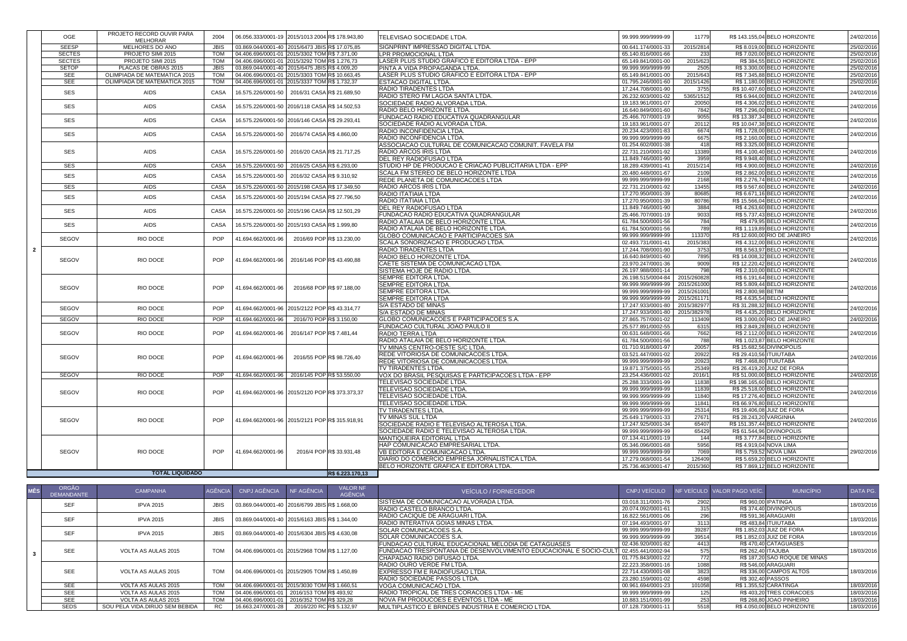| MÊS | ÓRGÃO DEMANDANTE | CAMPANHA | AGÊNCIA | CNPJ AGÊNCIA | NF AGÊNCIA | VALOR NF AGÊNCIA | VEÍCULO / FORNECEDOR | CNPJ VEÍCULO | NF VEÍCULO | VALOR PAGO VEÍC. | MUNICÍPIO | DATA PG. |
|---|---|---|---|---|---|---|---|---|---|---|---|---|
| | OGE | PROJETO RECORD OUVIR PARA MELHORAR | 2004 | 06.056.333/0001-19 | 2015/1013 2004 | R$ 178.943,80 | TELEVISAO SOCIEDADE LTDA. | 99.999.999/9999-99 | 11779 | R$ 143.155,04 | BELO HORIZONTE | 24/02/2016 |
| | SEESP | MELHORES DO ANO | JBIS | 03.869.044/0001-40 | 2015/6473 JBIS | R$ 17.075,85 | SIGNPRINT IMPRESSAO DIGITAL LTDA. | 00.641.174/0001-33 | 2015/2814 | R$ 8.019,00 | BELO HORIZONTE | 25/02/2016 |
| | SECTES | PROJETO SIMI 2015 | TOM | 04.406.696/0001-01 | 2015/3302 TOM | R$ 7.371,00 | LPR PROMOCIONAL LTDA | 65.140.816/0001-66 | 233 | R$ 7.020,00 | BELO HORIZONTE | 25/02/2016 |
| | SECTES | PROJETO SIMI 2015 | TOM | 04.406.696/0001-01 | 2015/3292 TOM | R$ 1.276,73 | LASER PLUS STUDIO GRAFICO E EDITORA LTDA - EPP | 65.149.841/0001-00 | 2015/623 | R$ 384,55 | BELO HORIZONTE | 25/02/2016 |
| | SETOP | PLACAS DE OBRAS 2015 | JBIS | 03.869.044/0001-40 | 2015/6475 JBIS | R$ 4.009,20 | PINTA A VIDA PROPAGANDA LTDA. | 99.999.999/9999-99 | 2505 | R$ 3.300,00 | BELO HORIZONTE | 25/02/2016 |
| | SEE | OLIMPIADA DE MATEMATICA 2015 | TOM | 04.406.696/0001-01 | 2015/3303 TOM | R$ 10.663,45 | LASER PLUS STUDIO GRAFICO E EDITORA LTDA - EPP | 65.149.841/0001-00 | 2015/643 | R$ 7.345,88 | BELO HORIZONTE | 25/02/2016 |
| | SEE | OLIMPIADA DE MATEMATICA 2015 | TOM | 04.406.696/0001-01 | 2015/3337 TOM | R$ 1.732,37 | ESTACAO DIGITAL LTDA. | 01.795.246/0001-60 | 2015/1426 | R$ 1.180,00 | BELO HORIZONTE | 25/02/2016 |
| | SES | AIDS | CASA | 16.575.226/0001-50 | 2016/31 CASA | R$ 21.689,50 | RADIO TIRADENTES LTDA | 17.244.708/0001-90 | 3755 | R$ 10.407,60 | BELO HORIZONTE | 24/02/2016 |
| | | | | | | | RADIO STERO FM LAGOA SANTA LTDA. | 26.232.603/0001-02 | 5365/1512 | R$ 6.944,00 | BELO HORIZONTE | |
| | SES | AIDS | CASA | 16.575.226/0001-50 | 2016/118 CASA | R$ 14.502,53 | SOCIEDADE RADIO ALVORADA LTDA. | 19.183.961/0001-07 | 20050 | R$ 4.306,02 | BELO HORIZONTE | 24/02/2016 |
| | | | | | | | RADIO BELO HORIZONTE LTDA. | 16.640.849/0001-60 | 7842 | R$ 7.296,00 | BELO HORIZONTE | |
| | SES | AIDS | CASA | 16.575.226/0001-50 | 2016/146 CASA | R$ 29.293,41 | FUNDACAO RADIO EDUCATIVA QUADRANGULAR | 25.466.707/0001-19 | 9055 | R$ 13.387,34 | BELO HORIZONTE | 24/02/2016 |
| | | | | | | | SOCIEDADE RADIO ALVORADA LTDA. | 19.183.961/0001-07 | 20112 | R$ 10.047,38 | BELO HORIZONTE | |
| | SES | AIDS | CASA | 16.575.226/0001-50 | 2016/74 CASA | R$ 4.860,00 | RADIO INCONFIDENCIA LTDA. | 20.234.423/0001-83 | 6674 | R$ 1.728,00 | BELO HORIZONTE | 24/02/2016 |
| | | | | | | | RADIO INCONFIDENCIA LTDA. | 99.999.999/9999-99 | 6675 | R$ 2.160,00 | BELO HORIZONTE | |
| | SES | AIDS | CASA | 16.575.226/0001-50 | 2016/20 CASA | R$ 21.717,25 | ASSOCIACAO CULTURAL DE COMUNICACAO COMUNIT. FAVELA FM | 01.254.602/0001-38 | 418 | R$ 3.325,00 | BELO HORIZONTE | 24/02/2016 |
| | | | | | | | RADIO ARCOS IRIS LTDA | 22.731.210/0001-92 | 13389 | R$ 4.100,40 | BELO HORIZONTE | |
| | | | | | | | DEL REY RADIOFUSAO LTDA | 11.849.746/0001-90 | 3959 | R$ 9.948,40 | BELO HORIZONTE | |
| | SES | AIDS | CASA | 16.575.226/0001-50 | 2016/25 CASA | R$ 6.293,00 | STUDIO HP DE PRODUCAO E CRIACAO PUBLICITARIA LTDA - EPP | 18.289.439/0001-41 | 2015/214 | R$ 4.900,00 | BELO HORIZONTE | 24/02/2016 |
| | SES | AIDS | CASA | 16.575.226/0001-50 | 2016/32 CASA | R$ 9.310,92 | SCALA FM STEREO DE BELO HORIZONTE LTDA | 20.480.448/0001-67 | 2109 | R$ 2.862,00 | BELO HORIZONTE | 24/02/2016 |
| | | | | | | | REDE PLANETA DE COMUNICACOES LTDA | 99.999.999/9999-99 | 2168 | R$ 2.276,74 | BELO HORIZONTE | |
| | SES | AIDS | CASA | 16.575.226/0001-50 | 2015/198 CASA | R$ 17.349,50 | RADIO ARCOS IRIS LTDA | 22.731.210/0001-92 | 13455 | R$ 9.567,60 | BELO HORIZONTE | 24/02/2016 |
| | SES | AIDS | CASA | 16.575.226/0001-50 | 2015/194 CASA | R$ 27.796,50 | RADIO ITATIAIA LTDA | 17.270.950/0001-39 | 80685 | R$ 6.671,16 | BELO HORIZONTE | 24/02/2016 |
| | | | | | | | RADIO ITATIAIA LTDA | 17.270.950/0001-39 | 80786 | R$ 15.566,04 | BELO HORIZONTE | |
| | SES | AIDS | CASA | 16.575.226/0001-50 | 2015/196 CASA | R$ 12.501,29 | DEL REY RADIOFUSAO LTDA | 11.849.746/0001-90 | 3884 | R$ 4.263,60 | BELO HORIZONTE | 24/02/2016 |
| | | | | | | | FUNDACAO RADIO EDUCATIVA QUADRANGULAR | 25.466.707/0001-19 | 9033 | R$ 5.737,43 | BELO HORIZONTE | |
| | SES | AIDS | CASA | 16.575.226/0001-50 | 2015/193 CASA | R$ 1.999,80 | RADIO ATALAIA DE BELO HORIZONTE LTDA. | 61.784.500/0001-56 | 784 | R$ 479,95 | BELO HORIZONTE | 24/02/2016 |
| | | | | | | | RADIO ATALAIA DE BELO HORIZONTE LTDA. | 61.784.500/0001-56 | 789 | R$ 1.119,89 | BELO HORIZONTE | |
| | SEGOV | RIO DOCE | POP | 41.694.662/0001-96 | 2016/69 POP | R$ 13.230,00 | GLOBO COMUNICACAO E PARTICIPACOES S/A | 99.999.999/9999-99 | 113370 | R$ 12.600,00 | RIO DE JANEIRO | 24/02/2016 |
| | | | | | | | SCALA SONORIZACAO E PRODUCAO LTDA. | 02.493.731/0001-41 | 2015/383 | R$ 4.312,00 | BELO HORIZONTE | |
| 2 | SEGOV | RIO DOCE | POP | 41.694.662/0001-96 | 2016/146 POP | R$ 43.490,88 | RADIO TIRADENTES LTDA | 17.244.708/0001-90 | 3753 | R$ 8.563,97 | BELO HORIZONTE | 24/02/2016 |
| | | | | | | | RADIO BELO HORIZONTE LTDA. | 16.640.849/0001-60 | 7895 | R$ 14.008,32 | BELO HORIZONTE | |
| | | | | | | | CAETE SISTEMA DE COMUNICACAO LTDA. | 23.970.247/0001-36 | 9009 | R$ 12.220,42 | BELO HORIZONTE | |
| | | | | | | | SISTEMA HOJE DE RADIO LTDA. | 26.197.988/0001-14 | 798 | R$ 2.310,00 | BELO HORIZONTE | |
| | SEGOV | RIO DOCE | POP | 41.694.662/0001-96 | 2016/68 POP | R$ 97.188,00 | SEMPRE EDITORA LTDA. | 26.198.515/0004-84 | 2015/260828 | R$ 6.191,64 | BELO HORIZONTE | 24/02/2016 |
| | | | | | | | SEMPRE EDITORA LTDA. | 99.999.999/9999-99 | 2015/261000 | R$ 5.809,44 | BELO HORIZONTE | |
| | | | | | | | SEMPRE EDITORA LTDA. | 99.999.999/9999-99 | 2015/261001 | R$ 2.800,98 | BETIM | |
| | | | | | | | SEMPRE EDITORA LTDA | 99.999.999/9999-99 | 2015/261171 | R$ 4.635,54 | BELO HORIZONTE | |
| | SEGOV | RIO DOCE | POP | 41.694.662/0001-96 | 2015/2122 POP | R$ 43.314,77 | S/A ESTADO DE MINAS | 17.247.933/0001-80 | 2015/382977 | R$ 31.288,32 | BELO HORIZONTE | 24/02/2016 |
| | | | | | | | S/A ESTADO DE MINAS | 17.247.933/0001-80 | 2015/382978 | R$ 4.435,20 | BELO HORIZONTE | |
| | SEGOV | RIO DOCE | POP | 41.694.662/0001-96 | 2016/70 POP | R$ 3.150,00 | GLOBO COMUNICACOES E PARTICIPACOES S.A. | 27.865.757/0001-02 | 113409 | R$ 3.000,00 | RIO DE JANEIRO | 24/02/2016 |
| | SEGOV | RIO DOCE | POP | 41.694.662/0001-96 | 2016/147 POP | R$ 7.481,44 | FUNDACAO CULTURAL JOAO PAULO II | 25.577.891/0002-55 | 6315 | R$ 2.849,28 | BELO HORIZONTE | 24/02/2016 |
| | | | | | | | RADIO TERRA LTDA | 00.631.648/0001-66 | 7662 | R$ 2.112,00 | BELO HORIZONTE | |
| | | | | | | | RADIO ATALAIA DE BELO HORIZONTE LTDA. | 61.784.500/0001-56 | 788 | R$ 1.023,87 | BELO HORIZONTE | |
| | SEGOV | RIO DOCE | POP | 41.694.662/0001-96 | 2016/55 POP | R$ 98.726,40 | TV MINAS CENTRO-OESTE S/C LTDA. | 01.710.918/0001-97 | 20057 | R$ 15.682,56 | DIVINOPOLIS | 24/02/2016 |
| | | | | | | | REDE VITORIOSA DE COMUNICACOES LTDA. | 03.521.447/0001-02 | 20922 | R$ 29.410,56 | ITUIUTABA | |
| | | | | | | | REDE VITORIOSA DE COMUNICACOES LTDA. | 99.999.999/9999-99 | 20923 | R$ 7.468,80 | ITUIUTABA | |
| | | | | | | | TV TIRADENTES LTDA. | 19.871.375/0001-55 | 25349 | R$ 26.419,20 | JUIZ DE FORA | |
| | SEGOV | RIO DOCE | POP | 41.694.662/0001-96 | 2016/145 POP | R$ 53.550,00 | VOX DO BRASIL PESQUISAS E PARTICIPACOES LTDA - EPP | 23.254.436/0001-02 | 2016/1 | R$ 51.000,00 | BELO HORIZONTE | 24/02/2016 |
| | SEGOV | RIO DOCE | POP | 41.694.662/0001-96 | 2015/2120 POP | R$ 373.373,37 | TELEVISAO SOCIEDADE LTDA. | 25.288.333/0001-99 | 11838 | R$ 198.165,60 | BELO HORIZONTE | 24/02/2016 |
| | | | | | | | TELEVISAO SOCIEDADE LTDA. | 99.999.999/9999-99 | 11839 | R$ 25.518,00 | BELO HORIZONTE | |
| | | | | | | | TELEVISAO SOCIEDADE LTDA. | 99.999.999/9999-99 | 11840 | R$ 17.276,40 | BELO HORIZONTE | |
| | | | | | | | TELEVISAO SOCIEDADE LTDA. | 99.999.999/9999-99 | 11841 | R$ 66.976,80 | BELO HORIZONTE | |
| | SEGOV | RIO DOCE | POP | 41.694.662/0001-96 | 2015/2121 POP | R$ 315.918,91 | TV TIRADENTES LTDA. | 99.999.999/9999-99 | 25314 | R$ 19.406,08 | JUIZ DE FORA | 24/02/2016 |
| | | | | | | | TV MINAS SUL LTDA | 25.649.179/0001-33 | 27671 | R$ 28.243,20 | VARGINHA | |
| | | | | | | | SOCIEDADE RADIO E TELEVISAO ALTEROSA LTDA. | 17.247.925/0001-34 | 65407 | R$ 151.357,44 | BELO HORIZONTE | |
| | | | | | | | SOCIEDADE RADIO E TELEVISAO ALTEROSA LTDA. | 99.999.999/9999-99 | 65429 | R$ 61.544,96 | DIVINOPOLIS | |
| | SEGOV | RIO DOCE | POP | 41.694.662/0001-96 | 2016/4 POP | R$ 33.931,48 | MANTIQUEIRA EDITORIAL LTDA | 07.134.411/0001-19 | 144 | R$ 3.777,84 | BELO HORIZONTE | 29/02/2016 |
| | | | | | | | HAP COMUNICACAO EMPRESARIAL LTDA. | 05.346.096/0001-68 | 5956 | R$ 4.919,04 | NOVA LIMA | |
| | | | | | | | VB EDITORA E COMUNICACAO LTDA. | 99.999.999/9999-99 | 7069 | R$ 5.759,52 | NOVA LIMA | |
| | | | | | | | DIARIO DO COMERCIO EMPRESA JORNALISTICA LTDA. | 17.279.068/0001-54 | 126409 | R$ 5.659,20 | BELO HORIZONTE | |
| | | | | | | | BELO HORIZONTE GRAFICA E EDITORA LTDA. | 25.736.463/0001-47 | 2015/360 | R$ 7.869,12 | BELO HORIZONTE | |
| | | TOTAL LIQUIDADO | | | | R$ 6.223.170,13 | | | | | | |

| MÊS | ÓRGÃO DEMANDANTE | CAMPANHA | AGÊNCIA | CNPJ AGÊNCIA | NF AGÊNCIA | VALOR NF AGÊNCIA | VEÍCULO / FORNECEDOR | CNPJ VEÍCULO | NF VEÍCULO | VALOR PAGO VEÍC. | MUNICÍPIO | DATA PG. |
|---|---|---|---|---|---|---|---|---|---|---|---|---|
| | SEF | IPVA 2015 | JBIS | 03.869.044/0001-40 | 2016/6799 JBIS | R$ 1.668,00 | SISTEMA DE COMUNICACAO ALVORADA LTDA. | 03.018.311/0001-76 | 2902 | R$ 960,00 | IPATINGA | 18/03/2016 |
| | | | | | | | RADIO CASTELO BRANCO LTDA. | 20.074.092/0001-61 | 315 | R$ 374,40 | DIVINOPOLIS | |
| | SEF | IPVA 2015 | JBIS | 03.869.044/0001-40 | 2015/6163 JBIS | R$ 1.344,00 | RADIO CACIQUE DE ARAGUARI LTDA. | 16.822.561/0001-06 | 296 | R$ 591,36 | ARAGUARI | 18/03/2016 |
| | | | | | | | RADIO INTERATIVA GOIAS MINAS LTDA. | 07.194.493/0001-97 | 3113 | R$ 483,84 | ITUIUTABA | |
| | SEF | IPVA 2015 | JBIS | 03.869.044/0001-40 | 2015/6304 JBIS | R$ 4.630,08 | SOLAR COMUNICACOES S.A. | 99.999.999/9999-99 | 39287 | R$ 1.852,03 | JUIZ DE FORA | 18/03/2016 |
| | | | | | | | SOLAR COMUNICACOES S.A. | 99.999.999/9999-99 | 39514 | R$ 1.852,03 | JUIZ DE FORA | |
| 3 | SEE | VOLTA AS AULAS 2015 | TOM | 04.406.696/0001-01 | 2015/2968 TOM | R$ 1.127,00 | FUNDACAO CULTURAL EDUCACIONAL MELODIA DE CATAGUASES | 02.436.920/0001-82 | 4413 | R$ 470,40 | CATAGUASES | 18/03/2016 |
| | | | | | | | FUNDACAO TRESPONTANA DE DESENVOLVIMENTO EDUCACIONAL E SOCIO-CULT | 02.455.441/0002-94 | 575 | R$ 262,40 | ITAJUBA | |
| | | | | | | | CHAPADAO RADIO DIFUSAO LTDA. | 01.775.843/0001-22 | 772 | R$ 187,20 | SAO ROQUE DE MINAS | |
| | SEE | VOLTA AS AULAS 2015 | TOM | 04.406.696/0001-01 | 2015/2905 TOM | R$ 1.450,89 | RADIO OURO VERDE FM LTDA. | 22.223.358/0001-16 | 1088 | R$ 546,00 | ARAGUARI | 18/03/2016 |
| | | | | | | | EXPRESSO FM E RADIOFUSAO LTDA. | 22.714.430/0001-08 | 3823 | R$ 336,00 | CAMPOS ALTOS | |
| | | | | | | | RADIO SOCIEDADE PASSOS LTDA. | 23.280.159/0001-02 | 4598 | R$ 302,40 | PASSOS | |
| | SEE | VOLTA AS AULAS 2015 | TOM | 04.406.696/0001-01 | 2015/3030 TOM | R$ 1.660,51 | VOGA COMUNICACAO LTDA. | 00.961.694/0001-23 | 101058 | R$ 1.355,52 | CARATINGA | 18/03/2016 |
| | SEE | VOLTA AS AULAS 2015 | TOM | 04.406.696/0001-01 | 2016/153 TOM | R$ 493,92 | RADIO TROPICAL DE TRES CORACOES LTDA - ME | 99.999.999/9999-99 | 125 | R$ 403,20 | TRES CORACOES | 18/03/2016 |
| | SEE | VOLTA AS AULAS 2015 | TOM | 04.406.696/0001-01 | 2016/352 TOM | R$ 329,28 | NOVA FM PRODUCOES E EVENTOS LTDA - ME | 10.883.151/0001-99 | 253 | R$ 268,80 | JOAO PINHEIRO | 18/03/2016 |
| | SEDS | SOU PELA VIDA.DIRIJO SEM BEBIDA | RC | 16.663.247/0001-28 | 2016/220 RC | R$ 5.132,97 | MULTIPLASTICO E BRINDES INDUSTRIA E COMERCIO LTDA. | 07.128.730/0001-11 | 5518 | R$ 4.050,00 | BELO HORIZONTE | 18/03/2016 |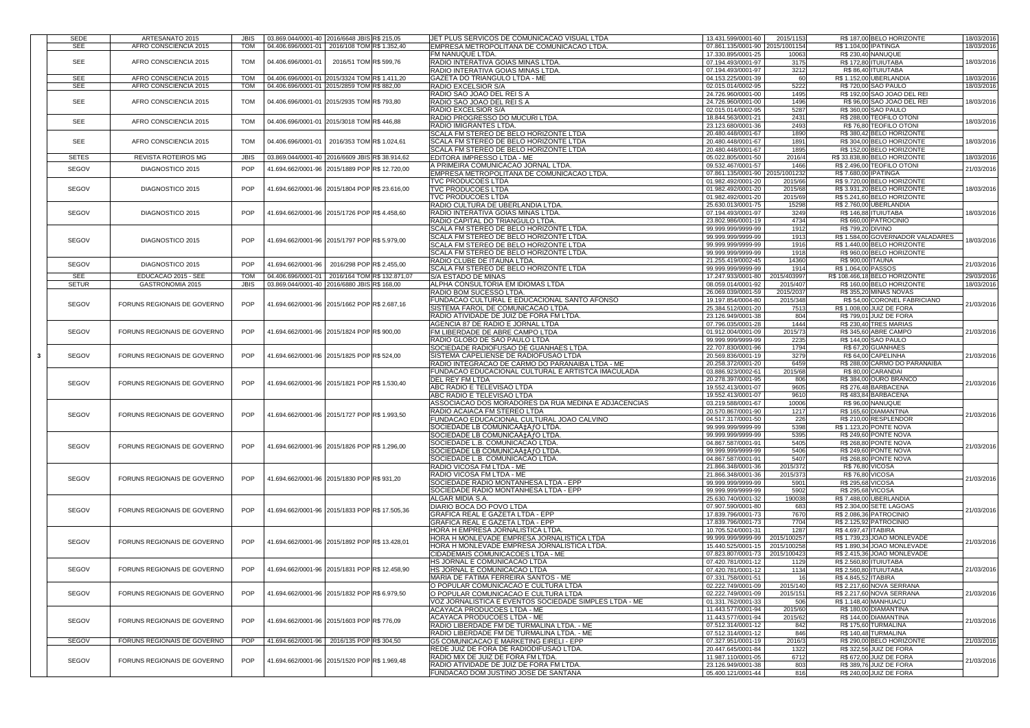| | | | | | | | | | | | | |
|---|---|---|---|---|---|---|---|---|---|---|---|---|
| | SEDE | ARTESANATO 2015 | JBIS | 03.869.044/0001-40 | 2016/6648 | JBIS | R$ 215,05 | JET PLUS SERVICOS DE COMUNICACAO VISUAL LTDA | 13.431.599/0001-60 | 2015/1153 | R$ 187,00 BELO HORIZONTE | 18/03/2016 |
| | SEE | AFRO CONSCIENCIA 2015 | TOM | 04.406.696/0001-01 | 2016/108 | TOM | R$ 1.352,40 | EMPRESA METROPOLITANA DE COMUNICACAO LTDA. | 07.861.135/0001-90 | 2015/1001154 | R$ 1.104,00 IPATINGA | 18/03/2016 |
| | SEE | AFRO CONSCIENCIA 2015 | TOM | 04.406.696/0001-01 | 2016/51 | TOM | R$ 599,76 | FM NANUQUE LTDA. | 17.330.895/0001-25 | 10063 | R$ 230,40 NANUQUE | 18/03/2016 |
| | | | | | | | | RADIO INTERATIVA GOIAS MINAS LTDA. | 07.194.493/0001-97 | 3175 | R$ 172,80 ITUIUTABA | |
| | | | | | | | | RADIO INTERATIVA GOIAS MINAS LTDA. | 07.194.493/0001-97 | 3212 | R$ 86,40 ITUIUTABA | |
| | SEE | AFRO CONSCIENCIA 2015 | TOM | 04.406.696/0001-01 | 2015/3324 | TOM | R$ 1.411,20 | GAZETA DO TRIANGULO LTDA - ME | 04.153.225/0001-39 | 60 | R$ 1.152,00 UBERLANDIA | 18/03/2016 |
| | SEE | AFRO CONSCIENCIA 2015 | TOM | 04.406.696/0001-01 | 2015/2859 | TOM | R$ 882,00 | RADIO EXCELSIOR S/A | 02.015.014/0002-95 | 5222 | R$ 720,00 SAO PAULO | 18/03/2016 |
| | SEE | AFRO CONSCIENCIA 2015 | TOM | 04.406.696/0001-01 | 2015/2935 | TOM | R$ 793,80 | RADIO SAO JOAO DEL REI S A | 24.726.960/0001-00 | 1495 | R$ 192,00 SAO JOAO DEL REI | 18/03/2016 |
| | | | | | | | | RADIO SAO JOAO DEL REI S A | 24.726.960/0001-00 | 1496 | R$ 96,00 SAO JOAO DEL REI | |
| | | | | | | | | RADIO EXCELSIOR S/A | 02.015.014/0002-95 | 5287 | R$ 360,00 SAO PAULO | |
| | SEE | AFRO CONSCIENCIA 2015 | TOM | 04.406.696/0001-01 | 2015/3018 | TOM | R$ 446,88 | RADIO PROGRESSO DO MUCURI LTDA. | 18.844.563/0001-21 | 2431 | R$ 288,00 TEOFILO OTONI | 18/03/2016 |
| | | | | | | | | RADIO IMIGRANTES LTDA. | 23.123.680/0001-36 | 2493 | R$ 76,80 TEOFILO OTONI | |
| | SEE | AFRO CONSCIENCIA 2015 | TOM | 04.406.696/0001-01 | 2016/353 | TOM | R$ 1.024,61 | SCALA FM STEREO DE BELO HORIZONTE LTDA | 20.480.448/0001-67 | 1890 | R$ 380,42 BELO HORIZONTE | 18/03/2016 |
| | | | | | | | | SCALA FM STEREO DE BELO HORIZONTE LTDA | 20.480.448/0001-67 | 1891 | R$ 304,00 BELO HORIZONTE | |
| | | | | | | | | SCALA FM STEREO DE BELO HORIZONTE LTDA | 20.480.448/0001-67 | 1895 | R$ 152,00 BELO HORIZONTE | |
| | SETES | REVISTA ROTEIROS MG | JBIS | 03.869.044/0001-40 | 2016/6609 | JBIS | R$ 38.914,62 | EDITORA IMPRESSO LTDA - ME | 05.022.805/0001-50 | 2016/4 | R$ 33.838,80 BELO HORIZONTE | 18/03/2016 |
| | SEGOV | DIAGNOSTICO 2015 | POP | 41.694.662/0001-96 | 2015/1889 | POP | R$ 12.720,00 | A PRIMEIRA COMUNICACAO JORNAL LTDA. | 09.532.467/0001-57 | 1466 | R$ 2.496,00 TEOFILO OTONI | 21/03/2016 |
| | | | | | | | | EMPRESA METROPOLITANA DE COMUNICACAO LTDA. | 07.861.135/0001-90 | 2015/1001232 | R$ 7.680,00 IPATINGA | |
| | SEGOV | DIAGNOSTICO 2015 | POP | 41.694.662/0001-96 | 2015/1804 | POP | R$ 23.616,00 | TVC PRODUCOES LTDA | 01.982.492/0001-20 | 2015/66 | R$ 9.720,00 BELO HORIZONTE | 18/03/2016 |
| | | | | | | | | TVC PRODUCOES LTDA | 01.982.492/0001-20 | 2015/68 | R$ 3.931,20 BELO HORIZONTE | |
| | | | | | | | | TVC PRODUCOES LTDA | 01.982.492/0001-20 | 2015/69 | R$ 5.241,60 BELO HORIZONTE | |
| | SEGOV | DIAGNOSTICO 2015 | POP | 41.694.662/0001-96 | 2015/1726 | POP | R$ 4.458,60 | RADIO CULTURA DE UBERLANDIA LTDA. | 25.630.013/0001-75 | 15298 | R$ 2.760,00 UBERLANDIA | 18/03/2016 |
| | | | | | | | | RADIO INTERATIVA GOIAS MINAS LTDA. | 07.194.493/0001-97 | 3249 | R$ 146,88 ITUIUTABA | |
| | | | | | | | | RADIO CAPITAL DO TRIANGULO LTDA. | 23.802.986/0001-19 | 4734 | R$ 660,00 PATROCINIO | |
| | SEGOV | DIAGNOSTICO 2015 | POP | 41.694.662/0001-96 | 2015/1797 | POP | R$ 5.979,00 | SCALA FM STEREO DE BELO HORIZONTE LTDA. | 99.999.999/9999-99 | 1912 | R$ 799,20 DIVINO | 18/03/2016 |
| | | | | | | | | SCALA FM STEREO DE BELO HORIZONTE LTDA. | 99.999.999/9999-99 | 1913 | R$ 1.584,00 GOVERNADOR VALADARES | |
| | | | | | | | | SCALA FM STEREO DE BELO HORIZONTE LTDA | 99.999.999/9999-99 | 1916 | R$ 1.440,00 BELO HORIZONTE | |
| | | | | | | | | SCALA FM STEREO DE BELO HORIZONTE LTDA. | 99.999.999/9999-99 | 1918 | R$ 960,00 BELO HORIZONTE | |
| | SEGOV | DIAGNOSTICO 2015 | POP | 41.694.662/0001-96 | 2016/298 | POP | R$ 2.455,00 | RADIO CLUBE DE ITAUNA LTDA. | 21.255.419/0002-45 | 14360 | R$ 900,00 ITAUNA | 21/03/2016 |
| | | | | | | | | SCALA FM STEREO DE BELO HORIZONTE LTDA | 99.999.999/9999-99 | 1914 | R$ 1.064,00 PASSOS | |
| | SEE | EDUCACAO 2015 - SEE | TOM | 04.406.696/0001-01 | 2016/164 | TOM | R$ 132.871,07 | S/A ESTADO DE MINAS | 17.247.933/0001-80 | 2015/403997 | R$ 108.466,18 BELO HORIZONTE | 29/03/2016 |
| | SETUR | GASTRONOMIA 2015 | JBIS | 03.869.044/0001-40 | 2016/6880 | JBIS | R$ 168,00 | ALPHA CONSULTORIA EM IDIOMAS LTDA | 08.059.014/0001-92 | 2015/407 | R$ 160,00 BELO HORIZONTE | 18/03/2016 |
| | SEGOV | FORUNS REGIONAIS DE GOVERNO | POP | 41.694.662/0001-96 | 2015/1662 | POP | R$ 2.687,16 | RADIO BOM SUCESSO LTDA. | 26.069.039/0001-59 | 2015/2037 | R$ 355,20 MINAS NOVAS | 21/03/2016 |
| | | | | | | | | FUNDACAO CULTURAL E EDUCACIONAL SANTO AFONSO | 19.197.854/0004-80 | 2015/348 | R$ 54,00 CORONEL FABRICIANO | |
| | | | | | | | | SISTEMA FAROL DE COMUNICACAO LTDA. | 25.384.512/0001-20 | 7513 | R$ 1.008,00 JUIZ DE FORA | |
| | | | | | | | | RADIO ATIVIDADE DE JUIZ DE FORA FM LTDA. | 23.126.949/0001-38 | 804 | R$ 799,01 JUIZ DE FORA | |
| | SEGOV | FORUNS REGIONAIS DE GOVERNO | POP | 41.694.662/0001-96 | 2015/1824 | POP | R$ 900,00 | AGENCIA 87 DE RADIO E JORNAL LTDA | 07.796.035/0001-28 | 1444 | R$ 230,40 TRES MARIAS | 21/03/2016 |
| | | | | | | | | FM LIBERDADE DE ABRE CAMPO LTDA | 01.912.004/0001-09 | 2015/73 | R$ 345,60 ABRE CAMPO | |
| | | | | | | | | RADIO GLOBO DE SAO PAULO LTDA | 99.999.999/9999-99 | 2235 | R$ 144,00 SAO PAULO | |
| 3 | SEGOV | FORUNS REGIONAIS DE GOVERNO | POP | 41.694.662/0001-96 | 2015/1825 | POP | R$ 524,00 | SOCIEDADE RADIOFUSAO DE GUANHAES LTDA. | 22.707.830/0001-96 | 1794 | R$ 67,20 GUANHAES | 21/03/2016 |
| | | | | | | | | SISTEMA CAPELIENSE DE RADIOFUSAO LTDA | 20.569.836/0001-19 | 3279 | R$ 64,00 CAPELINHA | |
| | | | | | | | | RADIO INTEGRACAO DE CARMO DO PARANAIBA LTDA - ME | 20.258.372/0001-20 | 6459 | R$ 288,00 CARMO DO PARANAIBA | |
| | SEGOV | FORUNS REGIONAIS DE GOVERNO | POP | 41.694.662/0001-96 | 2015/1821 | POP | R$ 1.530,40 | FUNDACAO EDUCACIONAL CULTURAL E ARTISTCA IMACULADA | 03.886.923/0002-61 | 2015/68 | R$ 80,00 CARANDAI | 21/03/2016 |
| | | | | | | | | DEL REY FM LTDA | 20.278.397/0001-95 | 806 | R$ 384,00 OURO BRANCO | |
| | | | | | | | | ABC RADIO E TELEVISAO LTDA | 19.552.413/0001-07 | 9605 | R$ 276,48 BARBACENA | |
| | | | | | | | | ABC RADIO E TELEVISAO LTDA | 19.552.413/0001-07 | 9610 | R$ 483,84 BARBACENA | |
| | SEGOV | FORUNS REGIONAIS DE GOVERNO | POP | 41.694.662/0001-96 | 2015/1727 | POP | R$ 1.993,50 | ASSOCIACAO DOS MORADORES DA RUA MEDINA E ADJACENCIAS | 03.219.588/0001-67 | 10006 | R$ 96,00 NANUQUE | 21/03/2016 |
| | | | | | | | | RADIO ACAIACA FM STEREO LTDA | 20.570.867/0001-90 | 1217 | R$ 165,60 DIAMANTINA | |
| | | | | | | | | FUNDACAO EDUCACIONAL CULTURAL JOAO CALVINO | 04.517.317/0001-50 | 226 | R$ 210,00 RESPLENDOR | |
| | | | | | | | | SOCIEDADE LB COMUNICAÃ‡ÃƒO LTDA. | 99.999.999/9999-99 | 5398 | R$ 1.123,20 PONTE NOVA | |
| | SEGOV | FORUNS REGIONAIS DE GOVERNO | POP | 41.694.662/0001-96 | 2015/1826 | POP | R$ 1.296,00 | SOCIEDADE LB COMUNICAÃ‡ÃƒO LTDA. | 99.999.999/9999-99 | 5395 | R$ 249,60 PONTE NOVA | 21/03/2016 |
| | | | | | | | | SOCIEDADE L.B. COMUNICACAO LTDA. | 04.867.587/0001-91 | 5405 | R$ 268,80 PONTE NOVA | |
| | | | | | | | | SOCIEDADE LB COMUNICAÃ‡ÃƒO LTDA. | 99.999.999/9999-99 | 5406 | R$ 249,60 PONTE NOVA | |
| | | | | | | | | SOCIEDADE L.B. COMUNICACAO LTDA. | 04.867.587/0001-91 | 5407 | R$ 268,80 PONTE NOVA | |
| | SEGOV | FORUNS REGIONAIS DE GOVERNO | POP | 41.694.662/0001-96 | 2015/1830 | POP | R$ 931,20 | RADIO VICOSA FM LTDA - ME | 21.866.348/0001-36 | 2015/372 | R$ 76,80 VICOSA | 21/03/2016 |
| | | | | | | | | RADIO VICOSA FM LTDA - ME | 21.866.348/0001-36 | 2015/373 | R$ 76,80 VICOSA | |
| | | | | | | | | SOCIEDADE RADIO MONTANHESA LTDA - EPP | 99.999.999/9999-99 | 5901 | R$ 295,68 VICOSA | |
| | | | | | | | | SOCIEDADE RADIO MONTANHESA LTDA - EPP | 99.999.999/9999-99 | 5902 | R$ 295,68 VICOSA | |
| | SEGOV | FORUNS REGIONAIS DE GOVERNO | POP | 41.694.662/0001-96 | 2015/1833 | POP | R$ 17.505,36 | ALGAR MIDIA S.A. | 25.630.740/0001-32 | 190038 | R$ 7.488,00 UBERLANDIA | 21/03/2016 |
| | | | | | | | | DIARIO BOCA DO POVO LTDA | 07.907.590/0001-80 | 683 | R$ 2.304,00 SETE LAGOAS | |
| | | | | | | | | GRAFICA REAL E GAZETA LTDA - EPP | 17.839.796/0001-73 | 7670 | R$ 2.086,36 PATROCINIO | |
| | | | | | | | | GRAFICA REAL E GAZETA LTDA - EPP | 17.839.796/0001-73 | 7704 | R$ 2.125,92 PATROCINIO | |
| | SEGOV | FORUNS REGIONAIS DE GOVERNO | POP | 41.694.662/0001-96 | 2015/1892 | POP | R$ 13.428,01 | HORA H EMPRESA JORNALISTICA LTDA. | 10.705.524/0001-31 | 1287 | R$ 4.697,47 ITABIRA | 21/03/2016 |
| | | | | | | | | HORA H MONLEVADE EMPRESA JORNALISTICA LTDA | 99.999.999/9999-99 | 2015/100257 | R$ 1.739,23 JOAO MONLEVADE | |
| | | | | | | | | HORA H MONLEVADE EMPRESA JORNALISTICA LTDA. | 15.440.525/0001-15 | 2015/100258 | R$ 1.890,34 JOAO MONLEVADE | |
| | | | | | | | | CIDADEMAIS COMUNICACOES LTDA - ME | 07.823.807/0001-73 | 2015/100423 | R$ 2.415,36 JOAO MONLEVADE | |
| | SEGOV | FORUNS REGIONAIS DE GOVERNO | POP | 41.694.662/0001-96 | 2015/1831 | POP | R$ 12.458,90 | HS JORNAL E COMUNICACAO LTDA | 07.420.781/0001-12 | 1129 | R$ 2.560,80 ITUIUTABA | 21/03/2016 |
| | | | | | | | | HS JORNAL E COMUNICACAO LTDA | 07.420.781/0001-12 | 1134 | R$ 2.560,80 ITUIUTABA | |
| | | | | | | | | MARIA DE FATIMA FERREIRA SANTOS - ME | 07.331.758/0001-51 | 16 | R$ 4.845,52 ITABIRA | |
| | SEGOV | FORUNS REGIONAIS DE GOVERNO | POP | 41.694.662/0001-96 | 2015/1832 | POP | R$ 6.979,50 | O POPULAR COMUNICACAO E CULTURA LTDA | 02.222.749/0001-09 | 2015/140 | R$ 2.217,60 NOVA SERRANA | 21/03/2016 |
| | | | | | | | | O POPULAR COMUNICACAO E CULTURA LTDA | 02.222.749/0001-09 | 2015/151 | R$ 2.217,60 NOVA SERRANA | |
| | | | | | | | | VOZ JORNALISTICA E EVENTOS SOCIEDADE SIMPLES LTDA - ME | 01.331.762/0001-33 | 506 | R$ 1.148,40 MANHUACU | |
| | SEGOV | FORUNS REGIONAIS DE GOVERNO | POP | 41.694.662/0001-96 | 2015/1603 | POP | R$ 776,09 | ACAYACA PRODUCOES LTDA - ME | 11.443.577/0001-94 | 2015/60 | R$ 180,00 DIAMANTINA | 21/03/2016 |
| | | | | | | | | ACAYACA PRODUCOES LTDA - ME | 11.443.577/0001-94 | 2015/62 | R$ 144,00 DIAMANTINA | |
| | | | | | | | | RADIO LIBERDADE FM DE TURMALINA LTDA. - ME | 07.512.314/0001-12 | 842 | R$ 175,60 TURMALINA | |
| | | | | | | | | RADIO LIBERDADE FM DE TURMALINA LTDA. - ME | 07.512.314/0001-12 | 846 | R$ 140,48 TURMALINA | |
| | SEGOV | FORUNS REGIONAIS DE GOVERNO | POP | 41.694.662/0001-96 | 2016/135 | POP | R$ 304,50 | G5 COMUNICACAO E MARKETING EIRELI - EPP | 07.327.951/0001-19 | 2016/3 | R$ 290,00 BELO HORIZONTE | 21/03/2016 |
| | SEGOV | FORUNS REGIONAIS DE GOVERNO | POP | 41.694.662/0001-96 | 2015/1520 | POP | R$ 1.969,48 | REDE JUIZ DE FORA DE RADIODIFUSAO LTDA. | 20.447.645/0001-84 | 1322 | R$ 322,56 JUIZ DE FORA | 21/03/2016 |
| | | | | | | | | RADIO MIX DE JUIZ DE FORA FM LTDA. | 11.987.110/0001-05 | 6712 | R$ 672,00 JUIZ DE FORA | |
| | | | | | | | | RADIO ATIVIDADE DE JUIZ DE FORA FM LTDA. | 23.126.949/0001-38 | 803 | R$ 389,76 JUIZ DE FORA | |
| | | | | | | | | FUNDACAO DOM JUSTINO JOSE DE SANTANA | 05.400.121/0001-44 | 816 | R$ 240,00 JUIZ DE FORA | |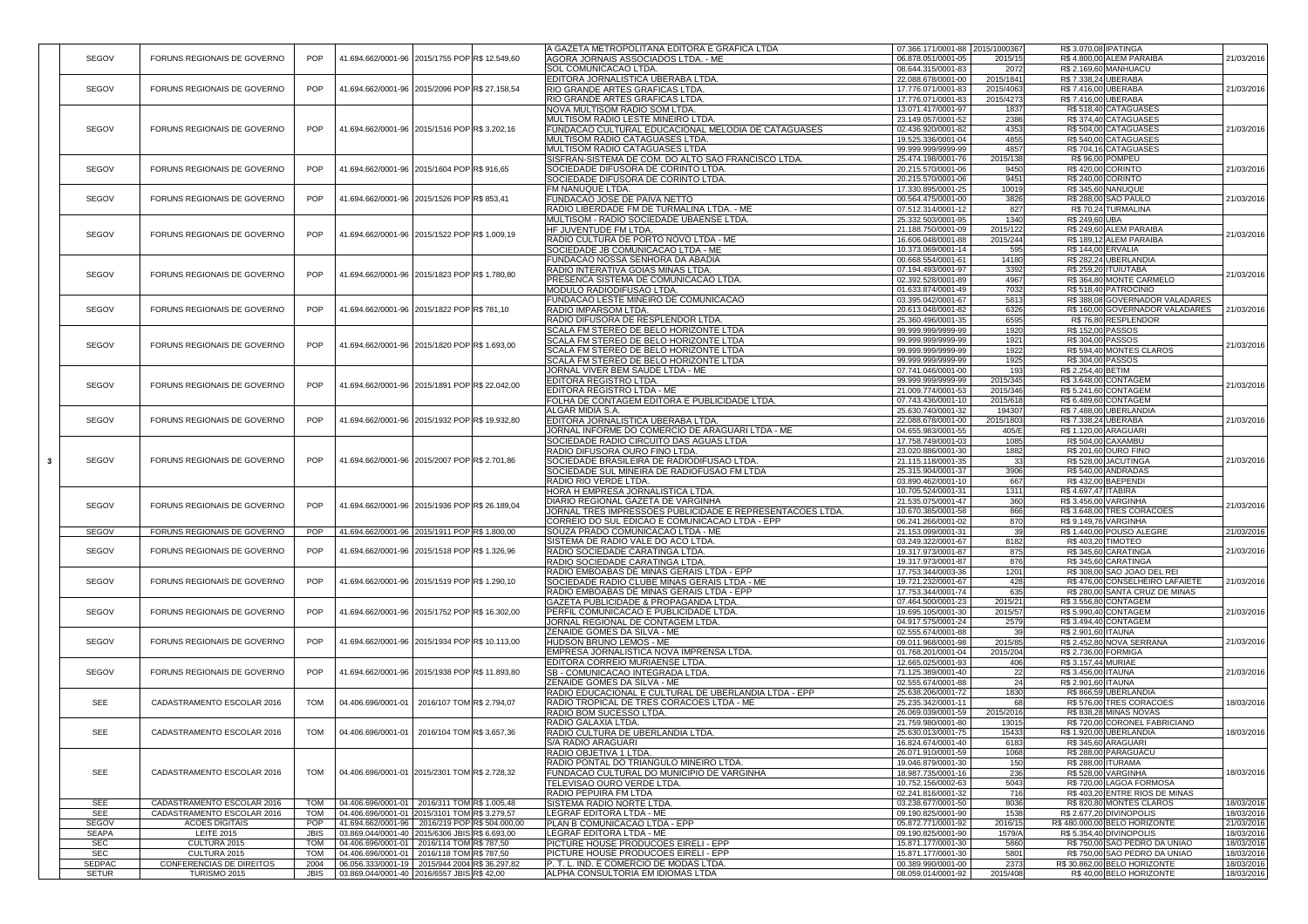| | | | | | | | | | | | | | |
|---|---|---|---|---|---|---|---|---|---|---|---|---|---|
| | SEGOV | FORUNS REGIONAIS DE GOVERNO | POP | 41.694.662/0001-96 | 2015/1755 | POP | R$ 12.549,60 | A GAZETA METROPOLITANA EDITORA E GRAFICA LTDA | 07.366.171/0001-88 | 2015/1000367 | R$ 3.070,08 | IPATINGA | 21/03/2016 |
| | | | | | | | | AGORA JORNAIS ASSOCIADOS LTDA. - ME | 06.878.051/0001-05 | 2015/15 | R$ 4.800,00 | ALEM PARAIBA | |
| | | | | | | | | SOL COMUNICACAO LTDA. | 08.644.315/0001-83 | 2072 | R$ 2.169,60 | MANHUACU | |
| | SEGOV | FORUNS REGIONAIS DE GOVERNO | POP | 41.694.662/0001-96 | 2015/2096 | POP | R$ 27.158,54 | EDITORA JORNALISTICA UBERABA LTDA. | 22.088.678/0001-00 | 2015/1841 | R$ 7.338,24 | UBERABA | 21/03/2016 |
| | | | | | | | | RIO GRANDE ARTES GRAFICAS LTDA. | 17.776.071/0001-83 | 2015/4063 | R$ 7.416,00 | UBERABA | |
| | | | | | | | | RIO GRANDE ARTES GRAFICAS LTDA. | 17.776.071/0001-83 | 2015/4273 | R$ 7.416,00 | UBERABA | |
| | SEGOV | FORUNS REGIONAIS DE GOVERNO | POP | 41.694.662/0001-96 | 2015/1516 | POP | R$ 3.202,16 | NOVA MULTISOM RADIO SOM LTDA. | 13.071.417/0001-97 | 1837 | R$ 518,40 | CATAGUASES | 21/03/2016 |
| | | | | | | | | MULTISOM RADIO LESTE MINEIRO LTDA. | 23.149.057/0001-52 | 2386 | R$ 374,40 | CATAGUASES | |
| | | | | | | | | FUNDACAO CULTURAL EDUCACIONAL MELODIA DE CATAGUASES | 02.436.920/0001-82 | 4353 | R$ 504,00 | CATAGUASES | |
| | | | | | | | | MULTISOM RADIO CATAGUASES LTDA. | 19.525.336/0001-04 | 4855 | R$ 540,00 | CATAGUASES | |
| | | | | | | | | MULTISOM RADIO CATAGUASES LTDA | 99.999.999/9999-99 | 4857 | R$ 704,16 | CATAGUASES | |
| | SEGOV | FORUNS REGIONAIS DE GOVERNO | POP | 41.694.662/0001-96 | 2015/1604 | POP | R$ 916,65 | SISFRAN-SISTEMA DE COM. DO ALTO SAO FRANCISCO LTDA. | 25.474.198/0001-76 | 2015/138 | R$ 96,00 | POMPEU | 21/03/2016 |
| | | | | | | | | SOCIEDADE DIFUSORA DE CORINTO LTDA. | 20.215.570/0001-06 | 9450 | R$ 420,00 | CORINTO | |
| | | | | | | | | SOCIEDADE DIFUSORA DE CORINTO LTDA. | 20.215.570/0001-06 | 9451 | R$ 240,00 | CORINTO | |
| | SEGOV | FORUNS REGIONAIS DE GOVERNO | POP | 41.694.662/0001-96 | 2015/1526 | POP | R$ 853,41 | FM NANUQUE LTDA. | 17.330.895/0001-25 | 10019 | R$ 345,60 | NANUQUE | 21/03/2016 |
| | | | | | | | | FUNDACAO JOSE DE PAIVA NETTO | 00.564.475/0001-00 | 3826 | R$ 288,00 | SAO PAULO | |
| | | | | | | | | RADIO LIBERDADE FM DE TURMALINA LTDA. - ME | 07.512.314/0001-12 | 827 | R$ 70,24 | TURMALINA | |
| | SEGOV | FORUNS REGIONAIS DE GOVERNO | POP | 41.694.662/0001-96 | 2015/1522 | POP | R$ 1.009,19 | MULTISOM - RADIO SOCIEDADE UBAENSE LTDA. | 25.332.503/0001-95 | 1340 | R$ 249,60 | UBA | 21/03/2016 |
| | | | | | | | | HF JUVENTUDE FM LTDA. | 21.188.750/0001-09 | 2015/122 | R$ 249,60 | ALEM PARAIBA | |
| | | | | | | | | RADIO CULTURA DE PORTO NOVO LTDA - ME | 16.606.048/0001-88 | 2015/244 | R$ 189,12 | ALEM PARAIBA | |
| | | | | | | | | SOCIEDADE JB COMUNICACAO LTDA - ME | 10.373.069/0001-14 | 595 | R$ 144,00 | ERVALIA | |
| | SEGOV | FORUNS REGIONAIS DE GOVERNO | POP | 41.694.662/0001-96 | 2015/1823 | POP | R$ 1.780,80 | FUNDACAO NOSSA SENHORA DA ABADIA | 00.668.554/0001-61 | 14180 | R$ 282,24 | UBERLANDIA | 21/03/2016 |
| | | | | | | | | RADIO INTERATIVA GOIAS MINAS LTDA. | 07.194.493/0001-97 | 3392 | R$ 259,20 | ITUIUTABA | |
| | | | | | | | | PRESENCA SISTEMA DE COMUNICACAO LTDA. | 02.392.528/0001-89 | 4967 | R$ 364,80 | MONTE CARMELO | |
| | | | | | | | | MODULO RADIODIFUSAO LTDA. | 01.633.874/0001-49 | 7032 | R$ 518,40 | PATROCINIO | |
| | SEGOV | FORUNS REGIONAIS DE GOVERNO | POP | 41.694.662/0001-96 | 2015/1822 | POP | R$ 781,10 | FUNDACAO LESTE MINEIRO DE COMUNICACAO | 03.395.042/0001-67 | 5813 | R$ 388,08 | GOVERNADOR VALADARES | 21/03/2016 |
| | | | | | | | | RADIO IMPARSOM LTDA. | 20.613.048/0001-82 | 6326 | R$ 160,00 | GOVERNADOR VALADARES | |
| | | | | | | | | RADIO DIFUSORA DE RESPLENDOR LTDA. | 25.360.496/0001-35 | 6595 | R$ 76,80 | RESPLENDOR | |
| | SEGOV | FORUNS REGIONAIS DE GOVERNO | POP | 41.694.662/0001-96 | 2015/1820 | POP | R$ 1.693,00 | SCALA FM STEREO DE BELO HORIZONTE LTDA | 99.999.999/9999-99 | 1920 | R$ 152,00 | PASSOS | 21/03/2016 |
| | | | | | | | | SCALA FM STEREO DE BELO HORIZONTE LTDA | 99.999.999/9999-99 | 1921 | R$ 304,00 | PASSOS | |
| | | | | | | | | SCALA FM STEREO DE BELO HORIZONTE LTDA | 99.999.999/9999-99 | 1922 | R$ 594,40 | MONTES CLAROS | |
| | | | | | | | | SCALA FM STEREO DE BELO HORIZONTE LTDA | 99.999.999/9999-99 | 1925 | R$ 304,00 | PASSOS | |
| | SEGOV | FORUNS REGIONAIS DE GOVERNO | POP | 41.694.662/0001-96 | 2015/1891 | POP | R$ 22.042,00 | JORNAL VIVER BEM SAUDE LTDA - ME | 07.741.046/0001-00 | 193 | R$ 2.254,40 | BETIM | 21/03/2016 |
| | | | | | | | | EDITORA REGISTRO LTDA. | 99.999.999/9999-99 | 2015/345 | R$ 3.648,00 | CONTAGEM | |
| | | | | | | | | EDITORA REGISTRO LTDA - ME | 21.009.774/0001-53 | 2015/346 | R$ 5.241,60 | CONTAGEM | |
| | | | | | | | | FOLHA DE CONTAGEM EDITORA E PUBLICIDADE LTDA. | 07.743.436/0001-10 | 2015/618 | R$ 6.489,60 | CONTAGEM | |
| | SEGOV | FORUNS REGIONAIS DE GOVERNO | POP | 41.694.662/0001-96 | 2015/1932 | POP | R$ 19.932,80 | ALGAR MIDIA S.A. | 25.630.740/0001-32 | 194307 | R$ 7.488,00 | UBERLANDIA | 21/03/2016 |
| | | | | | | | | EDITORA JORNALISTICA UBERABA LTDA. | 22.088.678/0001-00 | 2015/1803 | R$ 7.338,24 | UBERABA | |
| | | | | | | | | JORNAL INFORME DO COMERCIO DE ARAGUARI LTDA - ME | 04.655.983/0001-55 | 405/E | R$ 1.120,00 | ARAGUARI | |
| | SEGOV | FORUNS REGIONAIS DE GOVERNO | POP | 41.694.662/0001-96 | 2015/2007 | POP | R$ 2.701,86 | SOCIEDADE RADIO CIRCUITO DAS AGUAS LTDA | 17.758.749/0001-03 | 1085 | R$ 504,00 | CAXAMBU | 21/03/2016 |
| | | | | | | | | RADIO DIFUSORA OURO FINO LTDA. | 23.020.886/0001-30 | 1882 | R$ 201,60 | OURO FINO | |
| 3 | | | | | | | | SOCIEDADE BRASILEIRA DE RADIODIFUSAO LTDA. | 21.115.118/0001-35 | 33 | R$ 528,00 | JACUTINGA | |
| | | | | | | | | SOCIEDADE SUL MINEIRA DE RADIOFUSAO FM LTDA | 25.315.904/0001-37 | 3906 | R$ 540,00 | ANDRADAS | |
| | | | | | | | | RADIO RIO VERDE LTDA. | 03.890.462/0001-10 | 667 | R$ 432,00 | BAEPENDI | |
| | SEGOV | FORUNS REGIONAIS DE GOVERNO | POP | 41.694.662/0001-96 | 2015/1936 | POP | R$ 26.189,04 | HORA H EMPRESA JORNALISTICA LTDA. | 10.705.524/0001-31 | 1311 | R$ 4.697,47 | ITABIRA | 21/03/2016 |
| | | | | | | | | DIARIO REGIONAL GAZETA DE VARGINHA | 21.535.075/0001-47 | 380 | R$ 3.456,00 | VARGINHA | |
| | | | | | | | | JORNAL TRES IMPRESSOES PUBLICIDADE E REPRESENTACOES LTDA. | 10.670.385/0001-58 | 866 | R$ 3.648,00 | TRES CORACOES | |
| | | | | | | | | CORREIO DO SUL EDICAO E COMUNICACAO LTDA - EPP | 06.241.266/0001-02 | 870 | R$ 9.149,76 | VARGINHA | |
| | SEGOV | FORUNS REGIONAIS DE GOVERNO | POP | 41.694.662/0001-96 | 2015/1911 | POP | R$ 1.800,00 | SOUZA PRADO COMUNICACAO LTDA - ME | 21.153.099/0001-31 | 39 | R$ 1.440,00 | POUSO ALEGRE | 21/03/2016 |
| | SEGOV | FORUNS REGIONAIS DE GOVERNO | POP | 41.694.662/0001-96 | 2015/1518 | POP | R$ 1.326,96 | SISTEMA DE RADIO VALE DO ACO LTDA. | 03.249.322/0001-67 | 8182 | R$ 403,20 | TIMOTEO | 21/03/2016 |
| | | | | | | | | RADIO SOCIEDADE CARATINGA LTDA. | 19.317.973/0001-87 | 875 | R$ 345,60 | CARATINGA | |
| | | | | | | | | RADIO SOCIEDADE CARATINGA LTDA. | 19.317.973/0001-87 | 876 | R$ 345,60 | CARATINGA | |
| | SEGOV | FORUNS REGIONAIS DE GOVERNO | POP | 41.694.662/0001-96 | 2015/1519 | POP | R$ 1.290,10 | RADIO EMBOABAS DE MINAS GERAIS LTDA - EPP | 17.753.344/0003-36 | 1201 | R$ 308,00 | SAO JOAO DEL REI | 21/03/2016 |
| | | | | | | | | SOCIEDADE RADIO CLUBE MINAS GERAIS LTDA - ME | 19.721.232/0001-67 | 428 | R$ 476,00 | CONSELHEIRO LAFAIETE | |
| | | | | | | | | RADIO EMBOABAS DE MINAS GERAIS LTDA - EPP | 17.753.344/0001-74 | 635 | R$ 280,00 | SANTA CRUZ DE MINAS | |
| | SEGOV | FORUNS REGIONAIS DE GOVERNO | POP | 41.694.662/0001-96 | 2015/1752 | POP | R$ 16.302,00 | GAZETA PUBLICIDADE & PROPAGANDA LTDA. | 07.464.500/0001-23 | 2015/21 | R$ 3.556,80 | CONTAGEM | 21/03/2016 |
| | | | | | | | | PERFIL COMUNICACAO E PUBLICIDADE LTDA. | 19.695.105/0001-30 | 2015/57 | R$ 5.990,40 | CONTAGEM | |
| | | | | | | | | JORNAL REGIONAL DE CONTAGEM LTDA. | 04.917.575/0001-24 | 2579 | R$ 3.494,40 | CONTAGEM | |
| | SEGOV | FORUNS REGIONAIS DE GOVERNO | POP | 41.694.662/0001-96 | 2015/1934 | POP | R$ 10.113,00 | ZENAIDE GOMES DA SILVA - ME | 02.555.674/0001-88 | 39 | R$ 2.901,60 | ITAUNA | 21/03/2016 |
| | | | | | | | | HUDSON BRUNO LEMOS - ME | 09.011.968/0001-98 | 2015/85 | R$ 2.452,80 | NOVA SERRANA | |
| | | | | | | | | EMPRESA JORNALISTICA NOVA IMPRENSA LTDA. | 01.768.201/0001-04 | 2015/204 | R$ 2.736,00 | FORMIGA | |
| | SEGOV | FORUNS REGIONAIS DE GOVERNO | POP | 41.694.662/0001-96 | 2015/1938 | POP | R$ 11.893,80 | EDITORA CORREIO MURIAENSE LTDA. | 12.665.025/0001-93 | 406 | R$ 3.157,44 | MURIAE | 21/03/2016 |
| | | | | | | | | SB - COMUNICACAO INTEGRADA LTDA. | 71.125.389/0001-40 | 22 | R$ 3.456,00 | ITAUNA | |
| | | | | | | | | ZENAIDE GOMES DA SILVA - ME | 02.555.674/0001-88 | 24 | R$ 2.901,60 | ITAUNA | |
| | SEE | CADASTRAMENTO ESCOLAR 2016 | TOM | 04.406.696/0001-01 | 2016/107 | TOM | R$ 2.794,07 | RADIO EDUCACIONAL E CULTURAL DE UBERLANDIA LTDA - EPP | 25.638.206/0001-72 | 1830 | R$ 866,59 | UBERLANDIA | 18/03/2016 |
| | | | | | | | | RADIO TROPICAL DE TRES CORACOES LTDA - ME | 25.235.342/0001-11 | 68 | R$ 576,00 | TRES CORACOES | |
| | | | | | | | | RADIO BOM SUCESSO LTDA. | 26.069.039/0001-59 | 2015/2016 | R$ 838,28 | MINAS NOVAS | |
| | SEE | CADASTRAMENTO ESCOLAR 2016 | TOM | 04.406.696/0001-01 | 2016/104 | TOM | R$ 3.657,36 | RADIO GALAXIA LTDA. | 21.759.980/0001-80 | 13015 | R$ 720,00 | CORONEL FABRICIANO | 18/03/2016 |
| | | | | | | | | RADIO CULTURA DE UBERLANDIA LTDA. | 25.630.017/0001-75 | 15433 | R$ 1.920,00 | UBERLANDIA | |
| | | | | | | | | S/A RADIO ARAGUARI | 16.824.674/0001-40 | 6183 | R$ 345,60 | ARAGUARI | |
| | SEE | CADASTRAMENTO ESCOLAR 2016 | TOM | 04.406.696/0001-01 | 2015/2301 | TOM | R$ 2.728,32 | RADIO OBJETIVA 1 LTDA. | 26.071.910/0001-59 | 1068 | R$ 288,00 | PARAGUACU | 18/03/2016 |
| | | | | | | | | RADIO PONTAL DO TRIANGULO MINEIRO LTDA. | 19.046.879/0001-30 | 150 | R$ 288,00 | ITURAMA | |
| | | | | | | | | FUNDACAO CULTURAL DO MUNICIPIO DE VARGINHA | 18.987.735/0001-16 | 236 | R$ 528,00 | VARGINHA | |
| | | | | | | | | TELEVISAO OURO VERDE LTDA. | 10.752.156/0002-63 | 5043 | R$ 720,00 | LAGOA FORMOSA | |
| | | | | | | | | RADIO PEPUIRA FM LTDA | 02.241.816/0001-32 | 716 | R$ 403,20 | ENTRE RIOS DE MINAS | |
| | SEE | CADASTRAMENTO ESCOLAR 2016 | TOM | 04.406.696/0001-01 | 2016/311 | TOM | R$ 1.005,48 | SISTEMA RADIO NORTE LTDA. | 03.238.677/0001-50 | 8036 | R$ 820,80 | MONTES CLAROS | 18/03/2016 |
| | SEE | CADASTRAMENTO ESCOLAR 2016 | TOM | 04.406.696/0001-01 | 2015/3101 | TOM | R$ 3.279,57 | LEGRAF EDITORA LTDA - ME | 09.190.825/0001-90 | 1538 | R$ 2.677,20 | DIVINOPOLIS | 18/03/2016 |
| | SEGOV | ACOES DIGITAIS | POP | 41.694.662/0001-96 | 2016/219 | POP | R$ 504.000,00 | PLAN B COMUNICACAO LTDA - EPP | 05.872.771/0001-92 | 2016/15 | R$ 480.000,00 | BELO HORIZONTE | 21/03/2016 |
| | SEAPA | LEITE 2015 | JBIS | 03.869.044/0001-40 | 2015/6306 | JBIS | R$ 6.693,00 | LEGRAF EDITORA LTDA - ME | 09.190.825/0001-90 | 1579/A | R$ 5.354,40 | DIVINOPOLIS | 18/03/2016 |
| | SEC | CULTURA 2015 | TOM | 04.406.696/0001-01 | 2016/114 | TOM | R$ 787,50 | PICTURE HOUSE PRODUCOES EIRELI - EPP | 15.871.177/0001-30 | 5860 | R$ 750,00 | SAO PEDRO DA UNIAO | 18/03/2016 |
| | SEC | CULTURA 2015 | TOM | 04.406.696/0001-01 | 2016/118 | TOM | R$ 787,50 | PICTURE HOUSE PRODUCOES EIRELI - EPP | 15.871.177/0001-30 | 5801 | R$ 750,00 | SAO PEDRO DA UNIAO | 18/03/2016 |
| | SEDPAC | CONFERENCIAS DE DIREITOS | 2004 | 06.056.333/0001-19 | 2015/944 | 2004 | R$ 36.297,82 | P. T. L. IND. E COMERCIO DE MODAS LTDA. | 00.389.990/0001-00 | 2373 | R$ 30.862,00 | BELO HORIZONTE | 18/03/2016 |
| | SETUR | TURISMO 2015 | JBIS | 03.869.044/0001-40 | 2016/6557 | JBIS | R$ 42,00 | ALPHA CONSULTORIA EM IDIOMAS LTDA | 08.059.014/0001-92 | 2015/408 | R$ 40,00 | BELO HORIZONTE | 18/03/2016 |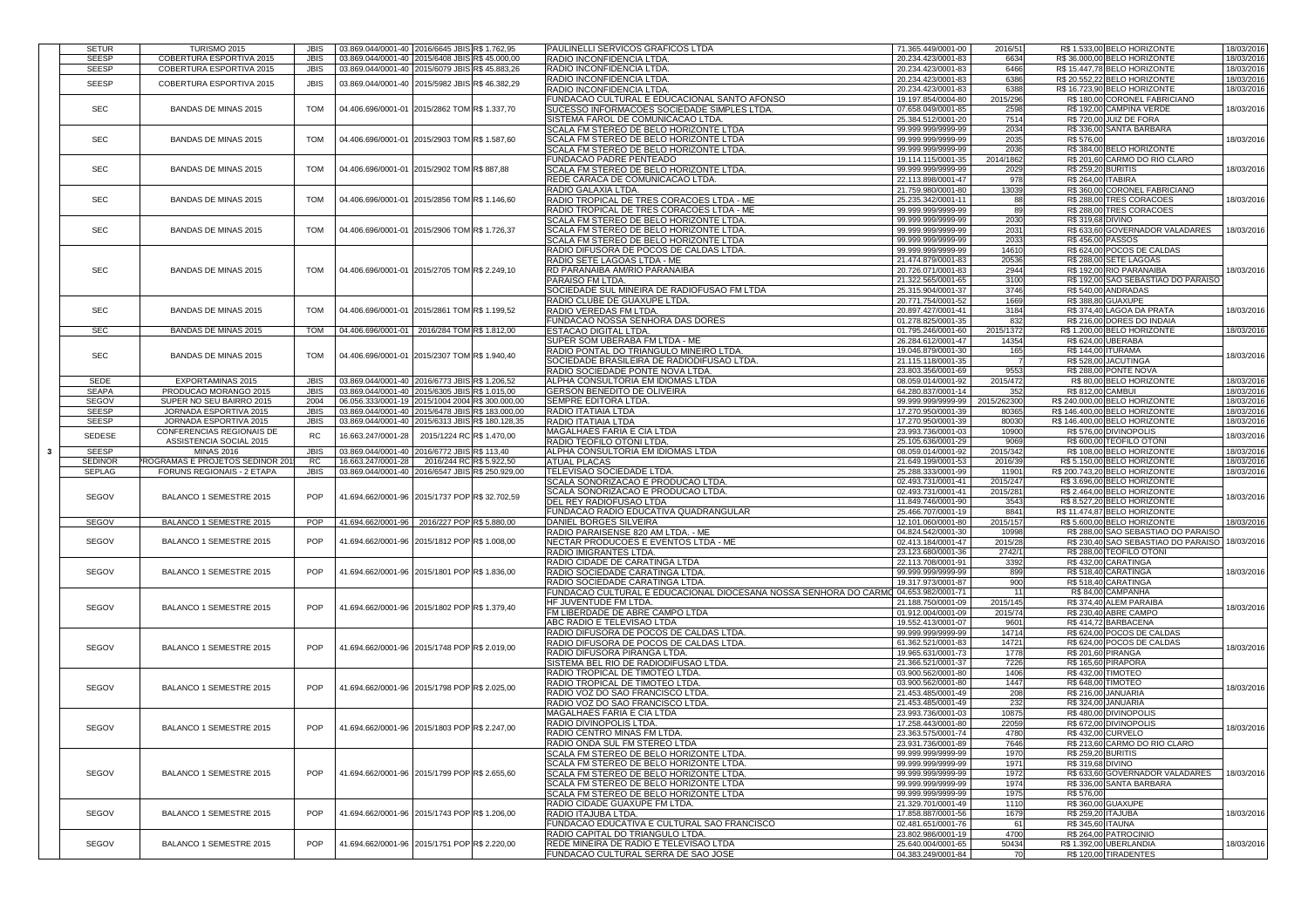| | | | | | | | | | | | | |
|---|---|---|---|---|---|---|---|---|---|---|---|---|
| | SETUR | TURISMO 2015 | JBIS | 03.869.044/0001-40 | 2016/6645 JBIS | R$ 1.762,95 | PAULINELLI SERVICOS GRAFICOS LTDA | 71.365.449/0001-00 | 2016/51 | R$ 1.533,00 | BELO HORIZONTE | 18/03/2016 |
| | SEESP | COBERTURA ESPORTIVA 2015 | JBIS | 03.869.044/0001-40 | 2015/6408 JBIS | R$ 45.000,00 | RADIO INCONFIDENCIA LTDA. | 20.234.423/0001-83 | 6634 | R$ 36.000,00 | BELO HORIZONTE | 18/03/2016 |
| | SEESP | COBERTURA ESPORTIVA 2015 | JBIS | 03.869.044/0001-40 | 2015/6079 JBIS | R$ 45.883,26 | RADIO INCONFIDENCIA LTDA. | 20.234.423/0001-83 | 6466 | R$ 15.447,78 | BELO HORIZONTE | 18/03/2016 |
| | SEESP | COBERTURA ESPORTIVA 2015 | JBIS | 03.869.044/0001-40 | 2015/5982 JBIS | R$ 46.382,29 | RADIO INCONFIDENCIA LTDA. | 20.234.423/0001-83 | 6386 | R$ 20.552,22 | BELO HORIZONTE | 18/03/2016 |
| | | | | | | | RADIO INCONFIDENCIA LTDA. | 20.234.423/0001-83 | 6388 | R$ 16.723,90 | BELO HORIZONTE | 18/03/2016 |
| | SEC | BANDAS DE MINAS 2015 | TOM | 04.406.696/0001-01 | 2015/2862 TOM | R$ 1.337,70 | FUNDACAO CULTURAL E EDUCACIONAL SANTO AFONSO | 19.197.854/0004-80 | 2015/296 | R$ 180,00 | CORONEL FABRICIANO | 18/03/2016 |
| | | | | | | | SUCESSO INFORMACOES SOCIEDADE SIMPLES LTDA. | 07.658.049/0001-85 | 2598 | R$ 192,00 | CAMPINA VERDE | |
| | | | | | | | SISTEMA FAROL DE COMUNICACAO LTDA. | 25.384.512/0001-20 | 7514 | R$ 720,00 | JUIZ DE FORA | |
| | SEC | BANDAS DE MINAS 2015 | TOM | 04.406.696/0001-01 | 2015/2903 TOM | R$ 1.587,60 | SCALA FM STEREO DE BELO HORIZONTE LTDA | 99.999.999/9999-99 | 2034 | R$ 336,00 | SANTA BARBARA | 18/03/2016 |
| | | | | | | | SCALA FM STEREO DE BELO HORIZONTE LTDA | 99.999.999/9999-99 | 2035 | R$ 576,00 | | |
| | | | | | | | SCALA FM STEREO DE BELO HORIZONTE LTDA. | 99.999.999/9999-99 | 2036 | R$ 384,00 | BELO HORIZONTE | |
| | SEC | BANDAS DE MINAS 2015 | TOM | 04.406.696/0001-01 | 2015/2902 TOM | R$ 887,88 | FUNDACAO PADRE PENTEADO | 19.114.115/0001-35 | 2014/1862 | R$ 201,60 | CARMO DO RIO CLARO | 18/03/2016 |
| | | | | | | | SCALA FM STEREO DE BELO HORIZONTE LTDA. | 99.999.999/9999-99 | 2029 | R$ 259,20 | BURITIS | |
| | | | | | | | REDE CARACA DE COMUNICACAO LTDA. | 22.113.898/0001-47 | 978 | R$ 264,00 | ITABIRA | |
| | SEC | BANDAS DE MINAS 2015 | TOM | 04.406.696/0001-01 | 2015/2856 TOM | R$ 1.146,60 | RADIO GALAXIA LTDA. | 21.759.980/0001-80 | 13039 | R$ 360,00 | CORONEL FABRICIANO | 18/03/2016 |
| | | | | | | | RADIO TROPICAL DE TRES CORACOES LTDA - ME | 25.235.342/0001-11 | 88 | R$ 288,00 | TRES CORACOES | |
| | | | | | | | RADIO TROPICAL DE TRES CORACOES LTDA - ME | 99.999.999/9999-99 | 89 | R$ 288,00 | TRES CORACOES | |
| | SEC | BANDAS DE MINAS 2015 | TOM | 04.406.696/0001-01 | 2015/2906 TOM | R$ 1.726,37 | SCALA FM STEREO DE BELO HORIZONTE LTDA. | 99.999.999/9999-99 | 2030 | R$ 319,68 | DIVINO | 18/03/2016 |
| | | | | | | | SCALA FM STEREO DE BELO HORIZONTE LTDA. | 99.999.999/9999-99 | 2031 | R$ 633,60 | GOVERNADOR VALADARES | |
| | | | | | | | SCALA FM STEREO DE BELO HORIZONTE LTDA | 99.999.999/9999-99 | 2033 | R$ 456,00 | PASSOS | |
| | SEC | BANDAS DE MINAS 2015 | TOM | 04.406.696/0001-01 | 2015/2705 TOM | R$ 2.249,10 | RADIO DIFUSORA DE POCOS DE CALDAS LTDA. | 99.999.999/9999-99 | 14610 | R$ 624,00 | POCOS DE CALDAS | 18/03/2016 |
| | | | | | | | RADIO SETE LAGOAS LTDA - ME | 21.474.879/0001-83 | 20536 | R$ 288,00 | SETE LAGOAS | |
| | | | | | | | RD PARANAIBA AM/RIO PARANAIBA | 20.726.071/0001-83 | 2944 | R$ 192,00 | RIO PARANAIBA | |
| | | | | | | | PARAISO FM LTDA. | 21.322.565/0001-65 | 3100 | R$ 192,00 | SAO SEBASTIAO DO PARAISO | |
| | | | | | | | SOCIEDADE SUL MINEIRA DE RADIOFUSAO FM LTDA | 25.315.904/0001-37 | 3746 | R$ 540,00 | ANDRADAS | |
| | SEC | BANDAS DE MINAS 2015 | TOM | 04.406.696/0001-01 | 2015/2861 TOM | R$ 1.199,52 | RADIO CLUBE DE GUAXUPE LTDA. | 20.771.754/0001-52 | 1669 | R$ 388,80 | GUAXUPE | 18/03/2016 |
| | | | | | | | RADIO VEREDAS FM LTDA. | 20.897.427/0001-41 | 3184 | R$ 374,40 | LAGOA DA PRATA | |
| | | | | | | | FUNDACAO NOSSA SENHORA DAS DORES | 01.278.825/0001-35 | 832 | R$ 216,00 | DORES DO INDAIA | |
| | SEC | BANDAS DE MINAS 2015 | TOM | 04.406.696/0001-01 | 2016/284 TOM | R$ 1.812,00 | ESTACAO DIGITAL LTDA. | 01.795.246/0001-60 | 2015/1372 | R$ 1.200,00 | BELO HORIZONTE | 18/03/2016 |
| | SEC | BANDAS DE MINAS 2015 | TOM | 04.406.696/0001-01 | 2015/2307 TOM | R$ 1.940,40 | SUPER SOM UBERABA FM LTDA - ME | 26.284.612/0001-47 | 14354 | R$ 624,00 | UBERABA | 18/03/2016 |
| | | | | | | | RADIO PONTAL DO TRIANGULO MINEIRO LTDA. | 19.046.879/0001-30 | 165 | R$ 144,00 | ITURAMA | |
| | | | | | | | SOCIEDADE BRASILEIRA DE RADIODIFUSAO LTDA. | 21.115.118/0001-35 | 7 | R$ 528,00 | JACUTINGA | |
| | | | | | | | RADIO SOCIEDADE PONTE NOVA LTDA. | 23.803.356/0001-69 | 9553 | R$ 288,00 | PONTE NOVA | |
| | SEDE | EXPORTAMINAS 2015 | JBIS | 03.869.044/0001-40 | 2016/6773 JBIS | R$ 1.206,52 | ALPHA CONSULTORIA EM IDIOMAS LTDA | 08.059.014/0001-92 | 2015/472 | R$ 80,00 | BELO HORIZONTE | 18/03/2016 |
| | SEAPA | PRODUCAO MORANGO 2015 | JBIS | 03.869.044/0001-40 | 2015/6305 JBIS | R$ 1.015,00 | GERSON BENEDITO DE OLIVEIRA | 64.280.837/0001-14 | 352 | R$ 812,00 | CAMBUI | 18/03/2016 |
| | SEGOV | SUPER NO SEU BAIRRO 2015 | 2004 | 06.056.333/0001-19 | 2015/1004 2004 | R$ 300.000,00 | SEMPRE EDITORA LTDA. | 99.999.999/9999-99 | 2015/262300 | R$ 240.000,00 | BELO HORIZONTE | 18/03/2016 |
| | SEESP | JORNADA ESPORTIVA 2015 | JBIS | 03.869.044/0001-40 | 2015/6478 JBIS | R$ 183.000,00 | RADIO ITATIAIA LTDA | 17.270.950/0001-39 | 80365 | R$ 146.400,00 | BELO HORIZONTE | 18/03/2016 |
| | SEESP | JORNADA ESPORTIVA 2015 | JBIS | 03.869.044/0001-40 | 2015/6313 JBIS | R$ 180.128,35 | RADIO ITATIAIA LTDA | 17.270.950/0001-39 | 80030 | R$ 146.400,00 | BELO HORIZONTE | 18/03/2016 |
| | SEDESE | CONFERENCIAS REGIONAIS DE ASSISTENCIA SOCIAL 2015 | RC | 16.663.247/0001-28 | 2015/1224 RC | R$ 1.470,00 | MAGALHAES FARIA E CIA LTDA | 23.993.736/0001-03 | 10900 | R$ 576,00 | DIVINOPOLIS | 18/03/2016 |
| | | | | | | | RADIO TEOFILO OTONI LTDA. | 25.105.636/0001-29 | 9069 | R$ 600,00 | TEOFILO OTONI | |
| 3 | SEESP | MINAS 2016 | JBIS | 03.869.044/0001-40 | 2016/6772 JBIS | R$ 113,40 | ALPHA CONSULTORIA EM IDIOMAS LTDA | 08.059.014/0001-92 | 2015/342 | R$ 108,00 | BELO HORIZONTE | 18/03/2016 |
| | SEDINOR | PROGRAMAS E PROJETOS SEDINOR 201 | RC | 16.663.247/0001-28 | 2016/244 RC | R$ 5.922,50 | ATUAL PLACAS | 21.649.199/0001-53 | 2016/39 | R$ 5.150,00 | BELO HORIZONTE | 18/03/2016 |
| | SEPLAG | FORUNS REGIONAIS - 2 ETAPA | JBIS | 03.869.044/0001-40 | 2016/6547 JBIS | R$ 250.929,00 | TELEVISAO SOCIEDADE LTDA. | 25.288.333/0001-99 | 11901 | R$ 200.743,20 | BELO HORIZONTE | 18/03/2016 |
| | SEGOV | BALANCO 1 SEMESTRE 2015 | POP | 41.694.662/0001-96 | 2015/1737 POP | R$ 32.702,59 | SCALA SONORIZACAO E PRODUCAO LTDA. | 02.493.731/0001-41 | 2015/247 | R$ 3.696,00 | BELO HORIZONTE | 18/03/2016 |
| | | | | | | | SCALA SONORIZACAO E PRODUCAO LTDA. | 02.493.731/0001-41 | 2015/281 | R$ 2.464,00 | BELO HORIZONTE | |
| | | | | | | | DEL REY RADIOFUSAO LTDA | 11.849.746/0001-90 | 3543 | R$ 8.527,20 | BELO HORIZONTE | |
| | | | | | | | FUNDACAO RADIO EDUCATIVA QUADRANGULAR | 25.466.707/0001-19 | 8841 | R$ 11.474,87 | BELO HORIZONTE | |
| | SEGOV | BALANCO 1 SEMESTRE 2015 | POP | 41.694.662/0001-96 | 2016/227 POP | R$ 5.880,00 | DANIEL BORGES SILVEIRA | 12.101.060/0001-80 | 2015/157 | R$ 5.600,00 | BELO HORIZONTE | 18/03/2016 |
| | SEGOV | BALANCO 1 SEMESTRE 2015 | POP | 41.694.662/0001-96 | 2015/1812 POP | R$ 1.008,00 | RADIO PARAISENSE 820 AM LTDA. - ME | 04.824.542/0001-30 | 10998 | R$ 288,00 | SAO SEBASTIAO DO PARAISO | 18/03/2016 |
| | | | | | | | NECTAR PRODUCOES E EVENTOS LTDA - ME | 02.413.184/0001-47 | 2015/28 | R$ 230,40 | SAO SEBASTIAO DO PARAISO | |
| | | | | | | | RADIO IMIGRANTES LTDA. | 23.123.680/0001-36 | 2742/1 | R$ 288,00 | TEOFILO OTONI | |
| | SEGOV | BALANCO 1 SEMESTRE 2015 | POP | 41.694.662/0001-96 | 2015/1801 POP | R$ 1.836,00 | RADIO CIDADE DE CARATINGA LTDA | 22.113.708/0001-91 | 3392 | R$ 432,00 | CARATINGA | 18/03/2016 |
| | | | | | | | RADIO SOCIEDADE CARATINGA LTDA. | 99.999.999/9999-99 | 899 | R$ 518,40 | CARATINGA | |
| | | | | | | | RADIO SOCIEDADE CARATINGA LTDA. | 19.317.973/0001-87 | 900 | R$ 518,40 | CARATINGA | |
| | SEGOV | BALANCO 1 SEMESTRE 2015 | POP | 41.694.662/0001-96 | 2015/1802 POP | R$ 1.379,40 | FUNDACAO CULTURAL E EDUCACIONAL DIOCESANA NOSSA SENHORA DO CARMO | 04.653.982/0001-71 | 11 | R$ 84,00 | CAMPANHA | 18/03/2016 |
| | | | | | | | HF JUVENTUDE FM LTDA. | 21.188.750/0001-09 | 2015/145 | R$ 374,40 | ALEM PARAIBA | |
| | | | | | | | FM LIBERDADE DE ABRE CAMPO LTDA | 01.912.004/0001-09 | 2015/74 | R$ 230,40 | ABRE CAMPO | |
| | | | | | | | ABC RADIO E TELEVISAO LTDA | 19.552.413/0001-07 | 9601 | R$ 414,72 | BARBACENA | |
| | SEGOV | BALANCO 1 SEMESTRE 2015 | POP | 41.694.662/0001-96 | 2015/1748 POP | R$ 2.019,00 | RADIO DIFUSORA DE POCOS DE CALDAS LTDA. | 99.999.999/9999-99 | 14714 | R$ 624,00 | POCOS DE CALDAS | 18/03/2016 |
| | | | | | | | RADIO DIFUSORA DE POCOS DE CALDAS LTDA. | 61.362.521/0001-83 | 14721 | R$ 624,00 | POCOS DE CALDAS | |
| | | | | | | | RADIO DIFUSORA PIRANGA LTDA. | 19.965.631/0001-73 | 1778 | R$ 201,60 | PIRANGA | |
| | | | | | | | SISTEMA BEL RIO DE RADIODIFUSAO LTDA. | 21.366.521/0001-37 | 7226 | R$ 165,60 | PIRAPORA | |
| | SEGOV | BALANCO 1 SEMESTRE 2015 | POP | 41.694.662/0001-96 | 2015/1798 POP | R$ 2.025,00 | RADIO TROPICAL DE TIMOTEO LTDA. | 03.900.562/0001-80 | 1406 | R$ 432,00 | TIMOTEO | 18/03/2016 |
| | | | | | | | RADIO TROPICAL DE TIMOTEO LTDA. | 03.900.562/0001-80 | 1447 | R$ 648,00 | TIMOTEO | |
| | | | | | | | RADIO VOZ DO SAO FRANCISCO LTDA. | 21.453.485/0001-49 | 208 | R$ 216,00 | JANUARIA | |
| | | | | | | | RADIO VOZ DO SAO FRANCISCO LTDA. | 21.453.485/0001-49 | 232 | R$ 324,00 | JANUARIA | |
| | SEGOV | BALANCO 1 SEMESTRE 2015 | POP | 41.694.662/0001-96 | 2015/1803 POP | R$ 2.247,00 | MAGALHAES FARIA E CIA LTDA | 23.993.736/0001-03 | 10875 | R$ 480,00 | DIVINOPOLIS | 18/03/2016 |
| | | | | | | | RADIO DIVINOPOLIS LTDA. | 17.258.443/0001-80 | 22059 | R$ 672,00 | DIVINOPOLIS | |
| | | | | | | | RADIO CENTRO MINAS FM LTDA. | 23.363.575/0001-74 | 4780 | R$ 432,00 | CURVELO | |
| | | | | | | | RADIO ONDA SUL FM STEREO LTDA | 23.931.736/0001-89 | 7646 | R$ 213,60 | CARMO DO RIO CLARO | |
| | SEGOV | BALANCO 1 SEMESTRE 2015 | POP | 41.694.662/0001-96 | 2015/1799 POP | R$ 2.655,60 | SCALA FM STEREO DE BELO HORIZONTE LTDA. | 99.999.999/9999-99 | 1970 | R$ 259,20 | BURITIS | 18/03/2016 |
| | | | | | | | SCALA FM STEREO DE BELO HORIZONTE LTDA. | 99.999.999/9999-99 | 1971 | R$ 319,68 | DIVINO | |
| | | | | | | | SCALA FM STEREO DE BELO HORIZONTE LTDA. | 99.999.999/9999-99 | 1972 | R$ 633,60 | GOVERNADOR VALADARES | |
| | | | | | | | SCALA FM STEREO DE BELO HORIZONTE LTDA | 99.999.999/9999-99 | 1974 | R$ 336,00 | SANTA BARBARA | |
| | | | | | | | SCALA FM STEREO DE BELO HORIZONTE LTDA | 99.999.999/9999-99 | 1975 | R$ 576,00 | | |
| | SEGOV | BALANCO 1 SEMESTRE 2015 | POP | 41.694.662/0001-96 | 2015/1743 POP | R$ 1.206,00 | RADIO CIDADE GUAXUPE FM LTDA. | 21.329.701/0001-49 | 1110 | R$ 360,00 | GUAXUPE | 18/03/2016 |
| | | | | | | | RADIO ITAJUBA LTDA. | 17.858.887/0001-56 | 1679 | R$ 259,20 | ITAJUBA | |
| | | | | | | | FUNDACAO EDUCATIVA E CULTURAL SAO FRANCISCO | 02.481.651/0001-76 | 61 | R$ 345,60 | ITAUNA | |
| | SEGOV | BALANCO 1 SEMESTRE 2015 | POP | 41.694.662/0001-96 | 2015/1751 POP | R$ 2.220,00 | RADIO CAPITAL DO TRIANGULO LTDA. | 23.802.986/0001-19 | 4700 | R$ 264,00 | PATROCINIO | 18/03/2016 |
| | | | | | | | REDE MINEIRA DE RADIO E TELEVISAO LTDA | 25.640.004/0001-65 | 50434 | R$ 1.392,00 | UBERLANDIA | |
| | | | | | | | FUNDACAO CULTURAL SERRA DE SAO JOSE | 04.383.249/0001-84 | 70 | R$ 120,00 | TIRADENTES | |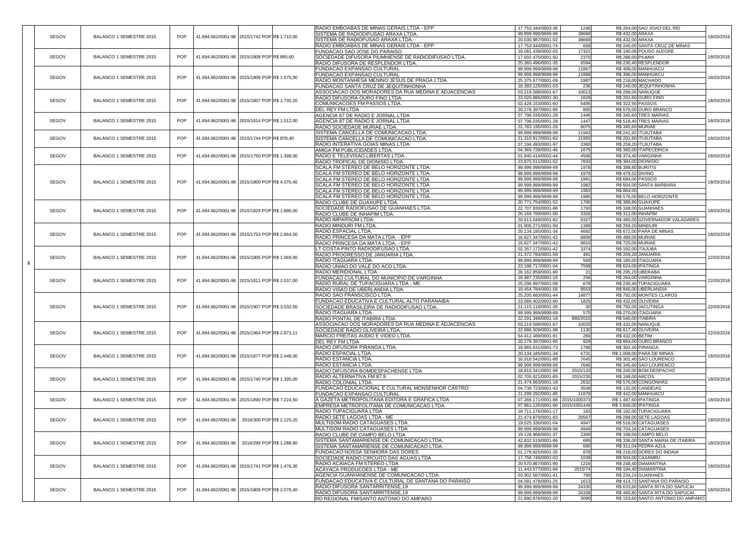|  |  |  |  |  |  |  |  |  |  |  |  |
|---|---|---|---|---|---|---|---|---|---|---|---|
| 3 | SEGOV | BALANCO 1 SEMESTRE 2015 | POP | 41.694.662/0001-96 | 2015/1742 POP | R$ 1.710,00 | RADIO EMBOABAS DE MINAS GERAIS LTDA - EPP | 17.753.344/0003-36 | 1246 | R$ 264,00 SAO JOAO DEL REI | 18/03/2016 |
|  |  |  |  |  |  |  | SISTEMA DE RADIODIFUSAO ARAXA LTDA. | 99.999.999/9999-99 | 38668 | R$ 432,00 ARAXA |  |
|  |  |  |  |  |  |  | SISTEMA DE RADIOFUSAO ARAXA LTDA. | 20.030.987/0001-02 | 38669 | R$ 432,00 ARAXA |  |
|  |  |  |  |  |  |  | RADIO EMBOABAS DE MINAS GERAIS LTDA - EPP | 17.753.344/0001-74 | 658 | R$ 240,00 SANTA CRUZ DE MINAS |  |
|  | SEGOV | BALANCO 1 SEMESTRE 2015 | POP | 41.694.662/0001-96 | 2015/1808 POP | R$ 885,60 | FUNDACAO SAO JOSE DO PARAISO | 19.081.439/0002-03 | 17321 | R$ 190,08 POUSO ALEGRE | 18/03/2016 |
|  |  |  |  |  |  |  | SOCIEDADE DIFUSORA PIUMHIENSE DE RADIODIFUSAO LTDA. | 17.602.475/0001-50 | 2370 | R$ 288,00 PIUMHI |  |
|  |  |  |  |  |  |  | RADIO DIFUSORA DE RESPLENDOR LTDA. | 25.360.496/0001-35 | 6594 | R$ 230,40 RESPLENDOR |  |
|  | SEGOV | BALANCO 1 SEMESTRE 2015 | POP | 41.694.662/0001-96 | 2015/1806 POP | R$ 1.575,00 | FUNDACAO EXPANSAO CULTURAL | 99.999.999/9999-99 | 11867 | R$ 408,00 MANHUACU | 18/03/2016 |
|  |  |  |  |  |  |  | FUNDACAO EXPANSAO CULTURAL | 99.999.999/9999-99 | 11868 | R$ 396,00 MANHUACU |  |
|  |  |  |  |  |  |  | RADIO MONTANHESA MENINO JESUS DE PRAGA LTDA. | 25.375.577/0001-09 | 1987 | R$ 216,00 MACHADO |  |
|  |  |  |  |  |  |  | FUNDACAO SANTA CRUZ DE JEQUITINHONHA | 18.383.125/0001-03 | 236 | R$ 240,00 JEQUITINHONHA |  |
|  | SEGOV | BALANCO 1 SEMESTRE 2015 | POP | 41.694.662/0001-96 | 2015/1807 POP | R$ 1.735,20 | ASSOCIACAO DOS MORADORES DA RUA MEDINA E ADJACENCIAS | 03.219.588/0001-67 | 10013 | R$ 288,00 NANUQUE | 18/03/2016 |
|  |  |  |  |  |  |  | RADIO DIFUSORA OURO FINO LTDA. | 23.020.886/0001-30 | 1829 | R$ 201,60 OURO FINO |  |
|  |  |  |  |  |  |  | COMUNICACOES FM PASSOS LTDA. | 02.428.153/0001-60 | 5495 | R$ 322,56 PASSOS |  |
|  |  |  |  |  |  |  | DEL REY FM LTDA | 20.278.397/0001-95 | 805 | R$ 576,00 OURO BRANCO |  |
|  | SEGOV | BALANCO 1 SEMESTRE 2015 | POP | 41.694.662/0001-96 | 2015/1814 POP | R$ 1.512,00 | AGENCIA 87 DE RADIO E JORNAL LTDA | 07.796.035/0001-28 | 1446 | R$ 345,60 TRES MARIAS | 18/03/2016 |
|  |  |  |  |  |  |  | AGENCIA 87 DE RADIO E JORNAL LTDA | 07.796.035/0001-28 | 1447 | R$ 518,40 TRES MARIAS |  |
|  |  |  |  |  |  |  | RADIO SOCIEDADE MURIAE LTDA. | 22.783.195/0001-26 | 8075 | R$ 345,60 MURIAE |  |
|  | SEGOV | BALANCO 1 SEMESTRE 2015 | POP | 41.694.662/0001-96 | 2015/1744 POP | R$ 878,40 | SISTEMA CANCELLA DE COMUNICACAO LTDA. | 99.999.999/9999-99 | 11943 | R$ 241,92 ITUIUTABA | 18/03/2016 |
|  |  |  |  |  |  |  | SISTEMA CANCELLA DE COMUNICACAO LTDA. | 21.310.917/0001-62 | 11955 | R$ 201,60 ITUIUTABA |  |
|  |  |  |  |  |  |  | RADIO INTERATIVA GOIAS MINAS LTDA. | 07.194.493/0001-97 | 3360 | R$ 259,20 ITUIUTABA |  |
|  | SEGOV | BALANCO 1 SEMESTRE 2015 | POP | 41.694.662/0001-96 | 2015/1750 POP | R$ 1.398,00 | AMIGA FM PUBLICIDADES LTDA. | 04.369.728/0001-46 | 1675 | R$ 360,00 ITAPECERICA | 18/03/2016 |
|  |  |  |  |  |  |  | RADIO E TELEVISAO LIBERTAS LTDA. | 01.940.414/0002-44 | 4506 | R$ 374,40 VARGINHA |  |
|  |  |  |  |  |  |  | RADIO TROPICAL DE DIONISIO LTDA. | 23.875.511/0001-52 | 7833 | R$ 384,00 DIONISIO |  |
|  | SEGOV | BALANCO 1 SEMESTRE 2015 | POP | 41.694.662/0001-96 | 2015/1800 POP | R$ 4.370,40 | SCALA FM STEREO DE BELO HORIZONTE LTDA. | 99.999.999/9999-99 | 1978 | R$ 388,80 BURITIS | 18/03/2016 |
|  |  |  |  |  |  |  | SCALA FM STEREO DE BELO HORIZONTE LTDA. | 99.999.999/9999-99 | 1979 | R$ 479,52 DIVINO |  |
|  |  |  |  |  |  |  | SCALA FM STEREO DE BELO HORIZONTE LTDA | 99.999.999/9999-99 | 1981 | R$ 684,00 PASSOS |  |
|  |  |  |  |  |  |  | SCALA FM STEREO DE BELO HORIZONTE LTDA | 99.999.999/9999-99 | 1982 | R$ 504,00 SANTA BARBARA |  |
|  |  |  |  |  |  |  | SCALA FM STEREO DE BELO HORIZONTE LTDA | 99.999.999/9999-99 | 1983 | R$ 864,00 |  |
|  |  |  |  |  |  |  | SCALA FM STEREO DE BELO HORIZONTE LTDA. | 99.999.999/9999-99 | 1985 | R$ 576,00 BELO HORIZONTE |  |
|  | SEGOV | BALANCO 1 SEMESTRE 2015 | POP | 41.694.662/0001-96 | 2015/1829 POP | R$ 1.686,00 | RADIO CLUBE DE GUAXUPE LTDA. | 20.771.754/0001-52 | 1700 | R$ 388,80 GUAXUPE | 18/03/2016 |
|  |  |  |  |  |  |  | SOCIEDADE RADIOFUSAO DE GUANHAES LTDA. | 22.707.830/0001-96 | 1793 | R$ 168,00 GUANHAES |  |
|  |  |  |  |  |  |  | RADIO CLUBE DE INHAPIM LTDA. | 26.169.789/0001-00 | 3326 | R$ 312,00 INHAPIM |  |
|  |  |  |  |  |  |  | RADIO IMPARSOM LTDA. | 20.613.048/0001-82 | 6327 | R$ 480,00 GOVERNADOR VALADARES |  |
|  | SEGOV | BALANCO 1 SEMESTRE 2015 | POP | 41.694.662/0001-96 | 2015/1753 POP | R$ 2.664,00 | RADIO MINDURI FM LTDA. | 01.905.271/0001-59 | 1399 | R$ 259,20 MINDURI | 18/03/2016 |
|  |  |  |  |  |  |  | RADIO ESPACIAL LTDA. | 20.134.185/0001-34 | 4692 | R$ 672,00 PARA DE MINAS |  |
|  |  |  |  |  |  |  | RADIO PRINCESA DA MATA LTDA. - EPP | 16.827.347/0001-42 | 8809 | R$ 480,00 MURIAE |  |
|  |  |  |  |  |  |  | RADIO PRINCESA DA MATA LTDA. - EPP | 16.827.347/0001-42 | 8810 | R$ 720,00 MURIAE |  |
|  | SEGOV | BALANCO 1 SEMESTRE 2015 | POP | 41.694.662/0001-96 | 2015/1805 POP | R$ 1.569,00 | LT COSTA PINTO RADIODIFUSAO LTDA. | 02.357.172/0001-42 | 3374 | R$ 192,00 ITAJUBA | 22/03/2016 |
|  |  |  |  |  |  |  | RADIO PROGRESSO DE JANUARIA LTDA. | 21.372.784/0001-59 | 481 | R$ 259,20 JANUARIA |  |
|  |  |  |  |  |  |  | RADIO ITAGUARA LTDA. | 99.999.999/9999-99 | 569 | R$ 180,00 ITAGUARA |  |
|  |  |  |  |  |  |  | RADIO UNIAO DO VALE DO ACO LTDA. | 23.188.717/0001-04 | 7599 | R$ 624,00 IPATINGA |  |
|  | SEGOV | BALANCO 1 SEMESTRE 2015 | POP | 41.694.662/0001-96 | 2015/1811 POP | R$ 2.037,00 | RADIO MERIDIONAL LTDA. | 26.162.859/0001-90 | 21 | R$ 295,20 UBERABA | 22/03/2016 |
|  |  |  |  |  |  |  | FUNDACAO CULTURAL DO MUNICIPIO DE VARGINHA | 18.987.735/0001-16 | 256 | R$ 264,00 VARGINHA |  |
|  |  |  |  |  |  |  | RADIO RURAL DE TUPACIGUARA LTDA - ME | 25.296.997/0001-08 | 678 | R$ 230,40 TUPACIGUARA |  |
|  |  |  |  |  |  |  | RADIO VISAO DE UBERLANDIA LTDA. | 19.454.784/0001-56 | 9553 | R$ 840,00 UBERLANDIA |  |
|  | SEGOV | BALANCO 1 SEMESTRE 2015 | POP | 41.694.662/0001-96 | 2015/1907 POP | R$ 3.532,50 | RADIO SAO FRANSCISCO LTDA. | 25.205.683/0001-44 | 14877 | R$ 792,00 MONTES CLAROS | 22/03/2016 |
|  |  |  |  |  |  |  | FUNDACAO EDUCATIVA E CULTURAL ALTO PARANAIBA | 23.089.402/0002-90 | 1825 | R$ 432,00 OLIVEIRA |  |
|  |  |  |  |  |  |  | SOCIEDADE BRASILEIRA DE RADIODIFUSAO LTDA. | 21.115.118/0001-35 | 30 | R$ 792,00 JACUTINGA |  |
|  |  |  |  |  |  |  | RADIO ITAGUARA LTDA. | 99.999.999/9999-99 | 575 | R$ 270,00 ITAGUARA |  |
|  |  |  |  |  |  |  | RADIO PONTAL DE ITABIRA LTDA. | 22.291.348/0001-18 | 860/2015 | R$ 540,00 ITABIRA |  |
|  | SEGOV | BALANCO 1 SEMESTRE 2015 | POP | 41.694.662/0001-96 | 2015/1964 POP | R$ 2.873,11 | ASSOCIACAO DOS MORADORES DA RUA MEDINA E ADJACENCIAS | 03.219.588/0001-67 | 10020 | R$ 432,00 NANUQUE | 22/03/2016 |
|  |  |  |  |  |  |  | SOCIEDADE RADIO OLIVEIRA LTDA. | 22.986.509/0001-98 | 1130 | R$ 617,40 OLIVEIRA |  |
|  |  |  |  |  |  |  | MARCIO FREITAS AUDIO E VIDEO LTDA. | 64.412.489/0001-91 | 269 | R$ 432,00 BETIM |  |
|  |  |  |  |  |  |  | DEL REY FM LTDA | 20.278.397/0001-95 | 829 | R$ 864,00 OURO BRANCO |  |
|  | SEGOV | BALANCO 1 SEMESTRE 2015 | POP | 41.694.662/0001-96 | 2015/1877 POP | R$ 2.448,00 | RADIO DIFUSORA PIRANGA LTDA. | 19.965.631/0001-73 | 1786 | R$ 302,40 PIRANGA | 18/03/2016 |
|  |  |  |  |  |  |  | RADIO ESPACIAL LTDA. | 20.134.185/0001-34 | 4731 | R$ 1.008,00 PARA DE MINAS |  |
|  |  |  |  |  |  |  | RADIO ESTANCIA LTDA. | 16.918.542/0001-88 | 7645 | R$ 302,40 SAO LOURENCO |  |
|  |  |  |  |  |  |  | RADIO ESTANCIA LTDA. | 99.999.999/9999-99 | 7646 | R$ 345,60 SAO LOURENCO |  |
|  | SEGOV | BALANCO 1 SEMESTRE 2015 | POP | 41.694.662/0001-96 | 2015/1740 POP | R$ 1.395,00 | RADIO DIFUSORA BOMDESPACHENSE LTDA. | 18.810.341/0001-98 | 2015/133 | R$ 240,00 BOM DESPACHO | 18/03/2016 |
|  |  |  |  |  |  |  | RADIO ALTERNATIVA FM 87,9 | 02.705.921/0001-85 | 2015/235 | R$ 168,00 ARCOS |  |
|  |  |  |  |  |  |  | RADIO COLONIAL LTDA. | 21.474.663/0001-18 | 2632 | R$ 576,00 CONGONHAS |  |
|  |  |  |  |  |  |  | FUNDACAO EDUCACIONAL E CULTURAL MONSENHOR CASTRO | 04.738.723/0001-43 | 3539 | R$ 132,00 CANDEIAS |  |
|  | SEGOV | BALANCO 1 SEMESTRE 2015 | POP | 41.694.662/0001-96 | 2015/1890 POP | R$ 7.224,50 | FUNDACAO EXPANSAO CULTURAL | 21.299.292/0001-85 | 11879 | R$ 442,00 MANHUACU | 18/03/2016 |
|  |  |  |  |  |  |  | A GAZETA METROPOLITANA EDITORA E GRAFICA LTDA | 07.366.171/0001-88 | 2015/1000373 | R$ 1.497,60 IPATINGA |  |
|  |  |  |  |  |  |  | EMPRESA METROPOLITANA DE COMUNICACAO LTDA. | 07.861.135/0001-90 | 2015/1001449 | R$ 3.840,00 IPATINGA |  |
|  | SEGOV | BALANCO 1 SEMESTRE 2015 | POP | 41.694.662/0001-96 | 2016/300 POP | R$ 2.125,20 | RADIO TUPACIGUARA LTDA | 18.711.176/0001-17 | 163 | R$ 192,00 TUPACIGUARA | 18/03/2016 |
|  |  |  |  |  |  |  | RADIO SETE LAGOAS LTDA - ME | 21.474.879/0001-83 | 20567 | R$ 288,00 SETE LAGOAS |  |
|  |  |  |  |  |  |  | MULTISOM RADIO CATAGUASES LTDA. | 19.525.336/0001-04 | 4947 | R$ 516,00 CATAGUASES |  |
|  |  |  |  |  |  |  | MULTISOM RADIO CATAGUASES LTDA | 99.999.999/9999-99 | 4949 | R$ 704,16 CATAGUASES |  |
|  | SEGOV | BALANCO 1 SEMESTRE 2015 | POP | 41.694.662/0001-96 | 2016/299 POP | R$ 1.288,80 | RADIO CLUBE DE CAMPO BELO LTDA | 19.128.966/0001-37 | 2309 | R$ 168,00 CAMPO BELO | 18/03/2016 |
|  |  |  |  |  |  |  | SISTEMA SANTAMARIENSE DE COMUNICACAO LTDA. | 42.832.519/0001-86 | 689 | R$ 336,00 SANTA MARIA DE ITABIRA |  |
|  |  |  |  |  |  |  | SISTEMA SANTAMARIENSE DE COMUNICACAO LTDA. | 99.999.999/9999-99 | 690 | R$ 311,04 PEDRA AZUL |  |
|  |  |  |  |  |  |  | FUNDACAO NOSSA SENHORA DAS DORES | 01.278.825/0001-35 | 878 | R$ 216,00 DORES DO INDAIA |  |
|  | SEGOV | BALANCO 1 SEMESTRE 2015 | POP | 41.694.662/0001-96 | 2015/1741 POP | R$ 1.476,30 | SOCIEDADE RADIO CIRCUITO DAS AGUAS LTDA | 17.758.749/0001-03 | 1038 | R$ 504,00 CAXAMBU | 18/03/2016 |
|  |  |  |  |  |  |  | RADIO ACAIACA FM STEREO LTDA. | 20.570.867/0001-90 | 1216 | R$ 248,40 DIAMANTINA |  |
|  |  |  |  |  |  |  | ACAYACA PRODUCOES LTDA - ME | 11.443.577/0001-94 | 2015/74 | R$ 194,40 DIAMANTINA |  |
|  |  |  |  |  |  |  | AGENCIA GUANHANENSE DE COMUNICACAO LTDA. | 03.902.567/0001-41 | 790 | R$ 234,24 GUANHAES |  |
|  | SEGOV | BALANCO 1 SEMESTRE 2015 | POP | 41.694.662/0001-96 | 2015/1809 POP | R$ 2.078,40 | FUNDACAO EDUCATIVA E CULTURAL DE SANTANA DO PARAISO | 04.091.478/0001-25 | 1613 | R$ 414,72 SANTANA DO PARAISO | 18/03/2016 |
|  |  |  |  |  |  |  | RADIO DIFUSORA SANTARRITENSE,19 | 99.999.999/9999-99 | 24335 | R$ 633,60 SANTA RITA DO SAPUCAI |  |
|  |  |  |  |  |  |  | RADIO DIFUSORA SANTARRITENSE,19 | 99.999.999/9999-99 | 24338 | R$ 460,80 SANTA RITA DO SAPUCAI |  |
|  |  |  |  |  |  |  | RD REGIONAL FM/SANTO ANTONIO DO AMPARO | 21.890.876/0001-20 | 3090 | R$ 153,60 SANTO ANTONIO DO AMPARO |  |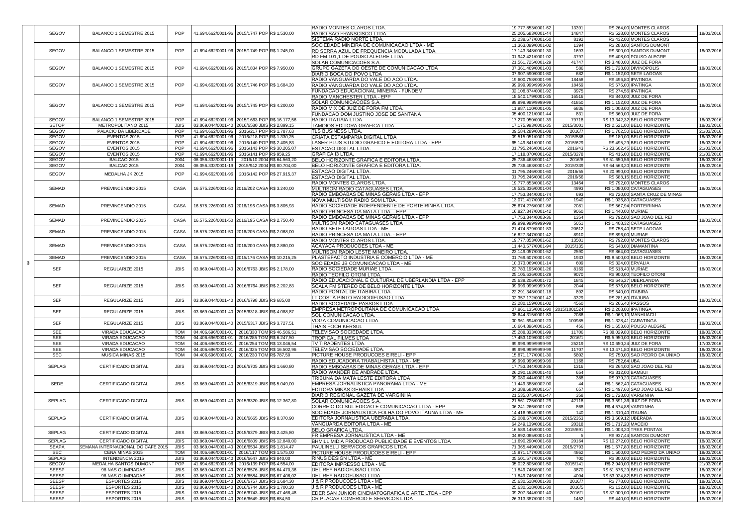| | | | | | | | | | | |
|---|---|---|---|---|---|---|---|---|---|---|
| | SEGOV | BALANCO 1 SEMESTRE 2015 | POP | 41.694.662/0001-96 | 2015/1747 POP | R$ 1.530,00 | RADIO MONTES CLAROS LTDA. | 19.777.853/0001-62 | 13391 | R$ 264,00 | MONTES CLAROS | 18/03/2016 |
| | | | | | | | RADIO SAO FRANSCISCO LTDA. | 25.205.683/0001-44 | 14847 | R$ 528,00 | MONTES CLAROS | |
| | | | | | | | SISTEMA RADIO NORTE LTDA. | 03.238.677/0001-50 | 8192 | R$ 432,00 | MONTES CLAROS | |
| | SEGOV | BALANCO 1 SEMESTRE 2015 | POP | 41.694.662/0001-96 | 2015/1749 POP | R$ 1.245,00 | SOCIEDADE MINEIRA DE COMUNICACAO LTDA - ME | 11.363.099/0001-02 | 1394 | R$ 288,00 | SANTOS DUMONT | 18/03/2016 |
| | | | | | | | RD SERRA AZUL DE FREQUENCIA MODULADA LTDA. | 17.143.348/0001-30 | 1693 | R$ 300,00 | SANTOS DUMONT | |
| | | | | | | | RD FM 101,1 DE POUSO ALEGRE LTDA. | 01.942.421/0001-02 | 3797 | R$ 408,00 | POUSO ALEGRE | |
| | SEGOV | BALANCO 1 SEMESTRE 2015 | POP | 41.694.662/0001-96 | 2015/1834 POP | R$ 7.950,00 | SOLAR COMUNICACOES S.A. | 21.561.725/0001-29 | 41747 | R$ 3.480,00 | JUIZ DE FORA | 18/03/2016 |
| | | | | | | | GRUPO GAZETA DO OESTE DE COMUNICACAO LTDA | 07.361.469/0001-03 | 586 | R$ 1.728,00 | DIVINOPOLIS | |
| | | | | | | | DIARIO BOCA DO POVO LTDA | 07.907.590/0001-80 | 682 | R$ 1.152,00 | SETE LAGOAS | |
| | SEGOV | BALANCO 1 SEMESTRE 2015 | POP | 41.694.662/0001-96 | 2015/1746 POP | R$ 1.684,20 | RADIO VANGUARDA DO VALE DO ACO LTDA. | 19.600.758/0001-99 | 18458 | R$ 496,80 | IPATINGA | 18/03/2016 |
| | | | | | | | RADIO VANGUARDA DO VALE DO ACO LTDA. | 99.999.999/9999-99 | 18459 | R$ 576,00 | IPATINGA | |
| | | | | | | | FUNDACAO EDUCACIONAL MINEIRA - FUNDEM | 02.108.874/0001-92 | 3975 | R$ 274,56 | IPATINGA | |
| | SEGOV | BALANCO 1 SEMESTRE 2015 | POP | 41.694.662/0001-96 | 2015/1745 POP | R$ 4.200,00 | RADIO MANCHESTER LTDA - EPP | 18.540.179/0001-35 | 16516 | R$ 840,00 | JUIZ DE FORA | 18/03/2016 |
| | | | | | | | SOLAR COMUNICACOES S.A. | 99.999.999/9999-99 | 41850 | R$ 1.152,00 | JUIZ DE FORA | |
| | | | | | | | RADIO MIX DE JUIZ DE FORA FM LTDA. | 11.987.110/0001-05 | 6836 | R$ 1.008,00 | JUIZ DE FORA | |
| | | | | | | | FUNDACAO DOM JUSTINO JOSE DE SANTANA | 05.400.121/0001-44 | 831 | R$ 360,00 | JUIZ DE FORA | |
| | SEGOV | BALANCO 1 SEMESTRE 2015 | POP | 41.694.662/0001-96 | 2015/1663 POP | R$ 16.177,56 | RADIO ITATIAIA LTDA | 17.270.950/0001-39 | 79718 | R$ 13.342,32 | BELO HORIZONTE | 18/03/2016 |
| | SETOP | METROPOLITANO 2015 | JBIS | 03.869.044/0001-40 | 2016/6580 JBIS | R$ 2.899,15 | TAMOIOS EDITORA GRAFICA LTDA | 17.175.993/0001-35 | 2015/3001 | R$ 2.521,00 | BELO HORIZONTE | 18/03/2016 |
| | SEGOV | PALACIO DA LIBERDADE | POP | 41.694.662/0001-96 | 2016/217 POP | R$ 1.787,63 | TLS BUSINESS LTDA. | 09.584.289/0001-08 | 2016/7 | R$ 1.702,50 | BELO HORIZONTE | 21/03/2016 |
| | SEGOV | EVENTOS 2015 | POP | 41.694.662/0001-96 | 2016/218 POP | R$ 1.330,25 | CRIATA ESTAMPARIA DIGITAL LTDA | 09.515.051/0001-20 | 2015/586 | R$ 180,00 | BELO HORIZONTE | 18/03/2016 |
| | SEGOV | EVENTOS 2015 | POP | 41.694.662/0001-96 | 2016/140 POP | R$ 2.405,83 | LASER PLUS STUDIO GRAFICO E EDITORA LTDA - EPP | 65.149.841/0001-00 | 2015/629 | R$ 495,29 | BELO HORIZONTE | 18/03/2016 |
| | SEGOV | EVENTOS 2015 | POP | 41.694.662/0001-96 | 2016/143 POP | R$ 30.205,07 | ESTACAO DIGITAL LTDA. | 01.795.246/0001-60 | 2016/43 | R$ 23.602,45 | BELO HORIZONTE | 21/03/2016 |
| | SEGOV | EVENTOS 2015 | POP | 41.694.662/0001-96 | 2016/141 POP | R$ 959,25 | GRAFICA I3 LTDA. | 17.118.870/0001-62 | 2015/3278 | R$ 415,00 | BELO HORIZONTE | 21/03/2016 |
| | SEGOV | BALCAO 2015 | 2004 | 06.056.333/0001-19 | 2016/10 2004 | R$ 64.563,20 | BELO HORIZONTE GRAFICA E EDITORA LTDA. | 25.736.463/0001-47 | 2016/8 | R$ 51.650,56 | BELO HORIZONTE | 18/03/2016 |
| | SEGOV | BALCAO 2015 | 2004 | 06.056.333/0001-19 | 2015/942 2004 | R$ 80.704,00 | BELO HORIZONTE GRAFICA E EDITORA LTDA. | 25.736.463/0001-47 | 2015/339 | R$ 64.563,20 | BELO HORIZONTE | 18/03/2016 |
| | SEGOV | MEDALHA JK 2015 | POP | 41.694.662/0001-96 | 2016/142 POP | R$ 27.915,37 | ESTACAO DIGITAL LTDA. | 01.795.246/0001-60 | 2016/55 | R$ 20.990,00 | BELO HORIZONTE | 18/03/2016 |
| | | | | | | | ESTACAO DIGITAL LTDA. | 01.795.246/0001-60 | 2016/56 | R$ 688,15 | BELO HORIZONTE | |
| | SEMAD | PREVINCENDIO 2015 | CASA | 16.575.226/0001-50 | 2016/202 CASA | R$ 3.240,00 | RADIO MONTES CLAROS LTDA. | 19.777.853/0001-62 | 13454 | R$ 792,00 | MONTES CLAROS | 18/03/2016 |
| | | | | | | | MULTISOM RADIO CATAGUASES LTDA. | 19.525.336/0001-04 | 4993 | R$ 1.080,00 | CATAGUASES | |
| | | | | | | | RADIO EMBOABAS DE MINAS GERAIS LTDA - EPP | 17.753.344/0001-74 | 693 | R$ 720,00 | SANTA CRUZ DE MINAS | |
| | SEMAD | PREVINCENDIO 2015 | CASA | 16.575.226/0001-50 | 2016/196 CASA | R$ 3.805,93 | NOVA MULTISOM RADIO SOM LTDA. | 13.071.417/0001-97 | 1940 | R$ 1.036,80 | CATAGUASES | 18/03/2016 |
| | | | | | | | RADIO SOCIEDADE INDEPENDENTE DE PORTEIRINHA LTDA. | 25.674.276/0001-86 | 2081 | R$ 567,94 | PORTEIRINHA | |
| | | | | | | | RADIO PRINCESA DA MATA LTDA. - EPP | 16.827.347/0001-42 | 9060 | R$ 1.440,00 | MURIAE | |
| | SEMAD | PREVINCENDIO 2015 | CASA | 16.575.226/0001-50 | 2016/195 CASA | R$ 2.750,40 | RADIO EMBOABAS DE MINAS GERAIS LTDA - EPP | 17.753.344/0003-36 | 1354 | R$ 792,00 | SAO JOAO DEL REI | 18/03/2016 |
| | | | | | | | MULTISOM RADIO CATAGUASES LTDA | 99.999.999/9999-99 | 5051 | R$ 1.408,32 | CATAGUASES | |
| | SEMAD | PREVINCENDIO 2015 | CASA | 16.575.226/0001-50 | 2016/205 CASA | R$ 2.068,00 | RADIO SETE LAGOAS LTDA - ME | 21.474.879/0001-83 | 20612 | R$ 758,40 | SETE LAGOAS | 18/03/2016 |
| | | | | | | | RADIO PRINCESA DA MATA LTDA. - EPP | 16.827.347/0001-42 | 8910 | R$ 896,00 | MURIAE | |
| | SEMAD | PREVINCENDIO 2015 | CASA | 16.575.226/0001-50 | 2016/200 CASA | R$ 2.880,00 | RADIO MONTES CLAROS LTDA. | 19.777.853/0001-62 | 13501 | R$ 792,00 | MONTES CLAROS | 18/03/2016 |
| | | | | | | | ACAYACA PRODUCOES LTDA - ME | 11.443.577/0001-94 | 2015/135 | R$ 648,00 | DIAMANTINA | |
| | | | | | | | MULTISOM RADIO LESTE MINEIRO LTDA. | 23.149.057/0001-52 | 2590 | R$ 864,00 | CATAGUASES | |
| | SEMAD | PREVINCENDIO 2015 | CASA | 16.575.226/0001-50 | 2015/176 CASA | R$ 10.215,25 | PLASTEFACTO INDUSTRIA E COMERCIO LTDA - ME | 01.769.607/0001-01 | 1933 | R$ 8.500,00 | BELO HORIZONTE | 18/03/2016 |
| 3 | SEF | REGULARIZE 2015 | JBIS | 03.869.044/0001-40 | 2016/6763 JBIS | R$ 2.178,00 | SOCIEDADE JB COMUNICACAO LTDA - ME | 10.373.069/0001-14 | 609 | R$ 324,00 | ERVALIA | 18/03/2016 |
| | | | | | | | RADIO SOCIEDADE MURIAE LTDA. | 22.783.195/0001-26 | 8169 | R$ 518,40 | MURIAE | |
| | | | | | | | RADIO TEOFILO OTONI LTDA. | 25.105.636/0001-29 | 9070 | R$ 900,00 | TEOFILO OTONI | |
| | SEF | REGULARIZE 2015 | JBIS | 03.869.044/0001-40 | 2016/6764 JBIS | R$ 2.202,83 | RADIO EDUCACIONAL E CULTURAL DE UBERLANDIA LTDA - EPP | 25.638.206/0001-72 | 1845 | R$ 646,27 | UBERLANDIA | 18/03/2016 |
| | | | | | | | SCALA FM STEREO DE BELO HORIZONTE LTDA. | 99.999.999/9999-99 | 2044 | R$ 576,00 | BELO HORIZONTE | |
| | | | | | | | RADIO PONTAL DE ITABIRA LTDA. | 22.291.348/0001-18 | 892 | R$ 540,00 | ITABIRA | |
| | SEF | REGULARIZE 2015 | JBIS | 03.869.044/0001-40 | 2016/6798 JBIS | R$ 685,00 | LT COSTA PINTO RADIODIFUSAO LTDA. | 02.357.172/0001-42 | 3329 | R$ 281,60 | ITAJUBA | 18/03/2016 |
| | | | | | | | RADIO SOCIEDADE PASSOS LTDA. | 23.280.159/0001-02 | 4560 | R$ 266,40 | PASSOS | |
| | SEF | REGULARIZE 2015 | JBIS | 03.869.044/0001-40 | 2015/6318 JBIS | R$ 4.088,87 | EMPRESA METROPOLITANA DE COMUNICACAO LTDA. | 07.861.135/0001-90 | 2015/1001524 | R$ 2.208,00 | IPATINGA | 18/03/2016 |
| | | | | | | | SOL COMUNICACAO LTDA. | 08.644.315/0001-83 | 2086 | R$ 1.063,10 | MANHUACU | |
| | SEF | REGULARIZE 2015 | JBIS | 03.869.044/0001-40 | 2015/6317 JBIS | R$ 3.727,51 | VOGA COMUNICACAO LTDA. | 00.961.694/0001-23 | 100985 | R$ 1.328,41 | CARATINGA | 18/03/2016 |
| | | | | | | | THAIS FOCH KERSUL | 10.664.396/0001-25 | 456 | R$ 1.653,60 | POUSO ALEGRE | |
| | SEE | VIRADA EDUCACAO | TOM | 04.406.696/0001-01 | 2016/330 TOM | R$ 46.586,51 | TELEVISAO SOCIEDADE LTDA. | 25.288.333/0001-99 | 11706 | R$ 38.029,80 | BELO HORIZONTE | 18/03/2016 |
| | SEE | VIRADA EDUCACAO | TOM | 04.406.696/0001-01 | 2016/285 TOM | R$ 6.247,50 | TROPICAL FILMES LTDA | 17.453.109/0001-87 | 2016/1 | R$ 5.950,00 | BELO HORIZONTE | 18/03/2016 |
| | SEE | VIRADA EDUCACAO | TOM | 04.406.696/0001-01 | 2016/254 TOM | R$ 13.046,54 | TV TIRADENTES LTDA. | 99.999.999/9999-99 | 25219 | R$ 10.650,24 | JUIZ DE FORA | 17/03/2016 |
| | SEE | VIRADA EDUCACAO | TOM | 04.406.696/0001-01 | 2016/325 TOM | R$ 16.502,96 | TELEVISAO SOCIEDADE LTDA. | 99.999.999/9999-99 | 11707 | R$ 13.471,80 | BELO HORIZONTE | 18/03/2016 |
| | SEC | MUSICA MINAS 2015 | TOM | 04.406.696/0001-01 | 2016/230 TOM | R$ 787,50 | PICTURE HOUSE PRODUCOES EIRELI - EPP | 15.871.177/0001-30 | 5802 | R$ 750,00 | SAO PEDRO DA UNIAO | 18/03/2016 |
| | SEPLAG | CERTIFICADO DIGITAL | JBIS | 03.869.044/0001-40 | 2016/6705 JBIS | R$ 1.660,80 | RADIO EDUCADORA TRABALHISTA LTDA - ME | 99.999.999/9999-99 | 1168 | R$ 752,64 | UBA | 18/03/2016 |
| | | | | | | | RADIO EMBOABAS DE MINAS GERAIS LTDA - EPP | 17.753.344/0003-36 | 1316 | R$ 264,00 | SAO JOAO DEL REI | |
| | | | | | | | RADIO WANDER DE ANDRADE LTDA. | 26.290.163/0001-40 | 654 | R$ 312,00 | BAMBUI | |
| | SEDE | CERTIFICADO DIGITAL | JBIS | 03.869.044/0001-40 | 2015/6319 JBIS | R$ 5.049,00 | TRIBUNA DA MATA LESTE EDITORA LTDA | 09.080.444/0001-59 | 388 | R$ 979,20 | CATAGUASES | 18/03/2016 |
| | | | | | | | EMPRESA JORNALISTICA PANORAMA LTDA - ME | 11.449.388/0002-00 | 44 | R$ 1.562,40 | CATAGUASES | |
| | | | | | | | EDITORA MINAS GERAIS LTDA. | 04.388.683/0001-57 | 657 | R$ 1.497,60 | SAO JOAO DEL REI | |
| | SEPLAG | CERTIFICADO DIGITAL | JBIS | 03.869.044/0001-40 | 2015/6320 JBIS | R$ 12.367,80 | DIARIO REGIONAL GAZETA DE VARGINHA | 21.535.075/0001-47 | 358 | R$ 1.728,00 | VARGINHA | 18/03/2016 |
| | | | | | | | SOLAR COMUNICACOES S.A. | 21.561.725/0001-29 | 42118 | R$ 3.591,36 | JUIZ DE FORA | |
| | | | | | | | CORREIO DO SUL EDICAO E COMUNICACAO LTDA - EPP | 06.241.266/0001-02 | 868 | R$ 4.574,88 | VARGINHA | |
| | SEPLAG | CERTIFICADO DIGITAL | JBIS | 03.869.044/0001-40 | 2016/6665 JBIS | R$ 8.370,90 | SOCIEDADE JORNALISTICA FOLHA DO POVO ITAUNA LTDA - ME | 14.416.984/0001-09 | 140 | R$ 1.310,40 | ITAUNA | 18/03/2016 |
| | | | | | | | EDITORA JORNALISTICA UBERABA LTDA. | 22.088.678/0001-00 | 2015/2353 | R$ 3.669,12 | UBERABA | |
| | | | | | | | VANGUARDA EDITORA LTDA - ME | 64.249.139/0001-56 | 20318 | R$ 1.717,20 | MACEIO | |
| | SEPLAG | CERTIFICADO DIGITAL | JBIS | 03.869.044/0001-40 | 2015/6379 JBIS | R$ 2.425,80 | BELO GRAFICA LTDA. | 16.589.145/0001-00 | 2015/691 | R$ 1.003,20 | TRES PONTAS | 18/03/2016 |
| | | | | | | | FR EMPRESA JORNALISTICA LTDA - ME | 04.892.085/0001-10 | 5 | R$ 937,44 | SANTOS DUMONT | |
| | SEPLAG | CERTIFICADO DIGITAL | JBIS | 03.869.044/0001-40 | 2016/6809 JBIS | R$ 12.840,00 | BHMILL MIDIA PRODUCAO PUBLICIDADE E EVENTOS LTDA | 11.690.290/0001-69 | 20164 | R$ 10.272,00 | BELO HORIZONTE | 18/03/2016 |
| | SEAPA | SEMANA INTERNACIONAL DO CAFE 2015 | JBIS | 03.869.044/0001-40 | 2016/6534 JBIS | R$ 1.814,47 | PAULINELLI SERVICOS GRAFICOS LTDA | 71.365.449/0001-00 | 2015/2793 | R$ 1.577,80 | BELO HORIZONTE | 18/03/2016 |
| | SEC | CENA MINAS 2015 | TOM | 04.406.696/0001-01 | 2016/117 TOM | R$ 1.575,00 | PICTURE HOUSE PRODUCOES EIRELI - EPP | 15.871.177/0001-30 | 4862 | R$ 1.500,00 | SAO PEDRO DA UNIAO | 18/03/2016 |
| | SEPLAG | INTENDENCIA 2015 | JBIS | 03.869.044/0001-40 | 2016/6647 JBIS | R$ 840,00 | RINUS DESIGN LTDA - ME | 05.501.577/0001-09 | 700 | R$ 800,00 | BELO HORIZONTE | 18/03/2016 |
| | SEGOV | MEDALHA SANTOS DUMONT | POP | 41.694.662/0001-96 | 2016/139 POP | R$ 4.554,00 | EDITORA IMPRESSO LTDA - ME | 05.022.805/0001-50 | 2015/141 | R$ 2.940,00 | BELO HORIZONTE | 21/03/2016 |
| | SEESP | 98 NAS OLIMPIADAS | JBIS | 03.869.044/0001-40 | 2016/6576 JBIS | R$ 64.470,36 | DEL REY RADIOFUSAO LTDA | 11.849.746/0001-90 | 3870 | R$ 51.576,29 | BELO HORIZONTE | 18/03/2016 |
| | SEESP | 98 NAS OLIMPIADAS | JBIS | 03.869.044/0001-40 | 2016/6584 JBIS | R$ 67.406,02 | DEL REY RADIOFUSAO LTDA | 11.849.746/0001-90 | 4004 | R$ 53.924,82 | BELO HORIZONTE | 18/03/2016 |
| | SEESP | ESPORTES 2015 | JBIS | 03.869.044/0001-40 | 2016/6757 JBIS | R$ 1.684,30 | J & R PRODUCOES LTDA - ME | 25.630.518/0001-30 | 2016/7 | R$ 778,00 | BELO HORIZONTE | 18/03/2016 |
| | SEESP | ESPORTES 2015 | JBIS | 03.869.044/0001-40 | 2016/6744 JBIS | R$ 1.700,20 | J & R PRODUCOES LTDA - ME | 25.630.518/0001-30 | 2016/5 | R$ 132,00 | BELO HORIZONTE | 18/03/2016 |
| | SEESP | ESPORTES 2015 | JBIS | 03.869.044/0001-40 | 2016/6743 JBIS | R$ 47.468,48 | EDER SAN JUNIOR CINEMATOGRAFICA E ARTE LTDA - EPP | 09.207.344/0001-40 | 2016/1 | R$ 37.000,00 | BELO HORIZONTE | 18/03/2016 |
| | SEESP | ESPORTES 2015 | JBIS | 03.869.044/0001-40 | 2016/6649 JBIS | R$ 684,50 | CR PLACAS COMERCIO E SERVICOS LTDA | 26.313.387/0001-20 | 1452 | R$ 440,00 | BELO HORIZONTE | 18/03/2016 |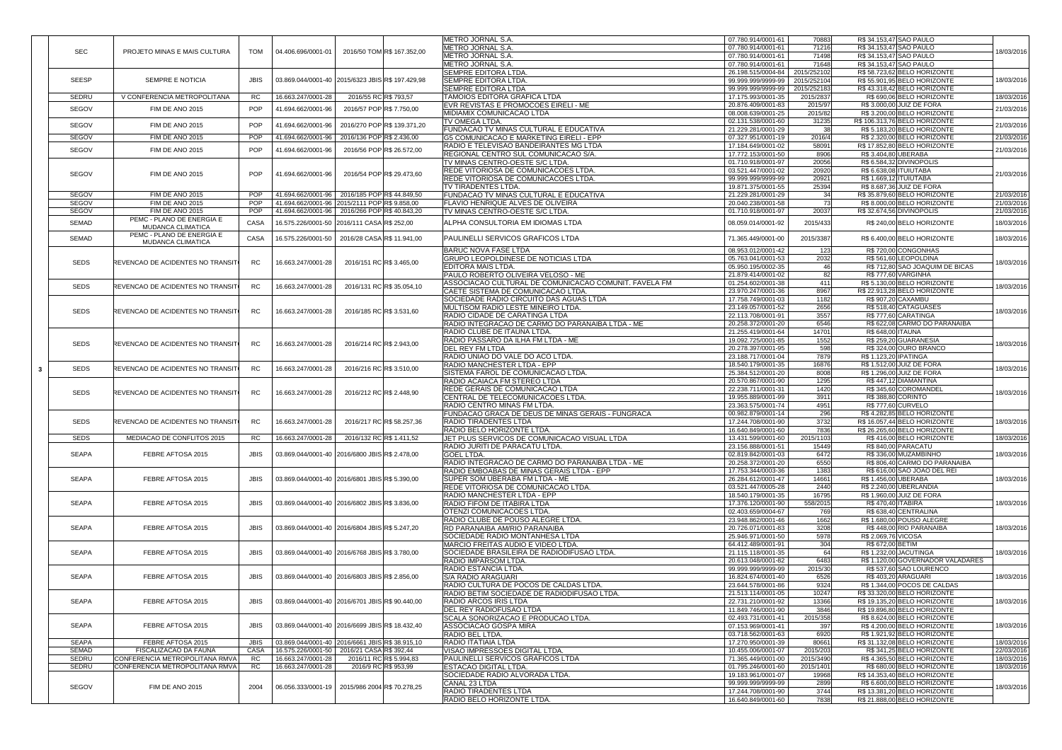| | Órgão | Campanha | Tipo | CNPJ | Processo / Valor | Veículo | CNPJ Veículo | Nota | Valor | Cidade | Data |
|---|---|---|---|---|---|---|---|---|---|---|---|
| | SEC | PROJETO MINAS E MAIS CULTURA | TOM | 04.406.696/0001-01 | 2016/50 TOM R$ 167.352,00 | METRO JORNAL S.A. | 07.780.914/0001-61 | 70883 | R$ 34.153,47 | SAO PAULO | 18/03/2016 |
| | | | | | | METRO JORNAL S.A. | 07.780.914/0001-61 | 71216 | R$ 34.153,47 | SAO PAULO | |
| | | | | | | METRO JORNAL S.A. | 07.780.914/0001-61 | 71498 | R$ 34.153,47 | SAO PAULO | |
| | | | | | | METRO JORNAL S.A. | 07.780.914/0001-61 | 71648 | R$ 34.153,47 | SAO PAULO | |
| | SEESP | SEMPRE E NOTICIA | JBIS | 03.869.044/0001-40 | 2015/6323 JBIS R$ 197.429,98 | SEMPRE EDITORA LTDA. | 26.198.515/0004-84 | 2015/252102 | R$ 58.723,62 | BELO HORIZONTE | 18/03/2016 |
| | | | | | | SEMPRE EDITORA LTDA | 99.999.999/9999-99 | 2015/252104 | R$ 55.901,95 | BELO HORIZONTE | |
| | | | | | | SEMPRE EDITORA LTDA | 99.999.999/9999-99 | 2015/252183 | R$ 43.318,42 | BELO HORIZONTE | |
| | SEDRU | V CONFERENCIA METROPOLITANA | RC | 16.663.247/0001-28 | 2016/55 RC R$ 793,57 | TAMOIOS EDITORA GRAFICA LTDA | 17.175.993/0001-35 | 2015/2837 | R$ 690,06 | BELO HORIZONTE | 18/03/2016 |
| | SEGOV | FIM DE ANO 2015 | POP | 41.694.662/0001-96 | 2016/57 POP R$ 7.750,00 | EVR REVISTAS E PROMOCOES EIRELI - ME | 20.876.409/0001-83 | 2015/97 | R$ 3.000,00 | JUIZ DE FORA | 21/03/2016 |
| | | | | | | MIDIAMIX COMUNICACAO LTDA | 08.008.639/0001-25 | 2015/82 | R$ 3.200,00 | BELO HORIZONTE | |
| | SEGOV | FIM DE ANO 2015 | POP | 41.694.662/0001-96 | 2016/270 POP R$ 139.371,20 | TV OMEGA LTDA. | 02.131.538/0001-60 | 31235 | R$ 106.313,76 | BELO HORIZONTE | 21/03/2016 |
| | | | | | | FUNDACAO TV MINAS CULTURAL E EDUCATIVA | 21.229.281/0001-29 | 38 | R$ 5.183,20 | BELO HORIZONTE | |
| | SEGOV | FIM DE ANO 2015 | POP | 41.694.662/0001-96 | 2016/136 POP R$ 2.436,00 | G5 COMUNICACAO E MARKETING EIRELI - EPP | 07.327.951/0001-19 | 2016/4 | R$ 2.320,00 | BELO HORIZONTE | 21/03/2016 |
| | SEGOV | FIM DE ANO 2015 | POP | 41.694.662/0001-96 | 2016/56 POP R$ 26.572,00 | RADIO E TELEVISAO BANDEIRANTES MG LTDA | 17.184.649/0001-02 | 58091 | R$ 17.852,80 | BELO HORIZONTE | 21/03/2016 |
| | | | | | | REGIONAL CENTRO SUL COMUNICACAO S/A. | 17.772.153/0001-50 | 8906 | R$ 3.404,80 | UBERABA | |
| | SEGOV | FIM DE ANO 2015 | POP | 41.694.662/0001-96 | 2016/54 POP R$ 29.473,60 | TV MINAS CENTRO-OESTE S/C LTDA. | 01.710.918/0001-97 | 20056 | R$ 6.584,32 | DIVINOPOLIS | 21/03/2016 |
| | | | | | | REDE VITORIOSA DE COMUNICACOES LTDA. | 03.521.447/0001-02 | 20920 | R$ 6.638,08 | ITUIUTABA | |
| | | | | | | REDE VITORIOSA DE COMUNICACOES LTDA. | 99.999.999/9999-99 | 20921 | R$ 1.669,12 | ITUIUTABA | |
| | | | | | | TV TIRADENTES LTDA. | 19.871.375/0001-55 | 25394 | R$ 8.687,36 | JUIZ DE FORA | |
| | SEGOV | FIM DE ANO 2015 | POP | 41.694.662/0001-96 | 2016/185 POP R$ 44.849,50 | FUNDACAO TV MINAS CULTURAL E EDUCATIVA | 21.229.281/0001-29 | 34 | R$ 35.879,60 | BELO HORIZONTE | 21/03/2016 |
| | SEGOV | FIM DE ANO 2015 | POP | 41.694.662/0001-96 | 2015/2111 POP R$ 9.858,00 | FLAVIO HENRIQUE ALVES DE OLIVEIRA | 20.040.238/0001-58 | 73 | R$ 8.000,00 | BELO HORIZONTE | 21/03/2016 |
| | SEGOV | FIM DE ANO 2015 | POP | 41.694.662/0001-96 | 2016/266 POP R$ 40.843,20 | TV MINAS CENTRO-OESTE S/C LTDA. | 01.710.918/0001-97 | 20037 | R$ 32.674,56 | DIVINOPOLIS | 21/03/2016 |
| | SEMAD | PEMC - PLANO DE ENERGIA E MUDANCA CLIMATICA | CASA | 16.575.226/0001-50 | 2016/111 CASA R$ 252,00 | ALPHA CONSULTORIA EM IDIOMAS LTDA | 08.059.014/0001-92 | 2015/433 | R$ 240,00 | BELO HORIZONTE | 18/03/2016 |
| | SEMAD | PEMC - PLANO DE ENERGIA E MUDANCA CLIMATICA | CASA | 16.575.226/0001-50 | 2016/28 CASA R$ 11.941,00 | PAULINELLI SERVICOS GRAFICOS LTDA | 71.365.449/0001-00 | 2015/3387 | R$ 6.400,00 | BELO HORIZONTE | 18/03/2016 |
| | SEDS | REVENCAO DE ACIDENTES NO TRANSIT | RC | 16.663.247/0001-28 | 2016/151 RC R$ 3.465,00 | BARUC NOVA FASE LTDA | 08.953.012/0001-42 | 123 | R$ 720,00 | CONGONHAS | 18/03/2016 |
| | | | | | | GRUPO LEOPOLDINESE DE NOTICIAS LTDA | 05.763.041/0001-53 | 2032 | R$ 561,60 | LEOPOLDINA | |
| | | | | | | EDITORA MAIS LTDA. | 05.950.195/0002-35 | 46 | R$ 712,80 | SAO JOAQUIM DE BICAS | |
| | | | | | | PAULO ROBERTO OLIVEIRA VELOSO - ME | 21.879.414/0001-02 | 82 | R$ 777,60 | VARGINHA | |
| | SEDS | REVENCAO DE ACIDENTES NO TRANSIT | RC | 16.663.247/0001-28 | 2016/131 RC R$ 35.054,10 | ASSOCIACAO CULTURAL DE COMUNICACAO COMUNIT. FAVELA FM | 01.254.602/0001-38 | 411 | R$ 5.130,00 | BELO HORIZONTE | 18/03/2016 |
| | | | | | | CAETE SISTEMA DE COMUNICACAO LTDA. | 23.970.247/0001-36 | 8967 | R$ 22.913,28 | BELO HORIZONTE | |
| | SEDS | REVENCAO DE ACIDENTES NO TRANSIT | RC | 16.663.247/0001-28 | 2016/185 RC R$ 3.531,60 | SOCIEDADE RADIO CIRCUITO DAS AGUAS LTDA | 17.758.749/0001-03 | 1182 | R$ 907,20 | CAXAMBU | 18/03/2016 |
| | | | | | | MULTISOM RADIO LESTE MINEIRO LTDA. | 23.149.057/0001-52 | 2656 | R$ 518,40 | CATAGUASES | |
| | | | | | | RADIO CIDADE DE CARATINGA LTDA | 22.113.708/0001-91 | 3557 | R$ 777,60 | CARATINGA | |
| | | | | | | RADIO INTEGRACAO DE CARMO DO PARANAIBA LTDA - ME | 20.258.372/0001-20 | 6546 | R$ 622,08 | CARMO DO PARANAIBA | |
| | SEDS | REVENCAO DE ACIDENTES NO TRANSIT | RC | 16.663.247/0001-28 | 2016/214 RC R$ 2.943,00 | RADIO CLUBE DE ITAUNA LTDA. | 21.255.419/0001-64 | 14701 | R$ 648,00 | ITAUNA | 18/03/2016 |
| | | | | | | RADIO PASSARO DA ILHA FM LTDA - ME | 19.092.725/0001-85 | 1552 | R$ 259,20 | GUARANESIA | |
| | | | | | | DEL REY FM LTDA | 20.278.397/0001-95 | 598 | R$ 324,00 | OURO BRANCO | |
| | | | | | | RADIO UNIAO DO VALE DO ACO LTDA. | 23.188.717/0001-04 | 7879 | R$ 1.123,20 | IPATINGA | |
| 3 | SEDS | REVENCAO DE ACIDENTES NO TRANSIT | RC | 16.663.247/0001-28 | 2016/216 RC R$ 3.510,00 | RADIO MANCHESTER LTDA - EPP | 18.540.179/0001-35 | 16876 | R$ 1.512,00 | JUIZ DE FORA | 18/03/2016 |
| | | | | | | SISTEMA FAROL DE COMUNICACAO LTDA. | 25.384.512/0001-20 | 8008 | R$ 1.296,00 | JUIZ DE FORA | |
| | SEDS | REVENCAO DE ACIDENTES NO TRANSIT | RC | 16.663.247/0001-28 | 2016/212 RC R$ 2.448,90 | RADIO ACAIACA FM STEREO LTDA | 20.570.867/0001-90 | 1295 | R$ 447,12 | DIAMANTINA | 18/03/2016 |
| | | | | | | REDE GERAIS DE COMUNICACAO LTDA | 22.238.711/0001-31 | 1420 | R$ 345,60 | COROMANDEL | |
| | | | | | | CENTRAL DE TELECOMUNICACOES LTDA. | 19.955.889/0001-99 | 3911 | R$ 388,80 | CORINTO | |
| | | | | | | RADIO CENTRO MINAS FM LTDA. | 23.363.575/0001-74 | 4951 | R$ 777,60 | CURVELO | |
| | SEDS | REVENCAO DE ACIDENTES NO TRANSIT | RC | 16.663.247/0001-28 | 2016/217 RC R$ 58.257,36 | FUNDACAO GRACA DE DEUS DE MINAS GERAIS - FUNGRACA | 00.982.879/0001-14 | 296 | R$ 4.282,85 | BELO HORIZONTE | 18/03/2016 |
| | | | | | | RADIO TIRADENTES LTDA | 17.244.708/0001-90 | 3732 | R$ 16.057,44 | BELO HORIZONTE | |
| | | | | | | RADIO BELO HORIZONTE LTDA. | 16.640.849/0001-60 | 7836 | R$ 26.265,60 | BELO HORIZONTE | |
| | SEDS | MEDIACAO DE CONFLITOS 2015 | RC | 16.663.247/0001-28 | 2016/132 RC R$ 1.411,52 | JET PLUS SERVICOS DE COMUNICACAO VISUAL LTDA | 13.431.599/0001-60 | 2015/1103 | R$ 416,00 | BELO HORIZONTE | 18/03/2016 |
| | SEAPA | FEBRE AFTOSA 2015 | JBIS | 03.869.044/0001-40 | 2016/6800 JBIS R$ 2.478,00 | RADIO JURITI DE PARACATU LTDA. | 23.156.888/0001-51 | 15449 | R$ 840,00 | PARACATU | 18/03/2016 |
| | | | | | | GOEL LTDA. | 02.819.842/0001-03 | 6472 | R$ 336,00 | MUZAMBINHO | |
| | | | | | | RADIO INTEGRACAO DE CARMO DO PARANAIBA LTDA - ME | 20.258.372/0001-20 | 6550 | R$ 806,40 | CARMO DO PARANAIBA | |
| | SEAPA | FEBRE AFTOSA 2015 | JBIS | 03.869.044/0001-40 | 2016/6801 JBIS R$ 5.390,00 | RADIO EMBOABAS DE MINAS GERAIS LTDA - EPP | 17.753.344/0003-36 | 1383 | R$ 616,00 | SAO JOAO DEL REI | 18/03/2016 |
| | | | | | | SUPER SOM UBERABA FM LTDA - ME | 26.284.612/0001-47 | 14661 | R$ 1.456,00 | UBERABA | |
| | | | | | | REDE VITORIOSA DE COMUNICACAO LTDA. | 03.521.447/0005-28 | 2440 | R$ 2.240,00 | UBERLANDIA | |
| | SEAPA | FEBRE AFTOSA 2015 | JBIS | 03.869.044/0001-40 | 2016/6802 JBIS R$ 3.836,00 | RADIO MANCHESTER LTDA - EPP | 18.540.179/0001-35 | 16795 | R$ 1.960,00 | JUIZ DE FORA | 18/03/2016 |
| | | | | | | RADIO FIFOM DE ITABIRA LTDA | 17.376.120/0001-90 | 558/2015 | R$ 470,40 | ITABIRA | |
| | | | | | | OTENZI COMUNICACOES LTDA. | 02.403.659/0004-67 | 769 | R$ 638,40 | CENTRALINA | |
| | SEAPA | FEBRE AFTOSA 2015 | JBIS | 03.869.044/0001-40 | 2016/6804 JBIS R$ 5.247,20 | RADIO CLUBE DE POUSO ALEGRE LTDA. | 23.948.862/0001-46 | 1662 | R$ 1.680,00 | POUSO ALEGRE | 18/03/2016 |
| | | | | | | RD PARANAIBA AM/RIO PARANAIBA | 20.726.071/0001-83 | 3208 | R$ 448,00 | RIO PARANAIBA | |
| | | | | | | SOCIEDADE RADIO MONTANHESA LTDA | 25.946.971/0001-50 | 5978 | R$ 2.069,76 | VICOSA | |
| | SEAPA | FEBRE AFTOSA 2015 | JBIS | 03.869.044/0001-40 | 2016/6768 JBIS R$ 3.780,00 | MARCIO FREITAS AUDIO E VIDEO LTDA. | 64.412.489/0001-91 | 304 | R$ 672,00 | BETIM | 18/03/2016 |
| | | | | | | SOCIEDADE BRASILEIRA DE RADIODIFUSAO LTDA. | 21.115.118/0001-35 | 64 | R$ 1.232,00 | JACUTINGA | |
| | | | | | | RADIO IMPARSOM LTDA. | 20.613.048/0001-82 | 6483 | R$ 1.120,00 | GOVERNADOR VALADARES | |
| | SEAPA | FEBRE AFTOSA 2015 | JBIS | 03.869.044/0001-40 | 2016/6803 JBIS R$ 2.856,00 | RADIO ESTANCIA LTDA. | 99.999.999/9999-99 | 2015/30 | R$ 537,60 | SAO LOURENCO | 18/03/2016 |
| | | | | | | S/A RADIO ARAGUARI | 16.824.674/0001-40 | 6526 | R$ 403,20 | ARAGUARI | |
| | | | | | | RADIO CULTURA DE POCOS DE CALDAS LTDA. | 23.644.578/0001-86 | 9324 | R$ 1.344,00 | POCOS DE CALDAS | |
| | SEAPA | FEBRE AFTOSA 2015 | JBIS | 03.869.044/0001-40 | 2016/6701 JBIS R$ 90.440,00 | RADIO BETIM SOCIEDADE DE RADIODIFUSAO LTDA. | 21.513.114/0001-05 | 10247 | R$ 33.320,00 | BELO HORIZONTE | 18/03/2016 |
| | | | | | | RADIO ARCOS IRIS LTDA | 22.731.210/0001-92 | 13366 | R$ 19.135,20 | BELO HORIZONTE | |
| | | | | | | DEL REY RADIOFUSAO LTDA | 11.849.746/0001-90 | 3846 | R$ 19.896,80 | BELO HORIZONTE | |
| | SEAPA | FEBRE AFTOSA 2015 | JBIS | 03.869.044/0001-40 | 2016/6699 JBIS R$ 18.432,40 | SCALA SONORIZACAO E PRODUCAO LTDA. | 02.493.731/0001-41 | 2015/358 | R$ 8.624,00 | BELO HORIZONTE | 18/03/2016 |
| | | | | | | ASSOCIACAO GOSPA MIRA | 07.153.969/0001-41 | 397 | R$ 4.200,00 | BELO HORIZONTE | |
| | | | | | | RADIO BEL LTDA. | 03.718.562/0001-63 | 6920 | R$ 1.921,92 | BELO HORIZONTE | |
| | SEAPA | FEBRE AFTOSA 2015 | JBIS | 03.869.044/0001-40 | 2016/6661 JBIS R$ 38.915,10 | RADIO ITATIAIA LTDA | 17.270.950/0001-39 | 80661 | R$ 31.132,08 | BELO HORIZONTE | 18/03/2016 |
| | SEMAD | FISCALIZACAO DA FAUNA | CASA | 16.575.226/0001-50 | 2016/21 CASA R$ 392,44 | VISAO IMPRESSOES DIGITAL LTDA. | 10.455.006/0001-07 | 2015/203 | R$ 341,25 | BELO HORIZONTE | 22/03/2016 |
| | SEDRU | CONFERENCIA METROPOLITANA RMVA | RC | 16.663.247/0001-28 | 2016/11 RC R$ 5.994,83 | PAULINELLI SERVICOS GRAFICOS LTDA | 71.365.449/0001-00 | 2015/3490 | R$ 4.365,50 | BELO HORIZONTE | 18/03/2016 |
| | SEDRU | CONFERENCIA METROPOLITANA RMVA | RC | 16.663.247/0001-28 | 2016/9 RC R$ 953,99 | ESTACAO DIGITAL LTDA. | 01.795.246/0001-60 | 2015/1401 | R$ 680,00 | BELO HORIZONTE | 18/03/2016 |
| | SEGOV | FIM DE ANO 2015 | 2004 | 06.056.333/0001-19 | 2015/986 2004 R$ 70.278,25 | SOCIEDADE RADIO ALVORADA LTDA. | 19.183.961/0001-07 | 19968 | R$ 14.353,40 | BELO HORIZONTE | 18/03/2016 |
| | | | | | | CANAL 23 LTDA | 99.999.999/9999-99 | 2899 | R$ 6.600,00 | BELO HORIZONTE | |
| | | | | | | RADIO TIRADENTES LTDA | 17.244.708/0001-90 | 3744 | R$ 13.381,20 | BELO HORIZONTE | |
| | | | | | | RADIO BELO HORIZONTE LTDA. | 16.640.849/0001-60 | 7838 | R$ 21.888,00 | BELO HORIZONTE | |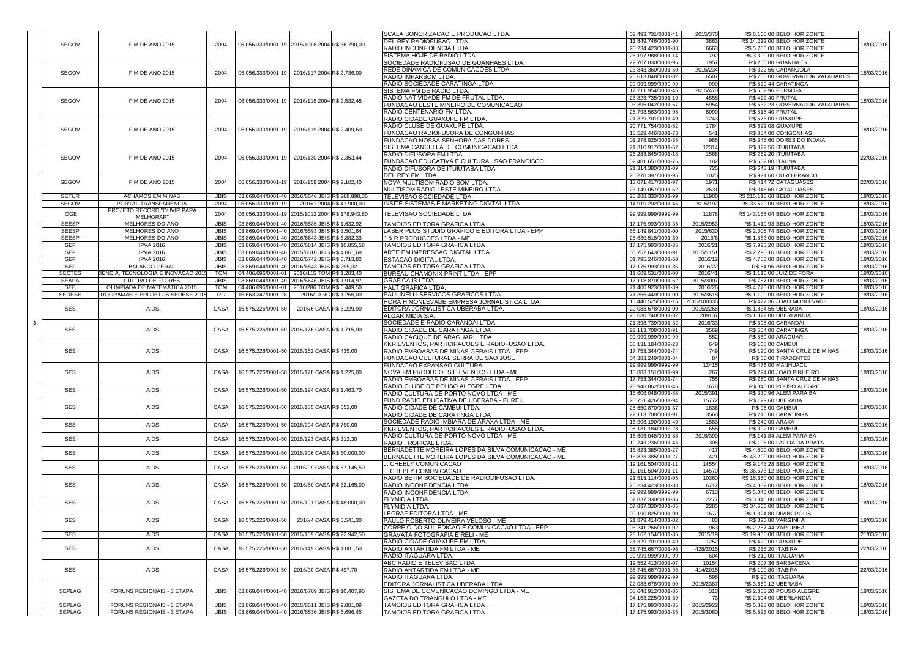| | | | | | | | | | | | |
|---|---|---|---|---|---|---|---|---|---|---|---|
| | SEGOV | FIM DE ANO 2015 | 2004 | 06.056.333/0001-19 | 2015/1006 2004 | R$ 36.790,00 | SCALA SONORIZACAO E PRODUCAO LTDA. | 02.493.731/0001-41 | 2015/370 | R$ 6.160,00 BELO HORIZONTE | 18/03/2016 |
| | | | | | | | DEL REY RADIOFUSAO LTDA | 11.849.746/0001-90 | 3863 | R$ 14.212,00 BELO HORIZONTE | |
| | | | | | | | RADIO INCONFIDENCIA LTDA. | 20.234.423/0001-83 | 6663 | R$ 5.760,00 BELO HORIZONTE | |
| | | | | | | | SISTEMA HOJE DE RADIO LTDA. | 26.197.988/0001-14 | 792 | R$ 3.300,00 BELO HORIZONTE | |
| | SEGOV | FIM DE ANO 2015 | 2004 | 06.056.333/0001-19 | 2016/117 2004 | R$ 2.736,00 | SOCIEDADE RADIOFUSAO DE GUANHAES LTDA. | 22.707.830/0001-96 | 1957 | R$ 268,80 GUANHAES | 18/03/2016 |
| | | | | | | | REDE DINAMICA DE COMUNICACOES LTDA | 23.843.360/0001-50 | 2015/234 | R$ 322,56 CARANGOLA | |
| | | | | | | | RADIO IMPARSOM LTDA. | 20.613.048/0001-82 | 6507 | R$ 768,00 GOVERNADOR VALADARES | |
| | | | | | | | RADIO SOCIEDADE CARATINGA LTDA. | 99.999.999/9999-99 | 990 | R$ 829,44 CARATINGA | |
| | SEGOV | FIM DE ANO 2015 | 2004 | 06.056.333/0001-19 | 2016/118 2004 | R$ 2.532,48 | SISTEMA FM DE RADIO LTDA. | 17.211.954/0001-46 | 2015/470 | R$ 552,96 FORMIGA | 18/03/2016 |
| | | | | | | | RADIO NATIVIDADE FM DE FRUTAL LTDA. | 23.823.735/0001-10 | 4558 | R$ 422,40 FRUTAL | |
| | | | | | | | FUNDACAO LESTE MINEIRO DE COMUNICACAO | 03.395.042/0001-67 | 5954 | R$ 532,23 GOVERNADOR VALADARES | |
| | | | | | | | RADIO CENTENARIO FM LTDA. | 25.793.563/0001-05 | 8090 | R$ 518,40 FRUTAL | |
| | SEGOV | FIM DE ANO 2015 | 2004 | 06.056.333/0001-19 | 2016/119 2004 | R$ 2.409,60 | RADIO CIDADE GUAXUPE FM LTDA. | 21.329.701/0001-49 | 1243 | R$ 576,00 GUAXUPE | 18/03/2016 |
| | | | | | | | RADIO CLUBE DE GUAXUPE LTDA. | 20.771.754/0001-52 | 1784 | R$ 622,08 GUAXUPE | |
| | | | | | | | FUNDACAO RADIOFUSORA DE CONGONHAS | 18.529.446/0001-73 | 541 | R$ 384,00 CONGONHAS | |
| | | | | | | | FUNDACAO NOSSA SENHORA DAS DORES | 01.278.825/0001-35 | 985 | R$ 345,60 DORES DO INDAIA | |
| | SEGOV | FIM DE ANO 2015 | 2004 | 06.056.333/0001-19 | 2016/130 2004 | R$ 2.353,44 | SISTEMA CANCELLA DE COMUNICACAO LTDA. | 21.310.917/0001-62 | 12314 | R$ 322,56 ITUIUTABA | 22/03/2016 |
| | | | | | | | RADIO DIFUSORA FM LTDA. | 26.288.845/0001-18 | 1568 | R$ 259,20 ITUIUTABA | |
| | | | | | | | FUNDACAO EDUCATIVA E CULTURAL SAO FRANCISCO | 02.481.651/0001-76 | 182 | R$ 652,80 ITAUNA | |
| | | | | | | | RADIO DIFUSORA DE ITUIUTABA LTDA | 21.314.380/0001-09 | 725 | R$ 648,19 ITUIUTABA | |
| | SEGOV | FIM DE ANO 2015 | 2004 | 06.056.333/0001-19 | 2016/159 2004 | R$ 2.102,40 | DEL REY FM LTDA | 20.278.397/0001-95 | 1025 | R$ 921,60 OURO BRANCO | 22/03/2016 |
| | | | | | | | NOVA MULTISOM RADIO SOM LTDA. | 13.071.417/0001-97 | 1971 | R$ 414,72 CATAGUASES | |
| | | | | | | | MULTISOM RADIO LESTE MINEIRO LTDA. | 23.149.057/0001-52 | 2631 | R$ 345,60 CATAGUASES | |
| | SETUR | ACHAMOS EM MINAS | JBIS | 03.869.044/0001-40 | 2016/6546 JBIS | R$ 268.898,35 | TELEVISAO SOCIEDADE LTDA. | 25.288.333/0001-99 | 11900 | R$ 215.118,68 BELO HORIZONTE | 18/03/2016 |
| | SEGOV | PORTAL TRANSPARENCIA | 2004 | 06.056.333/0001-19 | 2016/1 2004 | R$ 41.900,00 | INSITE SISTEMAS E MARKETING DIGITAL LTDA | 14.919.202/0001-46 | 2015/192 | R$ 33.520,00 BELO HORIZONTE | 18/03/2016 |
| | OGE | PROJETO RECORD "OUVIR PARA MELHORAR" | 2004 | 06.056.333/0001-19 | 2015/1012 2004 | R$ 178.943,80 | TELEVISAO SOCIEDADE LTDA. | 99.999.999/9999-99 | 11878 | R$ 143.155,04 BELO HORIZONTE | 18/03/2016 |
| | SEESP | MELHORES DO ANO | JBIS | 03.869.044/0001-40 | 2016/6585 JBIS | R$ 1.632,92 | TAMOIOS EDITORA GRAFICA LTDA | 17.175.993/0001-35 | 2015/2953 | R$ 1.419,93 BELO HORIZONTE | 18/03/2016 |
| | SEESP | MELHORES DO ANO | JBIS | 03.869.044/0001-40 | 2016/6593 JBIS | R$ 3.501,64 | LASER PLUS STUDIO GRAFICO E EDITORA LTDA - EPP | 65.149.841/0001-00 | 2015/630 | R$ 2.005,74 BELO HORIZONTE | 18/03/2016 |
| | SEESP | MELHORES DO ANO | JBIS | 03.869.044/0001-40 | 2016/6643 JBIS | R$ 6.882,33 | J & R PRODUCOES LTDA - ME | 25.630.518/0001-30 | 2016/6 | R$ 1.883,00 BELO HORIZONTE | 18/03/2016 |
| | SEF | IPVA 2016 | JBIS | 03.869.044/0001-40 | 2016/6814 JBIS | R$ 10.855,58 | TAMOIOS EDITORA GRAFICA LTDA | 17.175.993/0001-35 | 2016/21 | R$ 7.925,20 BELO HORIZONTE | 18/03/2016 |
| | SEF | IPVA 2016 | JBIS | 03.869.044/0001-40 | 2015/6510 JBIS | R$ 4.061,68 | ARTE EM IMPRESSAO DIGITAL LTDA. | 00.752.643/0001-91 | 2015/1151 | R$ 2.290,16 BELO HORIZONTE | 18/03/2016 |
| | SEF | IPVA 2016 | JBIS | 03.869.044/0001-40 | 2016/6742 JBIS | R$ 6.713,82 | ESTACAO DIGITAL LTDA. | 01.795.246/0001-60 | 2016/12 | R$ 4.750,00 BELO HORIZONTE | 18/03/2016 |
| | SEF | BALANCO GERAL | JBIS | 03.869.044/0001-40 | 2016/6843 JBIS | R$ 295,32 | TAMOIOS EDITORA GRAFICA LTDA | 17.175.993/0001-35 | 2016/22 | R$ 54,96 BELO HORIZONTE | 18/03/2016 |
| | SECTES | CIENCIA, TECNOLOGIA E INOVACAO 2015 | TOM | 04.406.696/0001-01 | 2016/115 TOM | R$ 1.283,40 | BUREAU CHAMONIX PRINT LTDA - EPP | 11.609.531/0001-00 | 2016/41 | R$ 1.116,00 JUIZ DE FORA | 18/03/2016 |
| | SEAPA | CULTIVO DE FLORES | JBIS | 03.869.044/0001-40 | 2016/6646 JBIS | R$ 1.914,97 | GRAFICA I3 LTDA. | 17.118.870/0001-62 | 2015/3007 | R$ 767,00 BELO HORIZONTE | 18/03/2016 |
| | SEE | OLIMPIADA DE MATEMATICA 2015 | TOM | 04.406.696/0001-01 | 2016/286 TOM | R$ 6.449,50 | HALT GRAFICA LTDA. | 71.400.923/0001-89 | 2016/26 | R$ 4.770,00 BELO HORIZONTE | 18/03/2016 |
| | SEDESE | PROGRAMAS E PROJETOS SEDESE 2015 | RC | 16.663.247/0001-28 | 2016/10 RC | R$ 1.265,00 | PAULINELLI SERVICOS GRAFICOS LTDA | 71.365.449/0001-00 | 2015/3618 | R$ 1.100,00 BELO HORIZONTE | 18/03/2016 |
| | SES | AIDS | CASA | 16.575.226/0001-50 | 2016/6 CASA | R$ 5.229,90 | HORA H MONLEVADE EMPRESA JORNALISTICA LTDA. | 15.440.525/0001-15 | 2015/100335 | R$ 477,36 JOAO MONLEVADE | 18/03/2016 |
| | | | | | | | EDITORA JORNALISTICA UBERABA LTDA. | 22.088.678/0001-00 | 2015/2268 | R$ 1.834,56 UBERABA | |
| | | | | | | | ALGAR MIDIA S.A. | 25.630.740/0001-32 | 209137 | R$ 1.872,00 UBERLANDIA | |
| 3 | SES | AIDS | CASA | 16.575.226/0001-50 | 2016/176 CASA | R$ 1.715,00 | SOCIEDADE E RADIO CARANDAI LTDA. | 21.898.739/0001-32 | 2016/33 | R$ 308,00 CARANDAI | 18/03/2016 |
| | | | | | | | RADIO CIDADE DE CARATINGA LTDA | 22.113.708/0001-91 | 3569 | R$ 504,00 CARATINGA | |
| | | | | | | | RADIO CACIQUE DE ARAGUARI LTDA. | 99.999.999/9999-99 | 552 | R$ 560,00 ARAGUARI | |
| | SES | AIDS | CASA | 16.575.226/0001-50 | 2016/162 CASA | R$ 435,00 | KKR EVENTOS, PARTICIPACOES E RADIOFUSAO LTDA. | 05.131.184/0002-23 | 649 | R$ 168,00 CAMBUI | 18/03/2016 |
| | | | | | | | RADIO EMBOABAS DE MINAS GERAIS LTDA - EPP | 17.753.344/0001-74 | 749 | R$ 120,00 SANTA CRUZ DE MINAS | |
| | | | | | | | FUNDACAO CULTURAL SERRA DE SAO JOSE | 04.383.249/0001-84 | 84 | R$ 60,00 TIRADENTES | |
| | SES | AIDS | CASA | 16.575.226/0001-50 | 2016/178 CASA | R$ 1.225,00 | FUNDACAO EXPANSAO CULTURAL | 99.999.999/9999-99 | 12415 | R$ 476,00 MANHUACU | 18/03/2016 |
| | | | | | | | NOVA FM PRODUCOES E EVENTOS LTDA - ME | 10.883.151/0001-99 | 267 | R$ 224,00 JOAO PINHEIRO | |
| | | | | | | | RADIO EMBOABAS DE MINAS GERAIS LTDA - EPP | 17.753.344/0001-74 | 755 | R$ 280,00 SANTA CRUZ DE MINAS | |
| | SES | AIDS | CASA | 16.575.226/0001-50 | 2016/194 CASA | R$ 1.463,70 | RADIO CLUBE DE POUSO ALEGRE LTDA. | 23.948.862/0001-46 | 1678 | R$ 840,00 POUSO ALEGRE | 18/03/2016 |
| | | | | | | | RADIO CULTURA DE PORTO NOVO LTDA - ME | 16.606.048/0001-88 | 2015/391 | R$ 330,96 ALEM PARAIBA | |
| | SES | AIDS | CASA | 16.575.226/0001-50 | 2016/185 CASA | R$ 552,00 | FUND RADIO EDUCATIVA DE UBERABA - FUREU | 20.751.426/0001-94 | 15772 | R$ 129,60 UBERABA | 18/03/2016 |
| | | | | | | | RADIO CIDADE DE CAMBUI LTDA. | 25.650.870/0001-37 | 1836 | R$ 96,00 CAMBUI | |
| | | | | | | | RADIO CIDADE DE CARATINGA LTDA | 22.113.708/0001-91 | 3568 | R$ 216,00 CARATINGA | |
| | SES | AIDS | CASA | 16.575.226/0001-50 | 2016/204 CASA | R$ 790,00 | SOCIEDADE RADIO IMBIARA DE ARAXA LTDA - ME | 16.906.190/0001-40 | 1583 | R$ 240,00 ARAXA | 18/03/2016 |
| | | | | | | | KKR EVENTOS, PARTICIPACOES E RADIOFUSAO LTDA. | 05.131.184/0002-23 | 655 | R$ 392,00 CAMBUI | |
| | SES | AIDS | CASA | 16.575.226/0001-50 | 2016/193 CASA | R$ 312,30 | RADIO CULTURA DE PORTO NOVO LTDA - ME | 16.606.048/0001-88 | 2015/390 | R$ 141,84 ALEM PARAIBA | 18/03/2016 |
| | | | | | | | RADIO TROPICAL LTDA. | 19.743.236/0001-46 | 308 | R$ 108,00 LAGOA DA PRATA | |
| | SES | AIDS | CASA | 16.575.226/0001-50 | 2016/206 CASA | R$ 60.000,00 | BERNADETTE MOREIRA LOPES DA SILVA COMUNICACAO - ME | 16.823.385/0001-27 | 417 | R$ 4.800,00 BELO HORIZONTE | 18/03/2016 |
| | | | | | | | BERNADETTE MOREIRA LOPES DA SILVA COMUNICACAO - ME | 16.823.385/0001-27 | 421 | R$ 43.200,00 BELO HORIZONTE | |
| | SES | AIDS | CASA | 16.575.226/0001-50 | 2016/99 CASA | R$ 57.145,50 | J. CHEBLY COMUNICACAO | 19.161.504/0001-11 | 14554 | R$ 9.143,28 BELO HORIZONTE | 18/03/2016 |
| | | | | | | | J. CHEBLY COMUNICACAO | 19.161.504/0001-11 | 14570 | R$ 36.573,12 BELO HORIZONTE | |
| | SES | AIDS | CASA | 16.575.226/0001-50 | 2016/80 CASA | R$ 32.165,00 | RADIO BETIM SOCIEDADE DE RADIODIFUSAO LTDA. | 21.513.114/0001-05 | 10360 | R$ 16.660,00 BELO HORIZONTE | 18/03/2016 |
| | | | | | | | RADIO INCONFIDENCIA LTDA. | 20.234.423/0001-83 | 6712 | R$ 4.032,00 BELO HORIZONTE | |
| | | | | | | | RADIO INCONFIDENCIA LTDA. | 99.999.999/9999-99 | 6713 | R$ 5.040,00 BELO HORIZONTE | |
| | SES | AIDS | CASA | 16.575.226/0001-50 | 2016/191 CASA | R$ 48.000,00 | FLYMIDIA LTDA. | 07.837.330/0001-85 | 2277 | R$ 3.840,00 BELO HORIZONTE | 18/03/2016 |
| | | | | | | | FLYMIDIA LTDA. | 07.837.330/0001-85 | 2285 | R$ 34.560,00 BELO HORIZONTE | |
| | SES | AIDS | CASA | 16.575.226/0001-50 | 2016/4 CASA | R$ 5.541,30 | LEGRAF EDITORA LTDA - ME | 09.190.825/0001-90 | 1672 | R$ 1.324,80 DIVINOPOLIS | 18/03/2016 |
| | | | | | | | PAULO ROBERTO OLIVEIRA VELOSO - ME | 21.879.414/0001-02 | 83 | R$ 820,80 VARGINHA | |
| | | | | | | | CORREIO DO SUL EDICAO E COMUNICACAO LTDA - EPP | 06.241.266/0001-02 | 963 | R$ 2.287,44 VARGINHA | |
| | SES | AIDS | CASA | 16.575.226/0001-50 | 2016/109 CASA | R$ 22.942,50 | GRAVATA FOTOGRAFIA EIRELI - ME | 23.162.154/0001-85 | 2015/19 | R$ 19.950,00 BELO HORIZONTE | 21/03/2016 |
| | SES | AIDS | CASA | 16.575.226/0001-50 | 2016/149 CASA | R$ 1.081,50 | RADIO CIDADE GUAXUPE FM LTDA. | 21.329.701/0001-49 | 1252 | R$ 420,00 GUAXUPE | 22/03/2016 |
| | | | | | | | RADIO ANTARTIDA FM LTDA - ME | 38.745.667/0001-96 | 428/2015 | R$ 235,20 ITABIRA | |
| | | | | | | | RADIO ITAGUARA LTDA. | 99.999.999/9999-99 | 604 | R$ 210,00 ITAGUARA | |
| | SES | AIDS | CASA | 16.575.226/0001-50 | 2016/90 CASA | R$ 497,70 | ABC RADIO E TELEVISAO LTDA | 19.552.413/0001-07 | 10154 | R$ 207,36 BARBACENA | 22/03/2016 |
| | | | | | | | RADIO ANTARTIDA FM LTDA - ME | 38.745.667/0001-96 | 414/2015 | R$ 100,80 ITABIRA | |
| | | | | | | | RADIO ITAGUARA LTDA. | 99.999.999/9999-99 | 596 | R$ 90,00 ITAGUARA | |
| | SEPLAG | FORUNS REGIONAIS - 3 ETAPA | JBIS | 03.869.044/0001-40 | 2016/6709 JBIS | R$ 10.407,90 | EDITORA JORNALISTICA UBERABA LTDA. | 22.088.678/0001-00 | 2015/2387 | R$ 3.669,12 UBERABA | 18/03/2016 |
| | | | | | | | SISTEMA DE COMUNICACAO DOMINGO LTDA - ME | 08.648.912/0001-86 | 313 | R$ 2.353,20 POUSO ALEGRE | |
| | | | | | | | GAZETA DO TRIANGULO LTDA - ME | 04.153.225/0001-39 | 73 | R$ 2.304,00 UBERLANDIA | |
| | SEPLAG | FORUNS REGIONAIS - 3 ETAPA | JBIS | 03.869.044/0001-40 | 2015/6511 JBIS | R$ 9.801,09 | TAMOIOS EDITORA GRAFICA LTDA | 17.175.993/0001-35 | 2015/2922 | R$ 5.823,00 BELO HORIZONTE | 18/03/2016 |
| | SEPLAG | FORUNS REGIONAIS - 3 ETAPA | JBIS | 03.869.044/0001-40 | 2016/6536 JBIS | R$ 6.696,45 | TAMOIOS EDITORA GRAFICA LTDA | 17.175.993/0001-35 | 2015/3080 | R$ 5.823,00 BELO HORIZONTE | 18/03/2016 |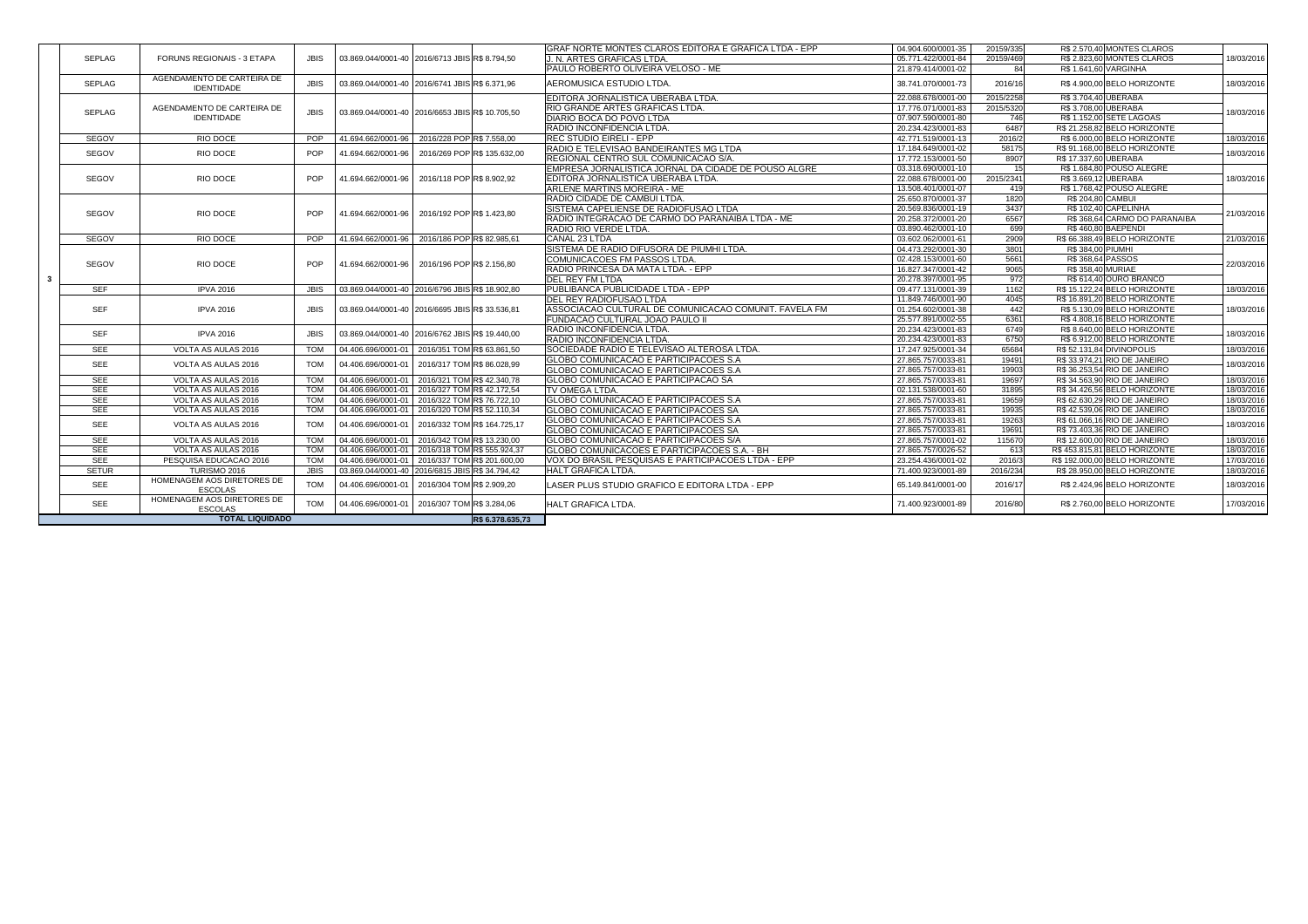| | | | | | | | | | | | | | |
|---|---|---|---|---|---|---|---|---|---|---|---|---|---|
| 3 | SEPLAG | FORUNS REGIONAIS - 3 ETAPA | JBIS | 03.869.044/0001-40 | 2016/6713 | JBIS | R$ 8.794,50 | GRAF NORTE MONTES CLAROS EDITORA E GRAFICA LTDA - EPP | 04.904.600/0001-35 | 20159/335 | R$ 2.570,40 | MONTES CLAROS | 18/03/2016 |
| | | | | | | | | J. N. ARTES GRAFICAS LTDA. | 05.771.422/0001-84 | 20159/469 | R$ 2.823,60 | MONTES CLAROS | |
| | | | | | | | | PAULO ROBERTO OLIVEIRA VELOSO - ME | 21.879.414/0001-02 | 84 | R$ 1.641,60 | VARGINHA | |
| | SEPLAG | AGENDAMENTO DE CARTEIRA DE IDENTIDADE | JBIS | 03.869.044/0001-40 | 2016/6741 | JBIS | R$ 6.371,96 | AEROMUSICA ESTUDIO LTDA. | 38.741.070/0001-73 | 2016/16 | R$ 4.900,00 | BELO HORIZONTE | 18/03/2016 |
| | SEPLAG | AGENDAMENTO DE CARTEIRA DE IDENTIDADE | JBIS | 03.869.044/0001-40 | 2016/6653 | JBIS | R$ 10.705,50 | EDITORA JORNALISTICA UBERABA LTDA. | 22.088.678/0001-00 | 2015/2258 | R$ 3.704,40 | UBERABA | 18/03/2016 |
| | | | | | | | | RIO GRANDE ARTES GRAFICAS LTDA. | 17.776.071/0001-83 | 2015/5320 | R$ 3.708,00 | UBERABA | |
| | | | | | | | | DIARIO BOCA DO POVO LTDA | 07.907.590/0001-80 | 746 | R$ 1.152,00 | SETE LAGOAS | |
| | | | | | | | | RADIO INCONFIDENCIA LTDA. | 20.234.423/0001-83 | 6487 | R$ 21.258,82 | BELO HORIZONTE | |
| | SEGOV | RIO DOCE | POP | 41.694.662/0001-96 | 2016/228 | POP | R$ 7.558,00 | REC STUDIO EIRELI - EPP | 42.771.519/0001-13 | 2016/2 | R$ 6.000,00 | BELO HORIZONTE | 18/03/2016 |
| | SEGOV | RIO DOCE | POP | 41.694.662/0001-96 | 2016/269 | POP | R$ 135.632,00 | RADIO E TELEVISAO BANDEIRANTES MG LTDA | 17.184.649/0001-02 | 58175 | R$ 91.168,00 | BELO HORIZONTE | 18/03/2016 |
| | | | | | | | | REGIONAL CENTRO SUL COMUNICACAO S/A. | 17.772.153/0001-50 | 8907 | R$ 17.337,60 | UBERABA | |
| | SEGOV | RIO DOCE | POP | 41.694.662/0001-96 | 2016/118 | POP | R$ 8.902,92 | EMPRESA JORNALISTICA JORNAL DA CIDADE DE POUSO ALGRE | 03.318.690/0001-10 | 15 | R$ 1.684,80 | POUSO ALEGRE | 18/03/2016 |
| | | | | | | | | EDITORA JORNALISTICA UBERABA LTDA. | 22.088.678/0001-00 | 2015/2341 | R$ 3.669,12 | UBERABA | |
| | | | | | | | | ARLENE MARTINS MOREIRA - ME | 13.508.401/0001-07 | 419 | R$ 1.768,42 | POUSO ALEGRE | |
| | SEGOV | RIO DOCE | POP | 41.694.662/0001-96 | 2016/192 | POP | R$ 1.423,80 | RADIO CIDADE DE CAMBUI LTDA. | 25.650.870/0001-37 | 1820 | R$ 204,80 | CAMBUI | 21/03/2016 |
| | | | | | | | | SISTEMA CAPELIENSE DE RADIOFUSAO LTDA | 20.569.836/0001-19 | 3437 | R$ 102,40 | CAPELINHA | |
| | | | | | | | | RADIO INTEGRACAO DE CARMO DO PARANAIBA LTDA - ME | 20.258.372/0001-20 | 6567 | R$ 368,64 | CARMO DO PARANAIBA | |
| | | | | | | | | RADIO RIO VERDE LTDA. | 03.890.462/0001-10 | 699 | R$ 460,80 | BAEPENDI | |
| | SEGOV | RIO DOCE | POP | 41.694.662/0001-96 | 2016/186 | POP | R$ 82.985,61 | CANAL 23 LTDA | 03.602.062/0001-61 | 2909 | R$ 66.388,49 | BELO HORIZONTE | 21/03/2016 |
| | SEGOV | RIO DOCE | POP | 41.694.662/0001-96 | 2016/196 | POP | R$ 2.156,80 | SISTEMA DE RADIO DIFUSORA DE PIUMHI LTDA. | 04.473.292/0001-30 | 3801 | R$ 384,00 | PIUMHI | 22/03/2016 |
| | | | | | | | | COMUNICACOES FM PASSOS LTDA. | 02.428.153/0001-60 | 5661 | R$ 368,64 | PASSOS | |
| | | | | | | | | RADIO PRINCESA DA MATA LTDA. - EPP | 16.827.347/0001-42 | 9085 | R$ 358,40 | MURIAE | |
| | | | | | | | | DEL REY FM LTDA | 20.278.397/0001-95 | 972 | R$ 614,40 | OURO BRANCO | |
| | SEF | IPVA 2016 | JBIS | 03.869.044/0001-40 | 2016/6796 | JBIS | R$ 18.902,80 | PUBLIBANCA PUBLICIDADE LTDA - EPP | 09.477.131/0001-39 | 1162 | R$ 15.122,24 | BELO HORIZONTE | 18/03/2016 |
| | SEF | IPVA 2016 | JBIS | 03.869.044/0001-40 | 2016/6695 | JBIS | R$ 33.536,81 | DEL REY RADIOFUSAO LTDA | 11.849.746/0001-90 | 4045 | R$ 16.891,20 | BELO HORIZONTE | 18/03/2016 |
| | | | | | | | | ASSOCIACAO CULTURAL DE COMUNICACAO COMUNIT. FAVELA FM | 01.254.602/0001-38 | 442 | R$ 5.130,09 | BELO HORIZONTE | |
| | | | | | | | | FUNDACAO CULTURAL JOAO PAULO II | 25.577.891/0002-55 | 6361 | R$ 4.808,16 | BELO HORIZONTE | |
| | SEF | IPVA 2016 | JBIS | 03.869.044/0001-40 | 2016/6762 | JBIS | R$ 19.440,00 | RADIO INCONFIDENCIA LTDA. | 20.234.423/0001-83 | 6749 | R$ 8.640,00 | BELO HORIZONTE | 18/03/2016 |
| | | | | | | | | RADIO INCONFIDENCIA LTDA. | 20.234.423/0001-83 | 6750 | R$ 6.912,00 | BELO HORIZONTE | |
| | SEE | VOLTA AS AULAS 2016 | TOM | 04.406.696/0001-01 | 2016/351 | TOM | R$ 63.861,50 | SOCIEDADE RADIO E TELEVISAO ALTEROSA LTDA. | 17.247.925/0001-34 | 65684 | R$ 52.131,84 | DIVINOPOLIS | 18/03/2016 |
| | SEE | VOLTA AS AULAS 2016 | TOM | 04.406.696/0001-01 | 2016/317 | TOM | R$ 86.028,99 | GLOBO COMUNICACAO E PARTICIPACOES S.A | 27.865.757/0033-81 | 19491 | R$ 33.974,21 | RIO DE JANEIRO | 18/03/2016 |
| | | | | | | | | GLOBO COMUNICACAO E PARTICIPACOES S.A | 27.865.757/0033-81 | 19903 | R$ 36.253,54 | RIO DE JANEIRO | |
| | SEE | VOLTA AS AULAS 2016 | TOM | 04.406.696/0001-01 | 2016/321 | TOM | R$ 42.340,78 | GLOBO COMUNICACAO E PARTICIPACAO SA | 27.865.757/0033-81 | 19697 | R$ 34.563,90 | RIO DE JANEIRO | 18/03/2016 |
| | SEE | VOLTA AS AULAS 2016 | TOM | 04.406.696/0001-01 | 2016/327 | TOM | R$ 42.172,54 | TV OMEGA LTDA. | 02.131.538/0001-60 | 31895 | R$ 34.426,56 | BELO HORIZONTE | 18/03/2016 |
| | SEE | VOLTA AS AULAS 2016 | TOM | 04.406.696/0001-01 | 2016/322 | TOM | R$ 76.722,10 | GLOBO COMUNICACAO E PARTICIPACOES S.A | 27.865.757/0033-81 | 19659 | R$ 62.630,29 | RIO DE JANEIRO | 18/03/2016 |
| | SEE | VOLTA AS AULAS 2016 | TOM | 04.406.696/0001-01 | 2016/320 | TOM | R$ 52.110,34 | GLOBO COMUNICACAO E PARTICIPACOES SA | 27.865.757/0033-81 | 19935 | R$ 42.539,06 | RIO DE JANEIRO | 18/03/2016 |
| | SEE | VOLTA AS AULAS 2016 | TOM | 04.406.696/0001-01 | 2016/332 | TOM | R$ 164.725,17 | GLOBO COMUNICACAO E PARTICIPACOES S.A | 27.865.757/0033-81 | 19263 | R$ 61.066,16 | RIO DE JANEIRO | 18/03/2016 |
| | | | | | | | | GLOBO COMUNICACAO E PARTICIPACOES SA | 27.865.757/0033-81 | 19691 | R$ 73.403,36 | RIO DE JANEIRO | |
| | SEE | VOLTA AS AULAS 2016 | TOM | 04.406.696/0001-01 | 2016/342 | TOM | R$ 13.230,00 | GLOBO COMUNICACAO E PARTICIPACOES S/A | 27.865.757/0001-02 | 115670 | R$ 12.600,00 | RIO DE JANEIRO | 18/03/2016 |
| | SEE | VOLTA AS AULAS 2016 | TOM | 04.406.696/0001-01 | 2016/318 | TOM | R$ 555.924,37 | GLOBO COMUNICACOES E PARTICIPACOES S.A. - BH | 27.865.757/0026-52 | 613 | R$ 453.815,81 | BELO HORIZONTE | 18/03/2016 |
| | SEE | PESQUISA EDUCACAO 2016 | TOM | 04.406.696/0001-01 | 2016/337 | TOM | R$ 201.600,00 | VOX DO BRASIL PESQUISAS E PARTICIPACOES LTDA - EPP | 23.254.436/0001-02 | 2016/3 | R$ 192.000,00 | BELO HORIZONTE | 17/03/2016 |
| | SETUR | TURISMO 2016 | JBIS | 03.869.044/0001-40 | 2016/6815 | JBIS | R$ 34.794,42 | HALT GRAFICA LTDA. | 71.400.923/0001-89 | 2016/234 | R$ 28.950,00 | BELO HORIZONTE | 18/03/2016 |
| | SEE | HOMENAGEM AOS DIRETORES DE ESCOLAS | TOM | 04.406.696/0001-01 | 2016/304 | TOM | R$ 2.909,20 | LASER PLUS STUDIO GRAFICO E EDITORA LTDA - EPP | 65.149.841/0001-00 | 2016/17 | R$ 2.424,96 | BELO HORIZONTE | 18/03/2016 |
| | SEE | HOMENAGEM AOS DIRETORES DE ESCOLAS | TOM | 04.406.696/0001-01 | 2016/307 | TOM | R$ 3.284,06 | HALT GRAFICA LTDA. | 71.400.923/0001-89 | 2016/80 | R$ 2.760,00 | BELO HORIZONTE | 17/03/2016 |
| | **TOTAL LIQUIDADO** | | | | | | **R$ 6.378.635,73** | | | | | | |